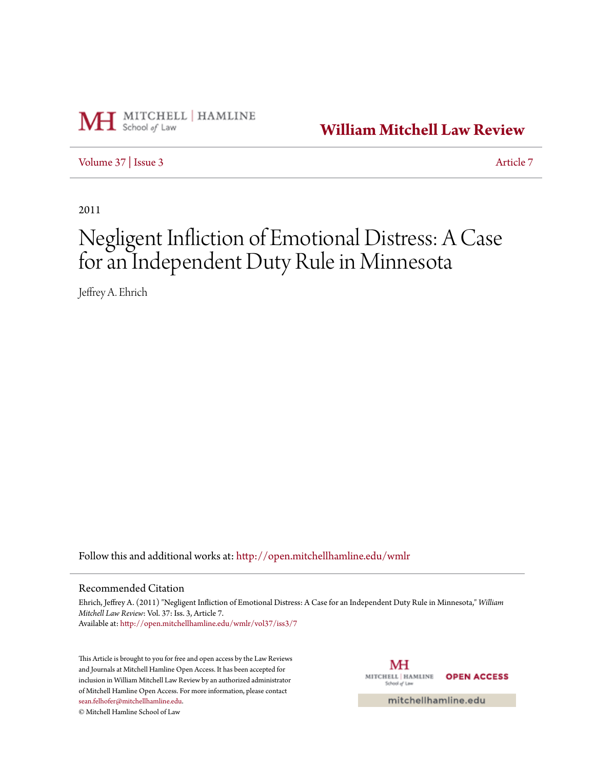William Mitchell Law Review

Volume 37 | Issue 3 Article 7

2011

# Negligent Infliction of Emotional Distress: A Case for an Independent Duty Rule in Minnesota

Jeffrey A. Ehrich

Follow this and additional works at: http://open.mitchellhamline.edu/wmlr

## Recommended Citation

Ehrich, Jeffrey A. (2011) "Negligent Infliction of Emotional Distress: A Case for an Independent Duty Rule in Minnesota," *William Mitchell Law Review*: Vol. 37: Iss. 3, Article 7.
Available at: http://open.mitchellhamline.edu/wmlr/vol37/iss3/7

This Article is brought to you for free and open access by the Law Reviews and Journals at Mitchell Hamline Open Access. It has been accepted for inclusion in William Mitchell Law Review by an authorized administrator of Mitchell Hamline Open Access. For more information, please contact sean.felhofer@mitchellhamline.edu.
© Mitchell Hamline School of Law

mitchellhamline.edu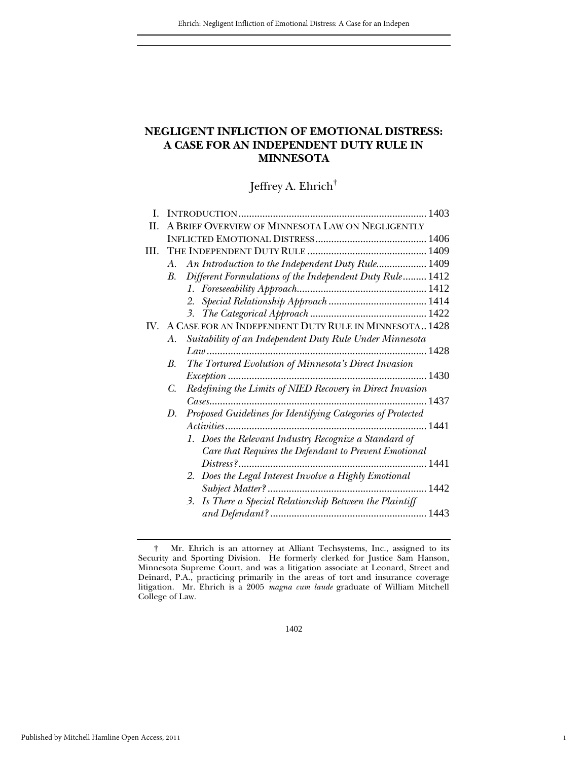# NEGLIGENT INFLICTION OF EMOTIONAL DISTRESS: A CASE FOR AN INDEPENDENT DUTY RULE IN MINNESOTA

Jeffrey A. Ehrich[†]

| | | |
|---|---|---|
| I. | INTRODUCTION | 1403 |
| II. | A BRIEF OVERVIEW OF MINNESOTA LAW ON NEGLIGENTLY INFLICTED EMOTIONAL DISTRESS | 1406 |
| III. | THE INDEPENDENT DUTY RULE | 1409 |
| | *A. An Introduction to the Independent Duty Rule* | 1409 |
| | *B. Different Formulations of the Independent Duty Rule* | 1412 |
| | *1. Foreseeability Approach* | 1412 |
| | *2. Special Relationship Approach* | 1414 |
| | *3. The Categorical Approach* | 1422 |
| IV. | A CASE FOR AN INDEPENDENT DUTY RULE IN MINNESOTA | 1428 |
| | *A. Suitability of an Independent Duty Rule Under Minnesota Law* | 1428 |
| | *B. The Tortured Evolution of Minnesota's Direct Invasion Exception* | 1430 |
| | *C. Redefining the Limits of NIED Recovery in Direct Invasion Cases* | 1437 |
| | *D. Proposed Guidelines for Identifying Categories of Protected Activities* | 1441 |
| | *1. Does the Relevant Industry Recognize a Standard of Care that Requires the Defendant to Prevent Emotional Distress?* | 1441 |
| | *2. Does the Legal Interest Involve a Highly Emotional Subject Matter?* | 1442 |
| | *3. Is There a Special Relationship Between the Plaintiff and Defendant?* | 1443 |

† Mr. Ehrich is an attorney at Alliant Techsystems, Inc., assigned to its Security and Sporting Division. He formerly clerked for Justice Sam Hanson, Minnesota Supreme Court, and was a litigation associate at Leonard, Street and Deinard, P.A., practicing primarily in the areas of tort and insurance coverage litigation. Mr. Ehrich is a 2005 *magna cum laude* graduate of William Mitchell College of Law.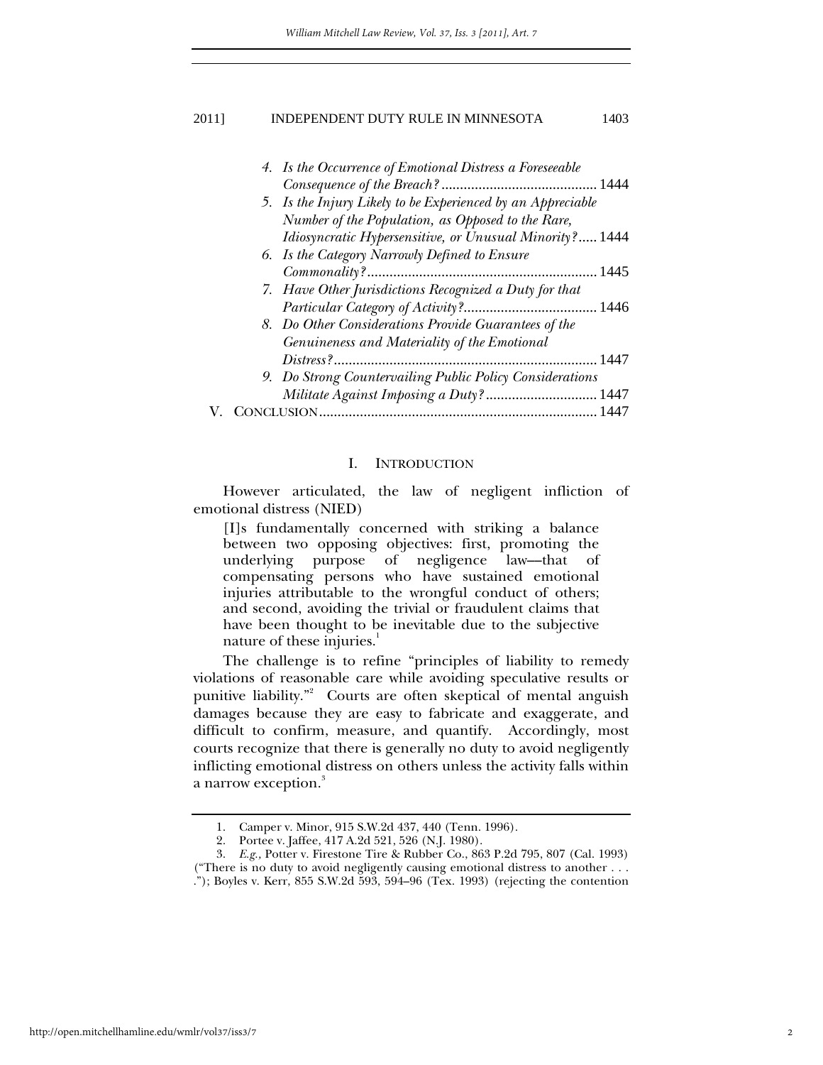4. *Is the Occurrence of Emotional Distress a Foreseeable Consequence of the Breach?* .......... 1444
5. *Is the Injury Likely to be Experienced by an Appreciable Number of the Population, as Opposed to the Rare, Idiosyncratic Hypersensitive, or Unusual Minority?* ..... 1444
6. *Is the Category Narrowly Defined to Ensure Commonality?* .......... 1445
7. *Have Other Jurisdictions Recognized a Duty for that Particular Category of Activity?* .......... 1446
8. *Do Other Considerations Provide Guarantees of the Genuineness and Materiality of the Emotional Distress?* .......... 1447
9. *Do Strong Countervailing Public Policy Considerations Militate Against Imposing a Duty?* .......... 1447

V. CONCLUSION .......... 1447

## I. INTRODUCTION

However articulated, the law of negligent infliction of emotional distress (NIED)

> [I]s fundamentally concerned with striking a balance between two opposing objectives: first, promoting the underlying purpose of negligence law—that of compensating persons who have sustained emotional injuries attributable to the wrongful conduct of others; and second, avoiding the trivial or fraudulent claims that have been thought to be inevitable due to the subjective nature of these injuries.[1]

The challenge is to refine "principles of liability to remedy violations of reasonable care while avoiding speculative results or punitive liability."[2] Courts are often skeptical of mental anguish damages because they are easy to fabricate and exaggerate, and difficult to confirm, measure, and quantify. Accordingly, most courts recognize that there is generally no duty to avoid negligently inflicting emotional distress on others unless the activity falls within a narrow exception.[3]

---

1. Camper v. Minor, 915 S.W.2d 437, 440 (Tenn. 1996).

2. Portee v. Jaffee, 417 A.2d 521, 526 (N.J. 1980).

3. *E.g.*, Potter v. Firestone Tire & Rubber Co., 863 P.2d 795, 807 (Cal. 1993) ("There is no duty to avoid negligently causing emotional distress to another . . . ."); Boyles v. Kerr, 855 S.W.2d 593, 594–96 (Tex. 1993) (rejecting the contention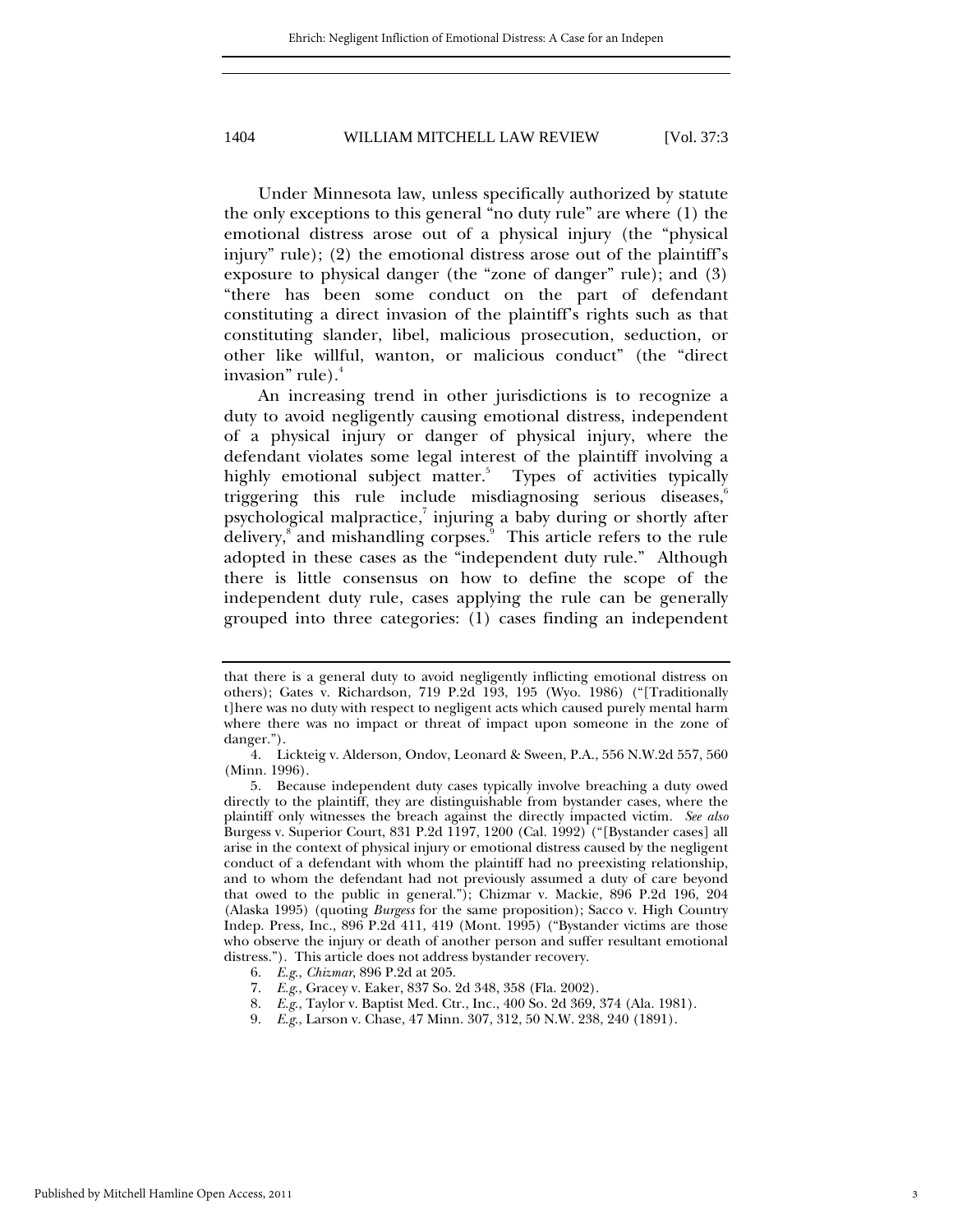Under Minnesota law, unless specifically authorized by statute the only exceptions to this general "no duty rule" are where (1) the emotional distress arose out of a physical injury (the "physical injury" rule); (2) the emotional distress arose out of the plaintiff's exposure to physical danger (the "zone of danger" rule); and (3) "there has been some conduct on the part of defendant constituting a direct invasion of the plaintiff's rights such as that constituting slander, libel, malicious prosecution, seduction, or other like willful, wanton, or malicious conduct" (the "direct invasion" rule).[4]

An increasing trend in other jurisdictions is to recognize a duty to avoid negligently causing emotional distress, independent of a physical injury or danger of physical injury, where the defendant violates some legal interest of the plaintiff involving a highly emotional subject matter.[5] Types of activities typically triggering this rule include misdiagnosing serious diseases,[6] psychological malpractice,[7] injuring a baby during or shortly after delivery,[8] and mishandling corpses.[9] This article refers to the rule adopted in these cases as the "independent duty rule." Although there is little consensus on how to define the scope of the independent duty rule, cases applying the rule can be generally grouped into three categories: (1) cases finding an independent

---

that there is a general duty to avoid negligently inflicting emotional distress on others); Gates v. Richardson, 719 P.2d 193, 195 (Wyo. 1986) ("[Traditionally t]here was no duty with respect to negligent acts which caused purely mental harm where there was no impact or threat of impact upon someone in the zone of danger.").

4. Lickteig v. Alderson, Ondov, Leonard & Sween, P.A., 556 N.W.2d 557, 560 (Minn. 1996).

5. Because independent duty cases typically involve breaching a duty owed directly to the plaintiff, they are distinguishable from bystander cases, where the plaintiff only witnesses the breach against the directly impacted victim. *See also* Burgess v. Superior Court, 831 P.2d 1197, 1200 (Cal. 1992) ("[Bystander cases] all arise in the context of physical injury or emotional distress caused by the negligent conduct of a defendant with whom the plaintiff had no preexisting relationship, and to whom the defendant had not previously assumed a duty of care beyond that owed to the public in general."); Chizmar v. Mackie, 896 P.2d 196, 204 (Alaska 1995) (quoting *Burgess* for the same proposition); Sacco v. High Country Indep. Press, Inc., 896 P.2d 411, 419 (Mont. 1995) ("Bystander victims are those who observe the injury or death of another person and suffer resultant emotional distress."). This article does not address bystander recovery.

6. *E.g.*, *Chizmar*, 896 P.2d at 205.

7. *E.g.*, Gracey v. Eaker, 837 So. 2d 348, 358 (Fla. 2002).

8. *E.g.*, Taylor v. Baptist Med. Ctr., Inc., 400 So. 2d 369, 374 (Ala. 1981).

9. *E.g.*, Larson v. Chase, 47 Minn. 307, 312, 50 N.W. 238, 240 (1891).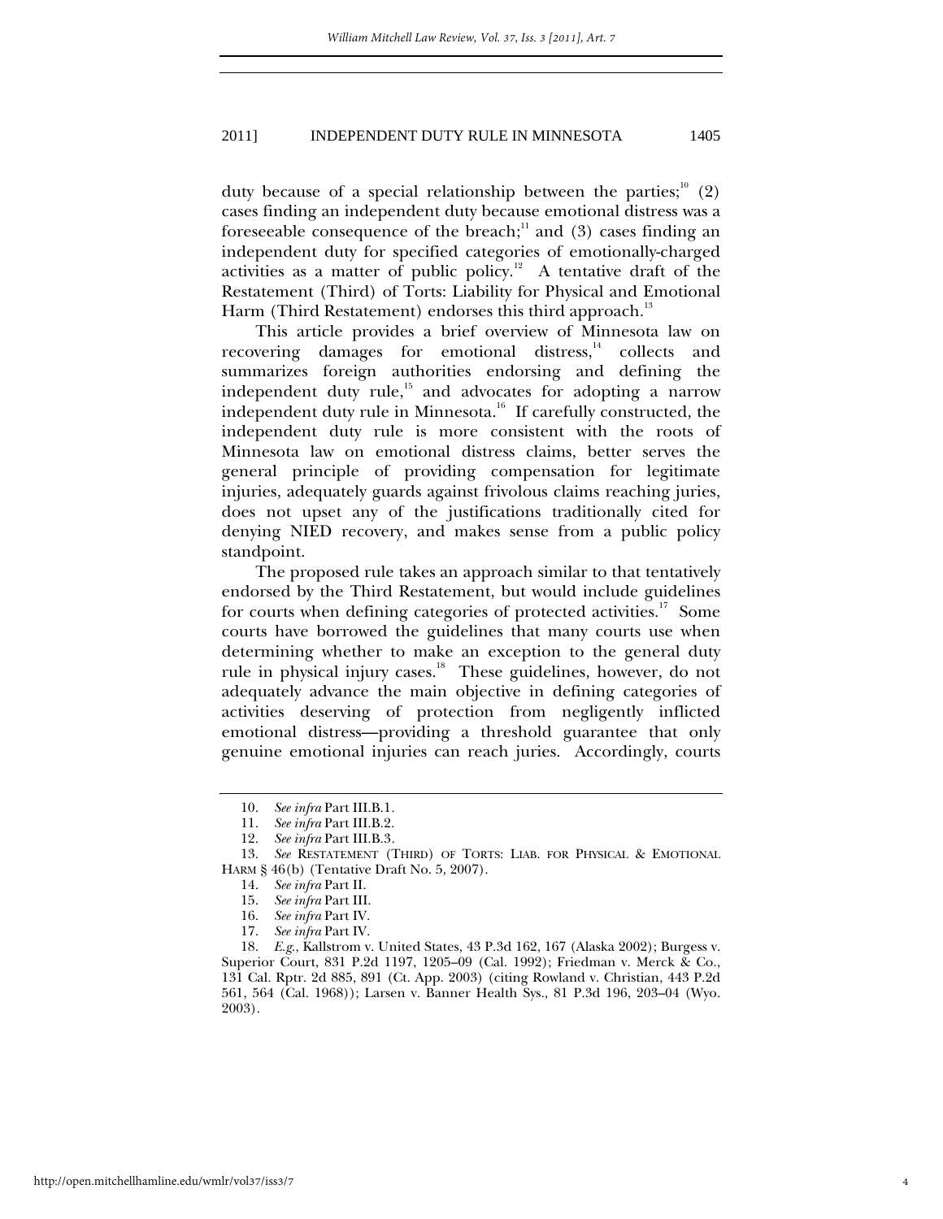duty because of a special relationship between the parties;[10] (2) cases finding an independent duty because emotional distress was a foreseeable consequence of the breach;[11] and (3) cases finding an independent duty for specified categories of emotionally-charged activities as a matter of public policy.[12] A tentative draft of the Restatement (Third) of Torts: Liability for Physical and Emotional Harm (Third Restatement) endorses this third approach.[13]

This article provides a brief overview of Minnesota law on recovering damages for emotional distress,[14] collects and summarizes foreign authorities endorsing and defining the independent duty rule,[15] and advocates for adopting a narrow independent duty rule in Minnesota.[16] If carefully constructed, the independent duty rule is more consistent with the roots of Minnesota law on emotional distress claims, better serves the general principle of providing compensation for legitimate injuries, adequately guards against frivolous claims reaching juries, does not upset any of the justifications traditionally cited for denying NIED recovery, and makes sense from a public policy standpoint.

The proposed rule takes an approach similar to that tentatively endorsed by the Third Restatement, but would include guidelines for courts when defining categories of protected activities.[17] Some courts have borrowed the guidelines that many courts use when determining whether to make an exception to the general duty rule in physical injury cases.[18] These guidelines, however, do not adequately advance the main objective in defining categories of activities deserving of protection from negligently inflicted emotional distress—providing a threshold guarantee that only genuine emotional injuries can reach juries. Accordingly, courts

---

10. *See infra* Part III.B.1.

11. *See infra* Part III.B.2.

12. *See infra* Part III.B.3.

13. *See* RESTATEMENT (THIRD) OF TORTS: LIAB. FOR PHYSICAL & EMOTIONAL HARM § 46(b) (Tentative Draft No. 5, 2007).

14. *See infra* Part II.

15. *See infra* Part III.

16. *See infra* Part IV.

17. *See infra* Part IV.

18. *E.g.*, Kallstrom v. United States, 43 P.3d 162, 167 (Alaska 2002); Burgess v. Superior Court, 831 P.2d 1197, 1205–09 (Cal. 1992); Friedman v. Merck & Co., 131 Cal. Rptr. 2d 885, 891 (Ct. App. 2003) (citing Rowland v. Christian, 443 P.2d 561, 564 (Cal. 1968)); Larsen v. Banner Health Sys., 81 P.3d 196, 203–04 (Wyo. 2003).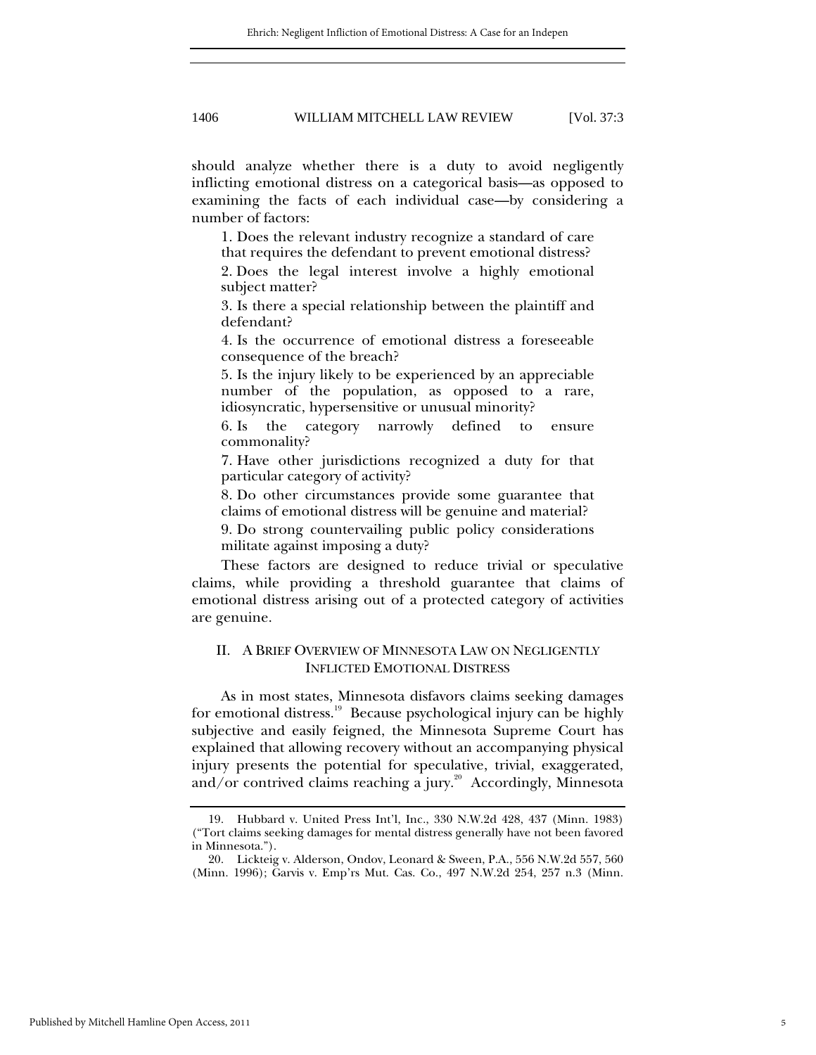should analyze whether there is a duty to avoid negligently inflicting emotional distress on a categorical basis—as opposed to examining the facts of each individual case—by considering a number of factors:

> 1. Does the relevant industry recognize a standard of care that requires the defendant to prevent emotional distress?
>
> 2. Does the legal interest involve a highly emotional subject matter?
>
> 3. Is there a special relationship between the plaintiff and defendant?
>
> 4. Is the occurrence of emotional distress a foreseeable consequence of the breach?
>
> 5. Is the injury likely to be experienced by an appreciable number of the population, as opposed to a rare, idiosyncratic, hypersensitive or unusual minority?
>
> 6. Is the category narrowly defined to ensure commonality?
>
> 7. Have other jurisdictions recognized a duty for that particular category of activity?
>
> 8. Do other circumstances provide some guarantee that claims of emotional distress will be genuine and material?
>
> 9. Do strong countervailing public policy considerations militate against imposing a duty?

These factors are designed to reduce trivial or speculative claims, while providing a threshold guarantee that claims of emotional distress arising out of a protected category of activities are genuine.

## II. A Brief Overview of Minnesota Law on Negligently Inflicted Emotional Distress

As in most states, Minnesota disfavors claims seeking damages for emotional distress.[19] Because psychological injury can be highly subjective and easily feigned, the Minnesota Supreme Court has explained that allowing recovery without an accompanying physical injury presents the potential for speculative, trivial, exaggerated, and/or contrived claims reaching a jury.[20] Accordingly, Minnesota

---

19. Hubbard v. United Press Int'l, Inc., 330 N.W.2d 428, 437 (Minn. 1983) ("Tort claims seeking damages for mental distress generally have not been favored in Minnesota.").

20. Lickteig v. Alderson, Ondov, Leonard & Sween, P.A., 556 N.W.2d 557, 560 (Minn. 1996); Garvis v. Emp'rs Mut. Cas. Co., 497 N.W.2d 254, 257 n.3 (Minn.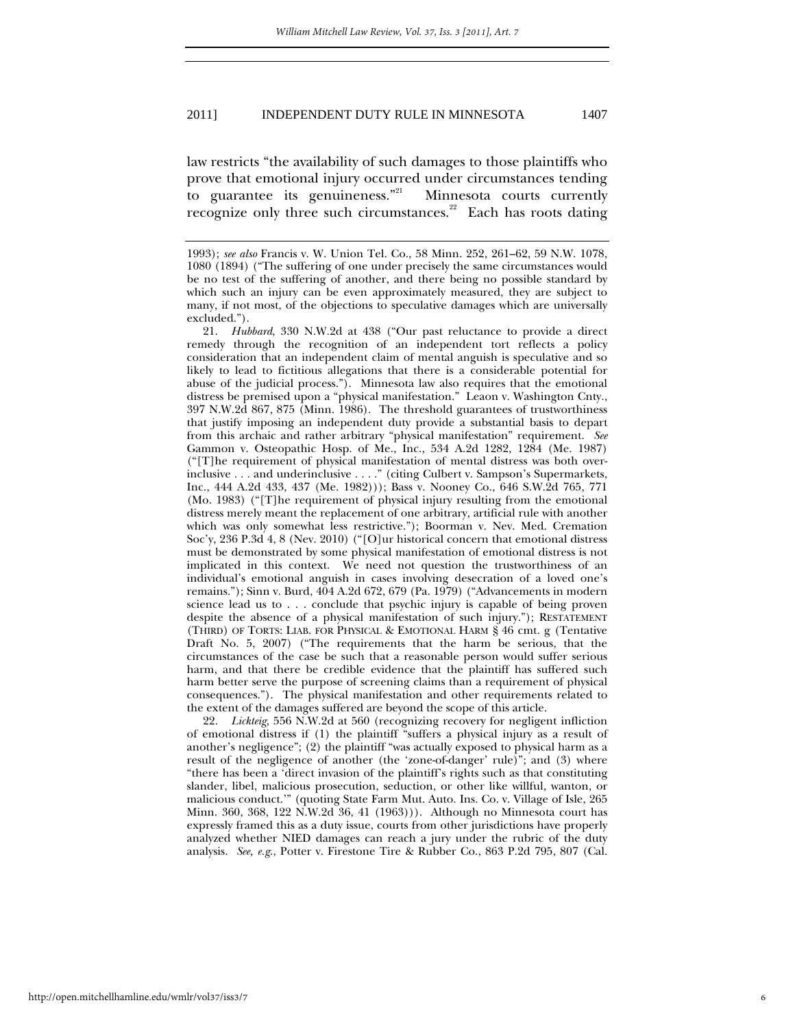law restricts "the availability of such damages to those plaintiffs who prove that emotional injury occurred under circumstances tending to guarantee its genuineness."[21] Minnesota courts currently recognize only three such circumstances.[22] Each has roots dating

---

1993); *see also* Francis v. W. Union Tel. Co., 58 Minn. 252, 261–62, 59 N.W. 1078, 1080 (1894) ("The suffering of one under precisely the same circumstances would be no test of the suffering of another, and there being no possible standard by which such an injury can be even approximately measured, they are subject to many, if not most, of the objections to speculative damages which are universally excluded.").

21. *Hubbard*, 330 N.W.2d at 438 ("Our past reluctance to provide a direct remedy through the recognition of an independent tort reflects a policy consideration that an independent claim of mental anguish is speculative and so likely to lead to fictitious allegations that there is a considerable potential for abuse of the judicial process."). Minnesota law also requires that the emotional distress be premised upon a "physical manifestation." Leaon v. Washington Cnty., 397 N.W.2d 867, 875 (Minn. 1986). The threshold guarantees of trustworthiness that justify imposing an independent duty provide a substantial basis to depart from this archaic and rather arbitrary "physical manifestation" requirement. *See* Gammon v. Osteopathic Hosp. of Me., Inc., 534 A.2d 1282, 1284 (Me. 1987) ("[T]he requirement of physical manifestation of mental distress was both over-inclusive . . . and underinclusive . . . ." (citing Culbert v. Sampson's Supermarkets, Inc., 444 A.2d 433, 437 (Me. 1982))); Bass v. Nooney Co., 646 S.W.2d 765, 771 (Mo. 1983) ("[T]he requirement of physical injury resulting from the emotional distress merely meant the replacement of one arbitrary, artificial rule with another which was only somewhat less restrictive."); Boorman v. Nev. Med. Cremation Soc'y, 236 P.3d 4, 8 (Nev. 2010) ("[O]ur historical concern that emotional distress must be demonstrated by some physical manifestation of emotional distress is not implicated in this context. We need not question the trustworthiness of an individual's emotional anguish in cases involving desecration of a loved one's remains."); Sinn v. Burd, 404 A.2d 672, 679 (Pa. 1979) ("Advancements in modern science lead us to . . . conclude that psychic injury is capable of being proven despite the absence of a physical manifestation of such injury."); RESTATEMENT (THIRD) OF TORTS: LIAB. FOR PHYSICAL & EMOTIONAL HARM § 46 cmt. g (Tentative Draft No. 5, 2007) ("The requirements that the harm be serious, that the circumstances of the case be such that a reasonable person would suffer serious harm, and that there be credible evidence that the plaintiff has suffered such harm better serve the purpose of screening claims than a requirement of physical consequences."). The physical manifestation and other requirements related to the extent of the damages suffered are beyond the scope of this article.

22. *Lickteig*, 556 N.W.2d at 560 (recognizing recovery for negligent infliction of emotional distress if (1) the plaintiff "suffers a physical injury as a result of another's negligence"; (2) the plaintiff "was actually exposed to physical harm as a result of the negligence of another (the 'zone-of-danger' rule)"; and (3) where "there has been a 'direct invasion of the plaintiff's rights such as that constituting slander, libel, malicious prosecution, seduction, or other like willful, wanton, or malicious conduct.'" (quoting State Farm Mut. Auto. Ins. Co. v. Village of Isle, 265 Minn. 360, 368, 122 N.W.2d 36, 41 (1963))). Although no Minnesota court has expressly framed this as a duty issue, courts from other jurisdictions have properly analyzed whether NIED damages can reach a jury under the rubric of the duty analysis. *See, e.g.*, Potter v. Firestone Tire & Rubber Co., 863 P.2d 795, 807 (Cal.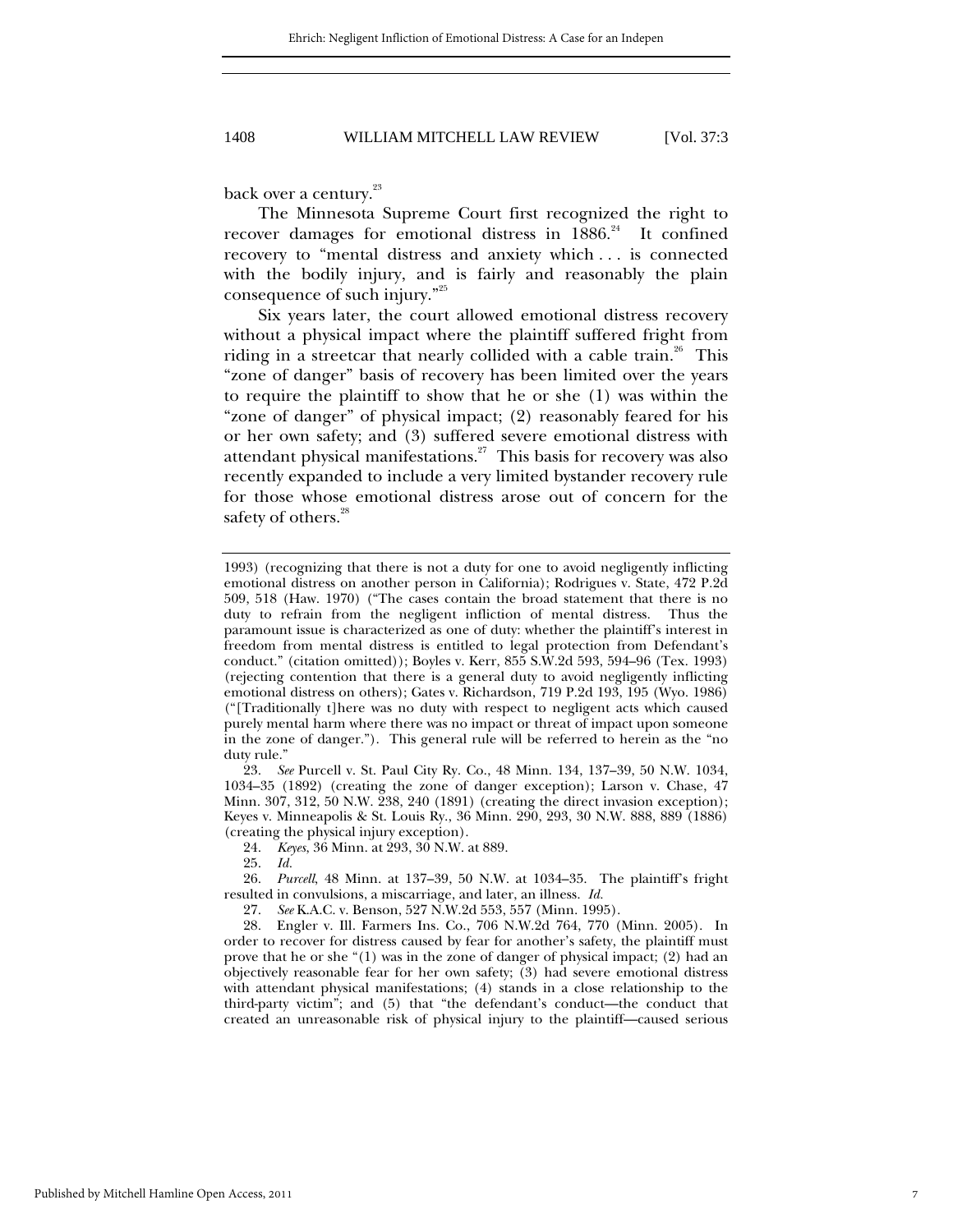back over a century.[23]

The Minnesota Supreme Court first recognized the right to recover damages for emotional distress in 1886.[24] It confined recovery to "mental distress and anxiety which . . . is connected with the bodily injury, and is fairly and reasonably the plain consequence of such injury."[25]

Six years later, the court allowed emotional distress recovery without a physical impact where the plaintiff suffered fright from riding in a streetcar that nearly collided with a cable train.[26] This "zone of danger" basis of recovery has been limited over the years to require the plaintiff to show that he or she (1) was within the "zone of danger" of physical impact; (2) reasonably feared for his or her own safety; and (3) suffered severe emotional distress with attendant physical manifestations.[27] This basis for recovery was also recently expanded to include a very limited bystander recovery rule for those whose emotional distress arose out of concern for the safety of others.[28]

---

1993) (recognizing that there is not a duty for one to avoid negligently inflicting emotional distress on another person in California); Rodrigues v. State, 472 P.2d 509, 518 (Haw. 1970) ("The cases contain the broad statement that there is no duty to refrain from the negligent infliction of mental distress. Thus the paramount issue is characterized as one of duty: whether the plaintiff's interest in freedom from mental distress is entitled to legal protection from Defendant's conduct." (citation omitted)); Boyles v. Kerr, 855 S.W.2d 593, 594–96 (Tex. 1993) (rejecting contention that there is a general duty to avoid negligently inflicting emotional distress on others); Gates v. Richardson, 719 P.2d 193, 195 (Wyo. 1986) ("[Traditionally t]here was no duty with respect to negligent acts which caused purely mental harm where there was no impact or threat of impact upon someone in the zone of danger."). This general rule will be referred to herein as the "no duty rule."

23. *See* Purcell v. St. Paul City Ry. Co., 48 Minn. 134, 137–39, 50 N.W. 1034, 1034–35 (1892) (creating the zone of danger exception); Larson v. Chase, 47 Minn. 307, 312, 50 N.W. 238, 240 (1891) (creating the direct invasion exception); Keyes v. Minneapolis & St. Louis Ry., 36 Minn. 290, 293, 30 N.W. 888, 889 (1886) (creating the physical injury exception).

24. *Keyes*, 36 Minn. at 293, 30 N.W. at 889.

25. *Id.*

26. *Purcell*, 48 Minn. at 137–39, 50 N.W. at 1034–35. The plaintiff's fright resulted in convulsions, a miscarriage, and later, an illness. *Id.*

27. *See* K.A.C. v. Benson, 527 N.W.2d 553, 557 (Minn. 1995).

28. Engler v. Ill. Farmers Ins. Co., 706 N.W.2d 764, 770 (Minn. 2005). In order to recover for distress caused by fear for another's safety, the plaintiff must prove that he or she "(1) was in the zone of danger of physical impact; (2) had an objectively reasonable fear for her own safety; (3) had severe emotional distress with attendant physical manifestations; (4) stands in a close relationship to the third-party victim"; and (5) that "the defendant's conduct—the conduct that created an unreasonable risk of physical injury to the plaintiff—caused serious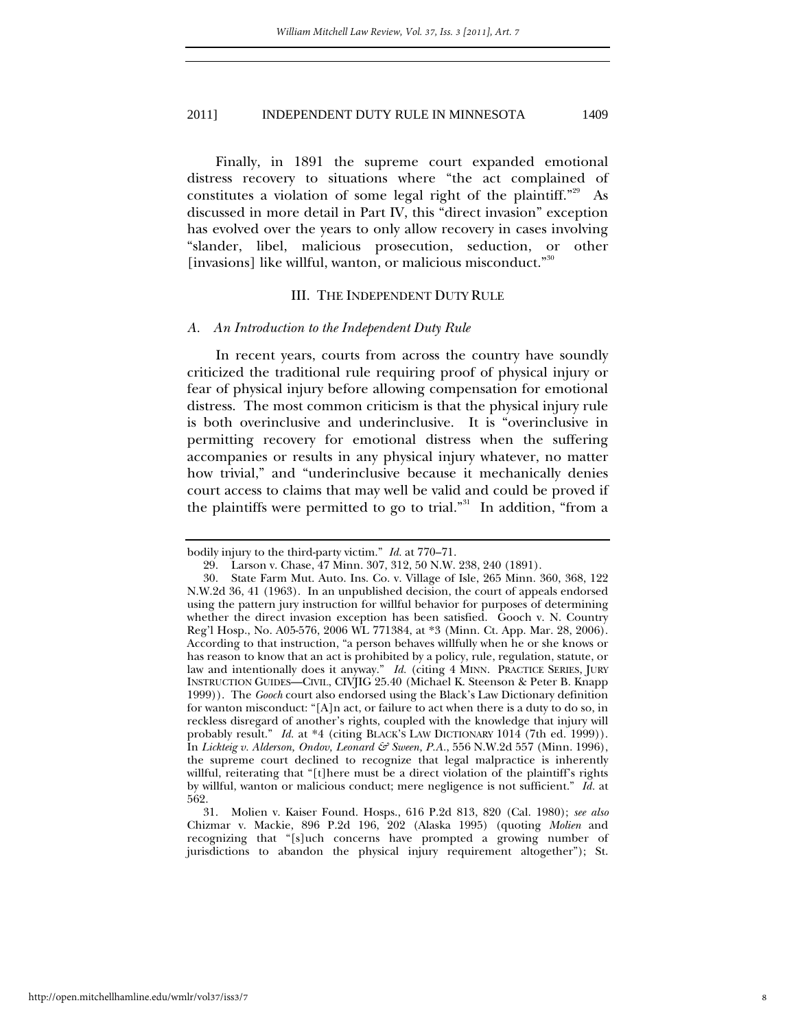Finally, in 1891 the supreme court expanded emotional distress recovery to situations where "the act complained of constitutes a violation of some legal right of the plaintiff."[29] As discussed in more detail in Part IV, this "direct invasion" exception has evolved over the years to only allow recovery in cases involving "slander, libel, malicious prosecution, seduction, or other [invasions] like willful, wanton, or malicious misconduct."[30]

## III. THE INDEPENDENT DUTY RULE

### *A. An Introduction to the Independent Duty Rule*

In recent years, courts from across the country have soundly criticized the traditional rule requiring proof of physical injury or fear of physical injury before allowing compensation for emotional distress. The most common criticism is that the physical injury rule is both overinclusive and underinclusive. It is "overinclusive in permitting recovery for emotional distress when the suffering accompanies or results in any physical injury whatever, no matter how trivial," and "underinclusive because it mechanically denies court access to claims that may well be valid and could be proved if the plaintiffs were permitted to go to trial."[31] In addition, "from a

---

bodily injury to the third-party victim." *Id.* at 770–71.

29. Larson v. Chase, 47 Minn. 307, 312, 50 N.W. 238, 240 (1891).

30. State Farm Mut. Auto. Ins. Co. v. Village of Isle, 265 Minn. 360, 368, 122 N.W.2d 36, 41 (1963). In an unpublished decision, the court of appeals endorsed using the pattern jury instruction for willful behavior for purposes of determining whether the direct invasion exception has been satisfied. Gooch v. N. Country Reg'l Hosp., No. A05-576, 2006 WL 771384, at *3 (Minn. Ct. App. Mar. 28, 2006). According to that instruction, "a person behaves willfully when he or she knows or has reason to know that an act is prohibited by a policy, rule, regulation, statute, or law and intentionally does it anyway." *Id.* (citing 4 MINN. PRACTICE SERIES, JURY INSTRUCTION GUIDES—CIVIL, CIVJIG 25.40 (Michael K. Steenson & Peter B. Knapp 1999)). The *Gooch* court also endorsed using the Black's Law Dictionary definition for wanton misconduct: "[A]n act, or failure to act when there is a duty to do so, in reckless disregard of another's rights, coupled with the knowledge that injury will probably result." *Id.* at *4 (citing BLACK'S LAW DICTIONARY 1014 (7th ed. 1999)). In *Lickteig v. Alderson, Ondov, Leonard & Sween, P.A.*, 556 N.W.2d 557 (Minn. 1996), the supreme court declined to recognize that legal malpractice is inherently willful, reiterating that "[t]here must be a direct violation of the plaintiff's rights by willful, wanton or malicious conduct; mere negligence is not sufficient." *Id.* at 562.

31. Molien v. Kaiser Found. Hosps., 616 P.2d 813, 820 (Cal. 1980); *see also* Chizmar v. Mackie, 896 P.2d 196, 202 (Alaska 1995) (quoting *Molien* and recognizing that "[s]uch concerns have prompted a growing number of jurisdictions to abandon the physical injury requirement altogether"); St.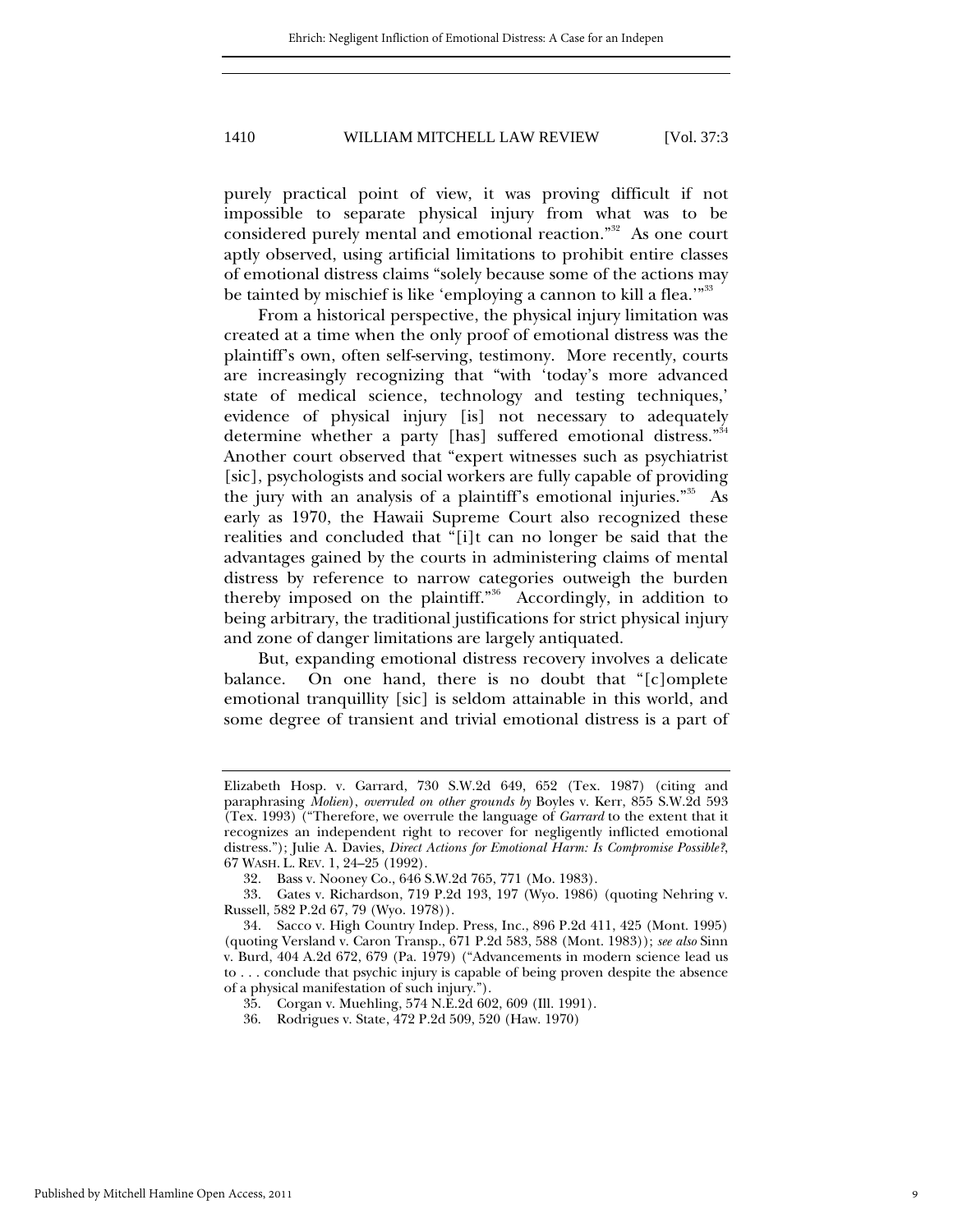purely practical point of view, it was proving difficult if not impossible to separate physical injury from what was to be considered purely mental and emotional reaction."[32] As one court aptly observed, using artificial limitations to prohibit entire classes of emotional distress claims "solely because some of the actions may be tainted by mischief is like 'employing a cannon to kill a flea.'"[33]

From a historical perspective, the physical injury limitation was created at a time when the only proof of emotional distress was the plaintiff's own, often self-serving, testimony. More recently, courts are increasingly recognizing that "with 'today's more advanced state of medical science, technology and testing techniques,' evidence of physical injury [is] not necessary to adequately determine whether a party [has] suffered emotional distress."[34] Another court observed that "expert witnesses such as psychiatrist [sic], psychologists and social workers are fully capable of providing the jury with an analysis of a plaintiff's emotional injuries."[35] As early as 1970, the Hawaii Supreme Court also recognized these realities and concluded that "[i]t can no longer be said that the advantages gained by the courts in administering claims of mental distress by reference to narrow categories outweigh the burden thereby imposed on the plaintiff."[36] Accordingly, in addition to being arbitrary, the traditional justifications for strict physical injury and zone of danger limitations are largely antiquated.

But, expanding emotional distress recovery involves a delicate balance. On one hand, there is no doubt that "[c]omplete emotional tranquillity [sic] is seldom attainable in this world, and some degree of transient and trivial emotional distress is a part of

---

Elizabeth Hosp. v. Garrard, 730 S.W.2d 649, 652 (Tex. 1987) (citing and paraphrasing *Molien*), *overruled on other grounds by* Boyles v. Kerr, 855 S.W.2d 593 (Tex. 1993) ("Therefore, we overrule the language of *Garrard* to the extent that it recognizes an independent right to recover for negligently inflicted emotional distress."); Julie A. Davies, *Direct Actions for Emotional Harm: Is Compromise Possible?*, 67 WASH. L. REV. 1, 24–25 (1992).

32. Bass v. Nooney Co., 646 S.W.2d 765, 771 (Mo. 1983).

33. Gates v. Richardson, 719 P.2d 193, 197 (Wyo. 1986) (quoting Nehring v. Russell, 582 P.2d 67, 79 (Wyo. 1978)).

34. Sacco v. High Country Indep. Press, Inc., 896 P.2d 411, 425 (Mont. 1995) (quoting Versland v. Caron Transp., 671 P.2d 583, 588 (Mont. 1983)); *see also* Sinn v. Burd, 404 A.2d 672, 679 (Pa. 1979) ("Advancements in modern science lead us to . . . conclude that psychic injury is capable of being proven despite the absence of a physical manifestation of such injury.").

35. Corgan v. Muehling, 574 N.E.2d 602, 609 (Ill. 1991).

36. Rodrigues v. State, 472 P.2d 509, 520 (Haw. 1970)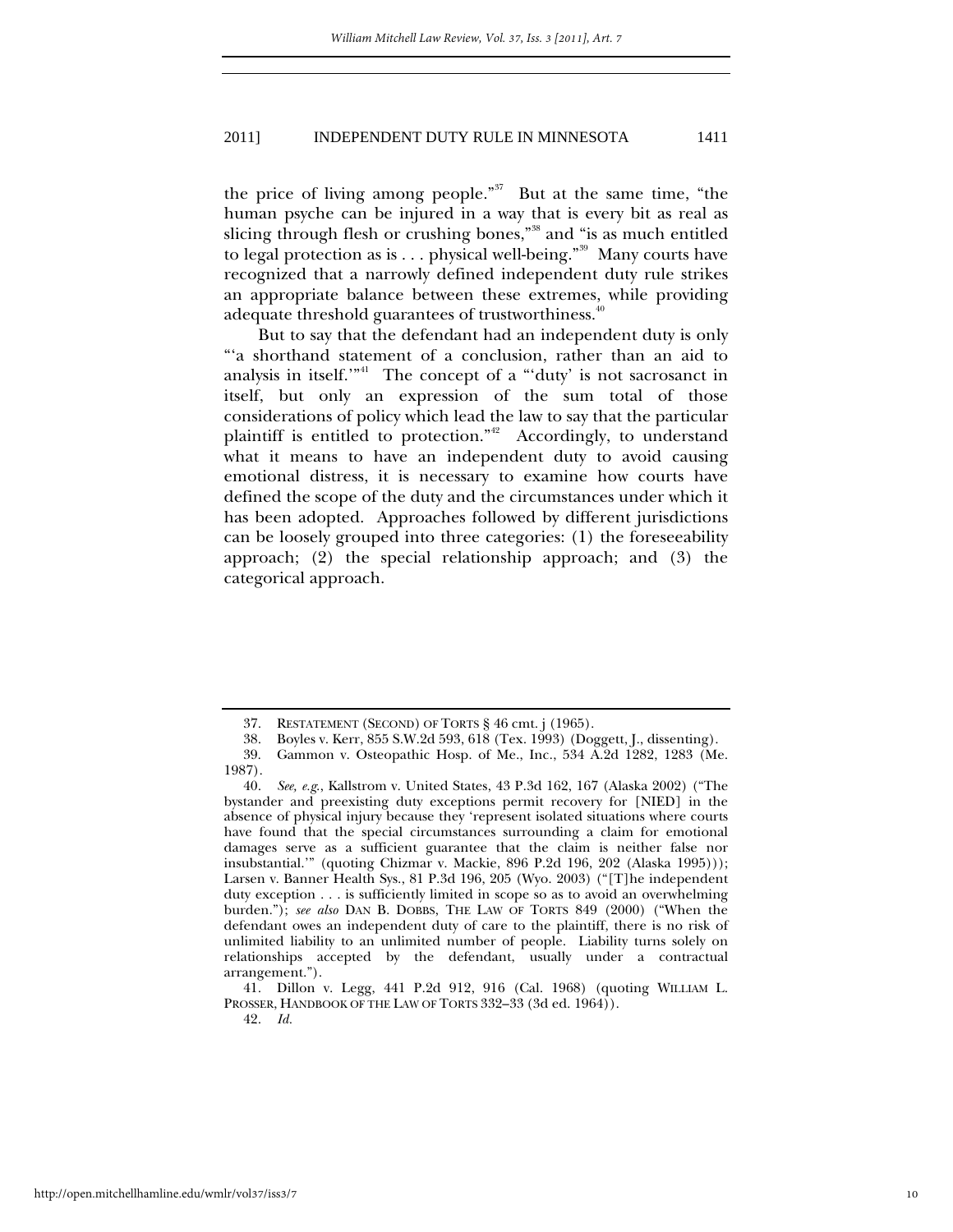the price of living among people."[37] But at the same time, "the human psyche can be injured in a way that is every bit as real as slicing through flesh or crushing bones,"[38] and "is as much entitled to legal protection as is . . . physical well-being."[39] Many courts have recognized that a narrowly defined independent duty rule strikes an appropriate balance between these extremes, while providing adequate threshold guarantees of trustworthiness.[40]

But to say that the defendant had an independent duty is only "'a shorthand statement of a conclusion, rather than an aid to analysis in itself.'"[41] The concept of a "'duty' is not sacrosanct in itself, but only an expression of the sum total of those considerations of policy which lead the law to say that the particular plaintiff is entitled to protection."[42] Accordingly, to understand what it means to have an independent duty to avoid causing emotional distress, it is necessary to examine how courts have defined the scope of the duty and the circumstances under which it has been adopted. Approaches followed by different jurisdictions can be loosely grouped into three categories: (1) the foreseeability approach; (2) the special relationship approach; and (3) the categorical approach.

---

37. RESTATEMENT (SECOND) OF TORTS § 46 cmt. j (1965).

38. Boyles v. Kerr, 855 S.W.2d 593, 618 (Tex. 1993) (Doggett, J., dissenting).

39. Gammon v. Osteopathic Hosp. of Me., Inc., 534 A.2d 1282, 1283 (Me. 1987).

40. *See, e.g.*, Kallstrom v. United States, 43 P.3d 162, 167 (Alaska 2002) ("The bystander and preexisting duty exceptions permit recovery for [NIED] in the absence of physical injury because they 'represent isolated situations where courts have found that the special circumstances surrounding a claim for emotional damages serve as a sufficient guarantee that the claim is neither false nor insubstantial.'" (quoting Chizmar v. Mackie, 896 P.2d 196, 202 (Alaska 1995))); Larsen v. Banner Health Sys., 81 P.3d 196, 205 (Wyo. 2003) ("[T]he independent duty exception . . . is sufficiently limited in scope so as to avoid an overwhelming burden."); *see also* DAN B. DOBBS, THE LAW OF TORTS 849 (2000) ("When the defendant owes an independent duty of care to the plaintiff, there is no risk of unlimited liability to an unlimited number of people. Liability turns solely on relationships accepted by the defendant, usually under a contractual arrangement.").

41. Dillon v. Legg, 441 P.2d 912, 916 (Cal. 1968) (quoting WILLIAM L. PROSSER, HANDBOOK OF THE LAW OF TORTS 332–33 (3d ed. 1964)).

42. *Id.*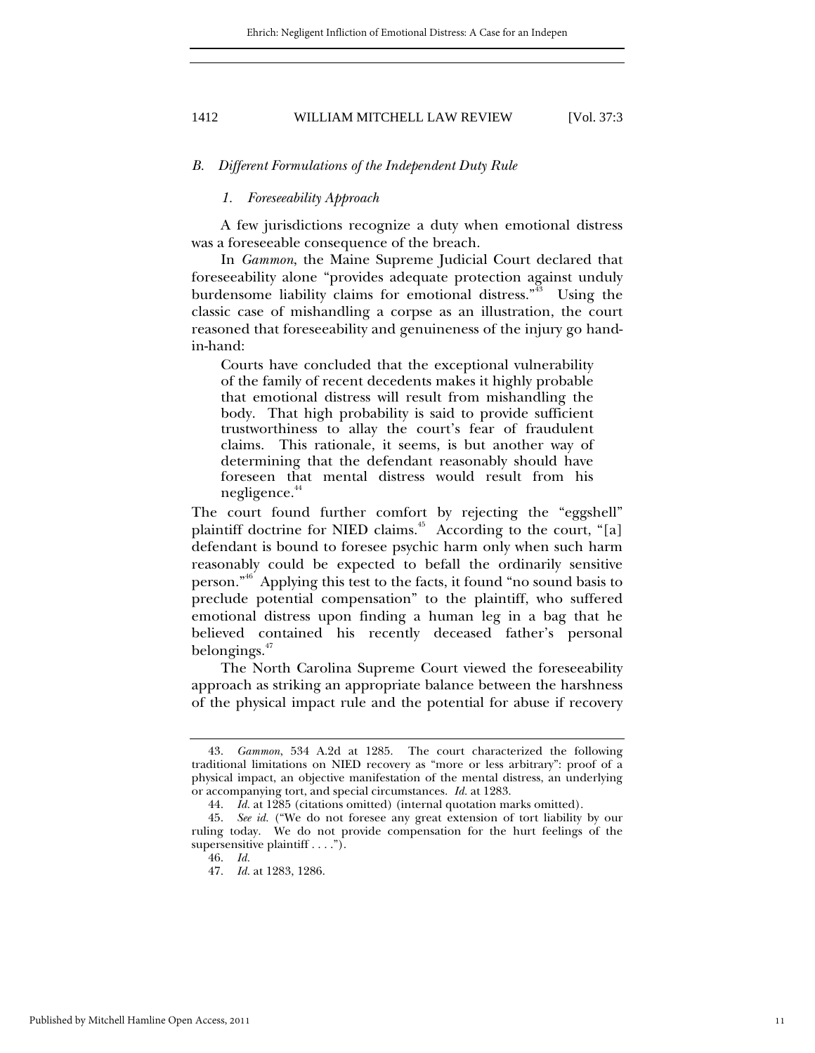### B. *Different Formulations of the Independent Duty Rule*

#### 1. *Foreseeability Approach*

A few jurisdictions recognize a duty when emotional distress was a foreseeable consequence of the breach.

In *Gammon*, the Maine Supreme Judicial Court declared that foreseeability alone "provides adequate protection against unduly burdensome liability claims for emotional distress."[43] Using the classic case of mishandling a corpse as an illustration, the court reasoned that foreseeability and genuineness of the injury go hand-in-hand:

> Courts have concluded that the exceptional vulnerability of the family of recent decedents makes it highly probable that emotional distress will result from mishandling the body. That high probability is said to provide sufficient trustworthiness to allay the court's fear of fraudulent claims. This rationale, it seems, is but another way of determining that the defendant reasonably should have foreseen that mental distress would result from his negligence.[44]

The court found further comfort by rejecting the "eggshell" plaintiff doctrine for NIED claims.[45] According to the court, "[a] defendant is bound to foresee psychic harm only when such harm reasonably could be expected to befall the ordinarily sensitive person."[46] Applying this test to the facts, it found "no sound basis to preclude potential compensation" to the plaintiff, who suffered emotional distress upon finding a human leg in a bag that he believed contained his recently deceased father's personal belongings.[47]

The North Carolina Supreme Court viewed the foreseeability approach as striking an appropriate balance between the harshness of the physical impact rule and the potential for abuse if recovery

---

43. *Gammon*, 534 A.2d at 1285. The court characterized the following traditional limitations on NIED recovery as "more or less arbitrary": proof of a physical impact, an objective manifestation of the mental distress, an underlying or accompanying tort, and special circumstances. *Id.* at 1283.

44. *Id.* at 1285 (citations omitted) (internal quotation marks omitted).

45. *See id.* ("We do not foresee any great extension of tort liability by our ruling today. We do not provide compensation for the hurt feelings of the supersensitive plaintiff . . . .").

46. *Id.*

47. *Id.* at 1283, 1286.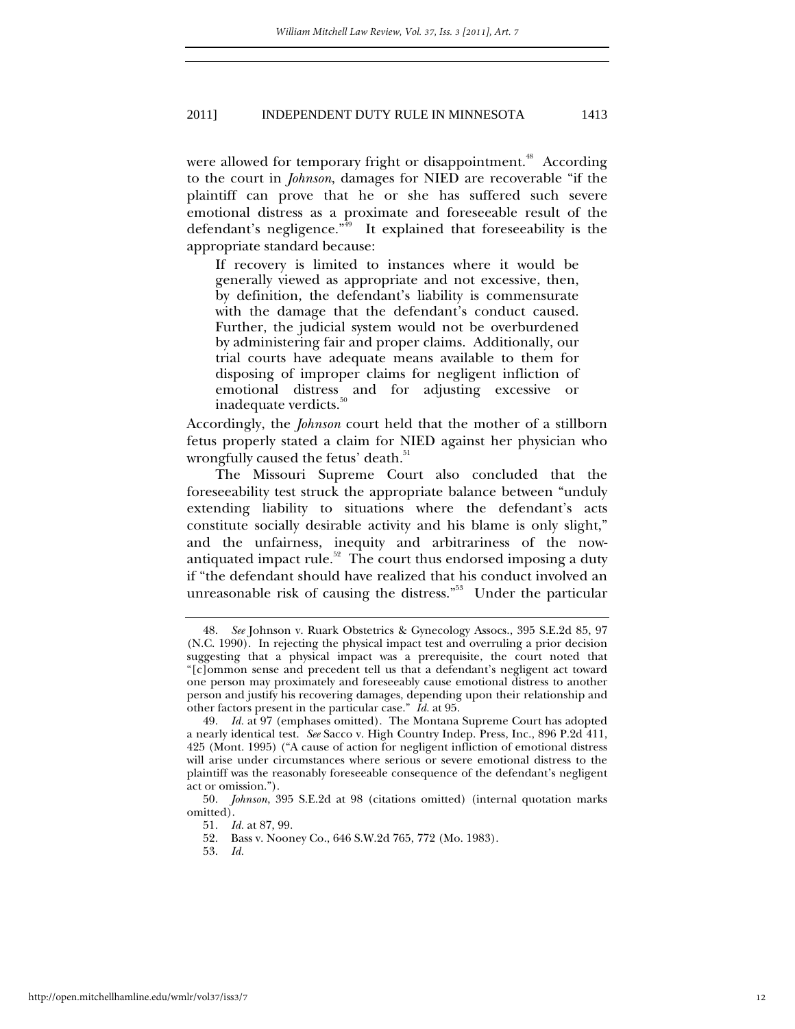were allowed for temporary fright or disappointment.[48] According to the court in *Johnson*, damages for NIED are recoverable "if the plaintiff can prove that he or she has suffered such severe emotional distress as a proximate and foreseeable result of the defendant's negligence."[49] It explained that foreseeability is the appropriate standard because:

> If recovery is limited to instances where it would be generally viewed as appropriate and not excessive, then, by definition, the defendant's liability is commensurate with the damage that the defendant's conduct caused. Further, the judicial system would not be overburdened by administering fair and proper claims. Additionally, our trial courts have adequate means available to them for disposing of improper claims for negligent infliction of emotional distress and for adjusting excessive or inadequate verdicts.[50]

Accordingly, the *Johnson* court held that the mother of a stillborn fetus properly stated a claim for NIED against her physician who wrongfully caused the fetus' death.[51]

The Missouri Supreme Court also concluded that the foreseeability test struck the appropriate balance between "unduly extending liability to situations where the defendant's acts constitute socially desirable activity and his blame is only slight," and the unfairness, inequity and arbitrariness of the now-antiquated impact rule.[52] The court thus endorsed imposing a duty if "the defendant should have realized that his conduct involved an unreasonable risk of causing the distress."[53] Under the particular

---

48. *See* Johnson v. Ruark Obstetrics & Gynecology Assocs., 395 S.E.2d 85, 97 (N.C. 1990). In rejecting the physical impact test and overruling a prior decision suggesting that a physical impact was a prerequisite, the court noted that "[c]ommon sense and precedent tell us that a defendant's negligent act toward one person may proximately and foreseeably cause emotional distress to another person and justify his recovering damages, depending upon their relationship and other factors present in the particular case." *Id.* at 95.

49. *Id.* at 97 (emphases omitted). The Montana Supreme Court has adopted a nearly identical test. *See* Sacco v. High Country Indep. Press, Inc., 896 P.2d 411, 425 (Mont. 1995) ("A cause of action for negligent infliction of emotional distress will arise under circumstances where serious or severe emotional distress to the plaintiff was the reasonably foreseeable consequence of the defendant's negligent act or omission.").

50. *Johnson*, 395 S.E.2d at 98 (citations omitted) (internal quotation marks omitted).

51. *Id.* at 87, 99.

52. Bass v. Nooney Co., 646 S.W.2d 765, 772 (Mo. 1983).

53. *Id.*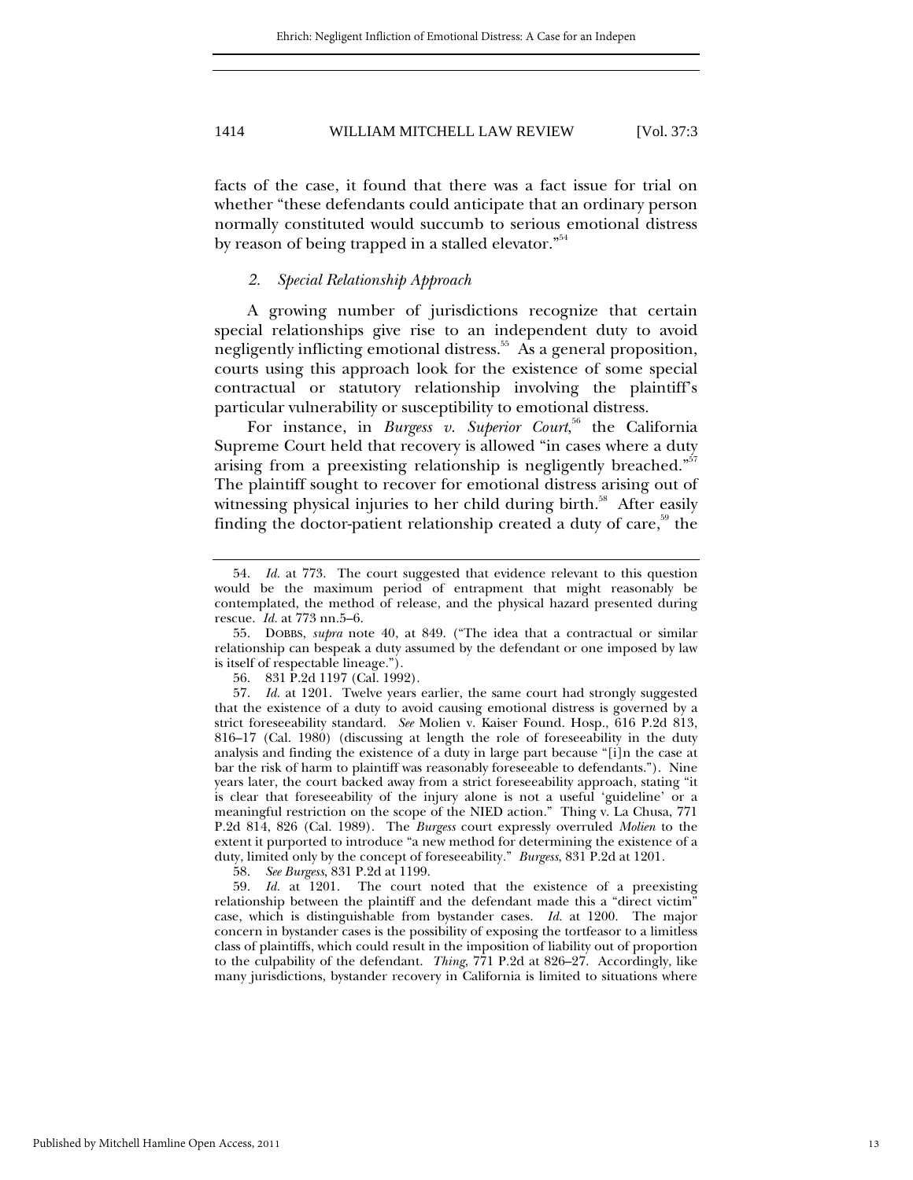facts of the case, it found that there was a fact issue for trial on whether "these defendants could anticipate that an ordinary person normally constituted would succumb to serious emotional distress by reason of being trapped in a stalled elevator."[54]

### *2. Special Relationship Approach*

A growing number of jurisdictions recognize that certain special relationships give rise to an independent duty to avoid negligently inflicting emotional distress.[55] As a general proposition, courts using this approach look for the existence of some special contractual or statutory relationship involving the plaintiff's particular vulnerability or susceptibility to emotional distress.

For instance, in *Burgess v. Superior Court*,[56] the California Supreme Court held that recovery is allowed "in cases where a duty arising from a preexisting relationship is negligently breached."[57] The plaintiff sought to recover for emotional distress arising out of witnessing physical injuries to her child during birth.[58] After easily finding the doctor-patient relationship created a duty of care,[59] the

---

54. *Id.* at 773. The court suggested that evidence relevant to this question would be the maximum period of entrapment that might reasonably be contemplated, the method of release, and the physical hazard presented during rescue. *Id.* at 773 nn.5–6.

55. DOBBS, *supra* note 40, at 849. ("The idea that a contractual or similar relationship can bespeak a duty assumed by the defendant or one imposed by law is itself of respectable lineage.").

56. 831 P.2d 1197 (Cal. 1992).

57. *Id.* at 1201. Twelve years earlier, the same court had strongly suggested that the existence of a duty to avoid causing emotional distress is governed by a strict foreseeability standard. *See* Molien v. Kaiser Found. Hosp., 616 P.2d 813, 816–17 (Cal. 1980) (discussing at length the role of foreseeability in the duty analysis and finding the existence of a duty in large part because "[i]n the case at bar the risk of harm to plaintiff was reasonably foreseeable to defendants."). Nine years later, the court backed away from a strict foreseeability approach, stating "it is clear that foreseeability of the injury alone is not a useful 'guideline' or a meaningful restriction on the scope of the NIED action." Thing v. La Chusa, 771 P.2d 814, 826 (Cal. 1989). The *Burgess* court expressly overruled *Molien* to the extent it purported to introduce "a new method for determining the existence of a duty, limited only by the concept of foreseeability." *Burgess*, 831 P.2d at 1201.

58. *See Burgess*, 831 P.2d at 1199.

59. *Id.* at 1201. The court noted that the existence of a preexisting relationship between the plaintiff and the defendant made this a "direct victim" case, which is distinguishable from bystander cases. *Id.* at 1200. The major concern in bystander cases is the possibility of exposing the tortfeasor to a limitless class of plaintiffs, which could result in the imposition of liability out of proportion to the culpability of the defendant. *Thing*, 771 P.2d at 826–27. Accordingly, like many jurisdictions, bystander recovery in California is limited to situations where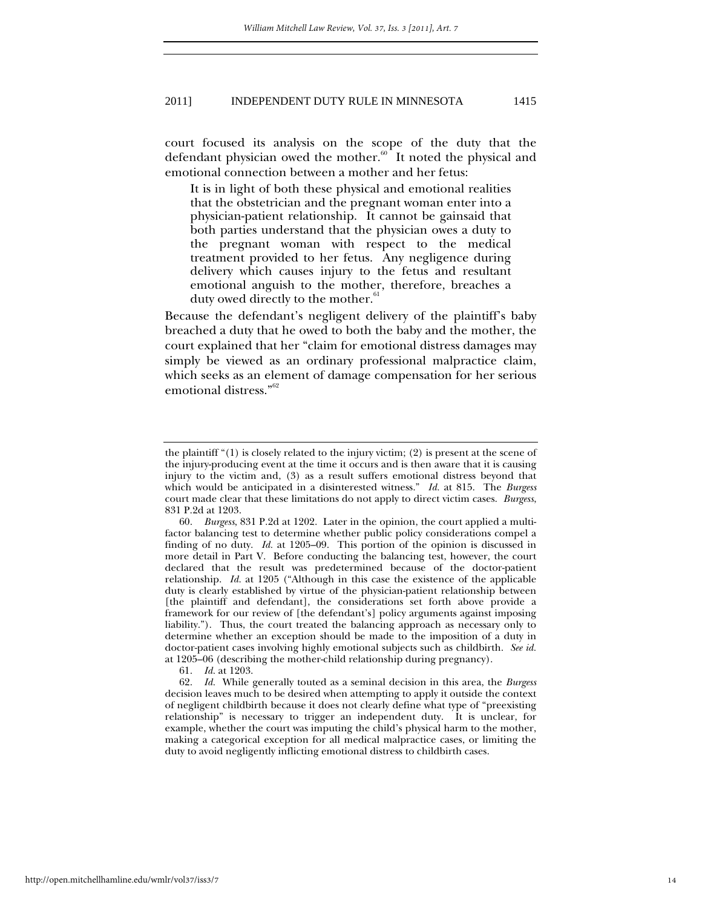court focused its analysis on the scope of the duty that the defendant physician owed the mother.[60] It noted the physical and emotional connection between a mother and her fetus:

> It is in light of both these physical and emotional realities that the obstetrician and the pregnant woman enter into a physician-patient relationship. It cannot be gainsaid that both parties understand that the physician owes a duty to the pregnant woman with respect to the medical treatment provided to her fetus. Any negligence during delivery which causes injury to the fetus and resultant emotional anguish to the mother, therefore, breaches a duty owed directly to the mother.[61]

Because the defendant's negligent delivery of the plaintiff's baby breached a duty that he owed to both the baby and the mother, the court explained that her "claim for emotional distress damages may simply be viewed as an ordinary professional malpractice claim, which seeks as an element of damage compensation for her serious emotional distress."[62]

---

the plaintiff "(1) is closely related to the injury victim; (2) is present at the scene of the injury-producing event at the time it occurs and is then aware that it is causing injury to the victim and, (3) as a result suffers emotional distress beyond that which would be anticipated in a disinterested witness." *Id.* at 815. The *Burgess* court made clear that these limitations do not apply to direct victim cases. *Burgess*, 831 P.2d at 1203.

60. *Burgess*, 831 P.2d at 1202. Later in the opinion, the court applied a multi-factor balancing test to determine whether public policy considerations compel a finding of no duty. *Id.* at 1205–09. This portion of the opinion is discussed in more detail in Part V. Before conducting the balancing test, however, the court declared that the result was predetermined because of the doctor-patient relationship. *Id.* at 1205 ("Although in this case the existence of the applicable duty is clearly established by virtue of the physician-patient relationship between [the plaintiff and defendant], the considerations set forth above provide a framework for our review of [the defendant's] policy arguments against imposing liability."). Thus, the court treated the balancing approach as necessary only to determine whether an exception should be made to the imposition of a duty in doctor-patient cases involving highly emotional subjects such as childbirth. *See id.* at 1205–06 (describing the mother-child relationship during pregnancy).

61. *Id.* at 1203.

62. *Id.* While generally touted as a seminal decision in this area, the *Burgess* decision leaves much to be desired when attempting to apply it outside the context of negligent childbirth because it does not clearly define what type of "preexisting relationship" is necessary to trigger an independent duty. It is unclear, for example, whether the court was imputing the child's physical harm to the mother, making a categorical exception for all medical malpractice cases, or limiting the duty to avoid negligently inflicting emotional distress to childbirth cases.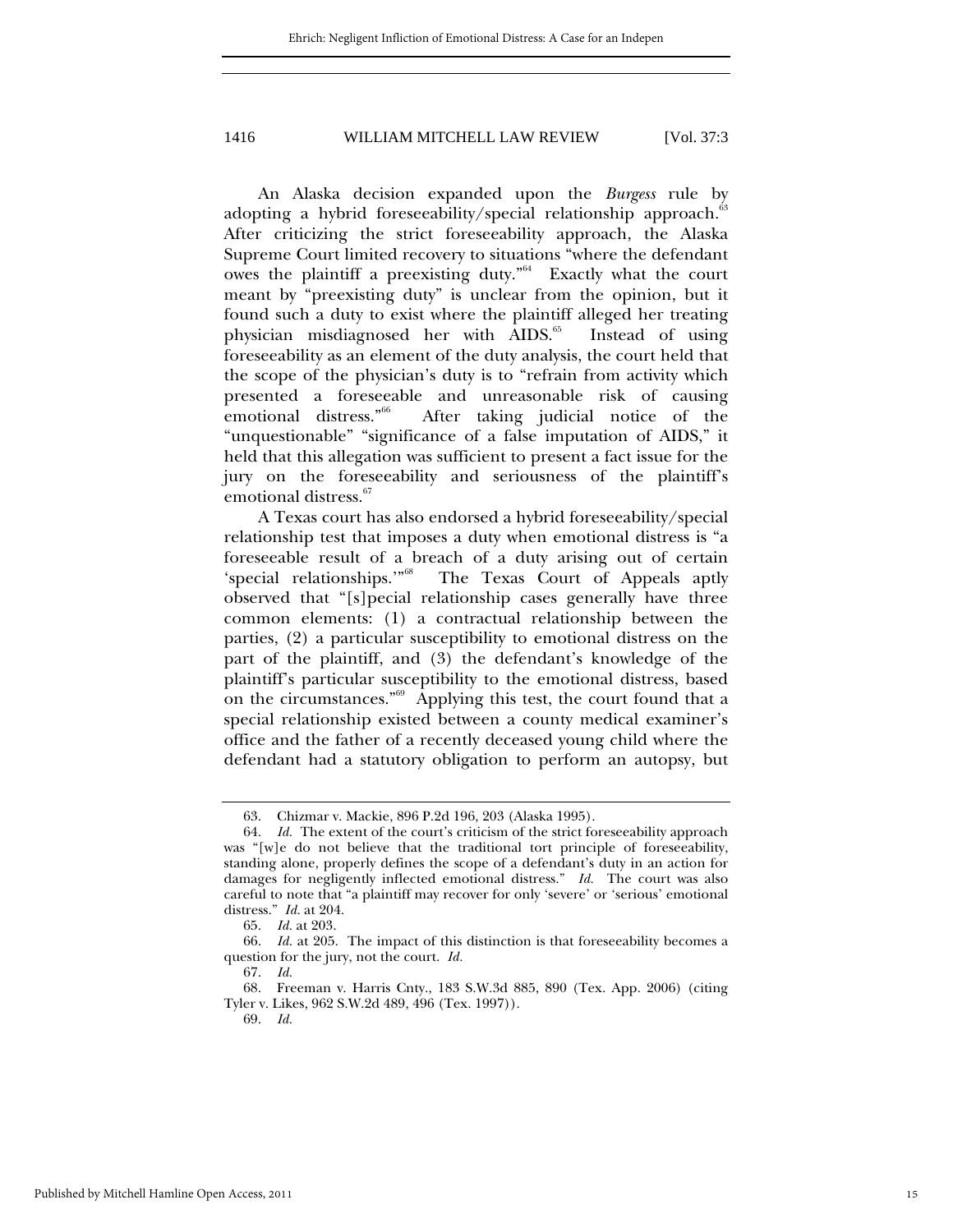An Alaska decision expanded upon the *Burgess* rule by adopting a hybrid foreseeability/special relationship approach.[63] After criticizing the strict foreseeability approach, the Alaska Supreme Court limited recovery to situations "where the defendant owes the plaintiff a preexisting duty."[64] Exactly what the court meant by "preexisting duty" is unclear from the opinion, but it found such a duty to exist where the plaintiff alleged her treating physician misdiagnosed her with AIDS.[65] Instead of using foreseeability as an element of the duty analysis, the court held that the scope of the physician's duty is to "refrain from activity which presented a foreseeable and unreasonable risk of causing emotional distress."[66] After taking judicial notice of the "unquestionable" "significance of a false imputation of AIDS," it held that this allegation was sufficient to present a fact issue for the jury on the foreseeability and seriousness of the plaintiff's emotional distress.[67]

A Texas court has also endorsed a hybrid foreseeability/special relationship test that imposes a duty when emotional distress is "a foreseeable result of a breach of a duty arising out of certain 'special relationships.'"[68] The Texas Court of Appeals aptly observed that "[s]pecial relationship cases generally have three common elements: (1) a contractual relationship between the parties, (2) a particular susceptibility to emotional distress on the part of the plaintiff, and (3) the defendant's knowledge of the plaintiff's particular susceptibility to the emotional distress, based on the circumstances."[69] Applying this test, the court found that a special relationship existed between a county medical examiner's office and the father of a recently deceased young child where the defendant had a statutory obligation to perform an autopsy, but

---

63. Chizmar v. Mackie, 896 P.2d 196, 203 (Alaska 1995).

64. *Id.* The extent of the court's criticism of the strict foreseeability approach was "[w]e do not believe that the traditional tort principle of foreseeability, standing alone, properly defines the scope of a defendant's duty in an action for damages for negligently inflected emotional distress." *Id.* The court was also careful to note that "a plaintiff may recover for only 'severe' or 'serious' emotional distress." *Id.* at 204.

65. *Id.* at 203.

66. *Id.* at 205. The impact of this distinction is that foreseeability becomes a question for the jury, not the court. *Id.*

67. *Id.*

68. Freeman v. Harris Cnty., 183 S.W.3d 885, 890 (Tex. App. 2006) (citing Tyler v. Likes, 962 S.W.2d 489, 496 (Tex. 1997)).

69. *Id.*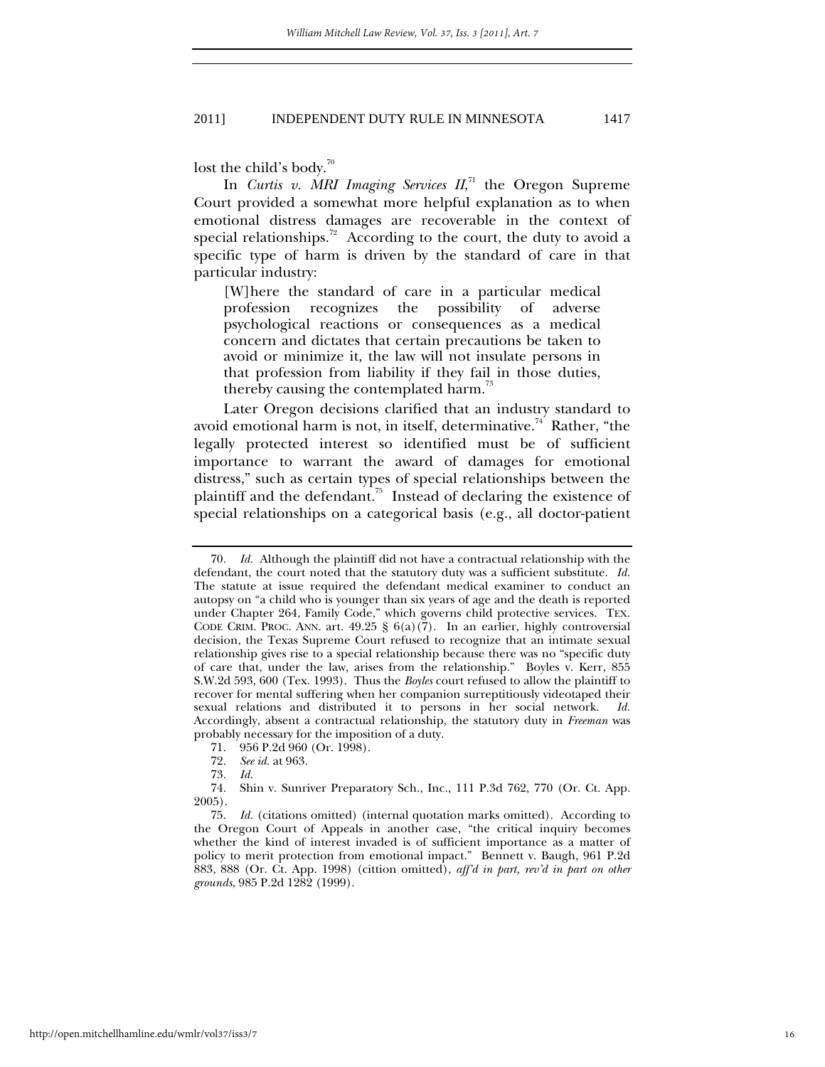lost the child's body.[70]

In *Curtis v. MRI Imaging Services II*,[71] the Oregon Supreme Court provided a somewhat more helpful explanation as to when emotional distress damages are recoverable in the context of special relationships.[72] According to the court, the duty to avoid a specific type of harm is driven by the standard of care in that particular industry:

> [W]here the standard of care in a particular medical profession recognizes the possibility of adverse psychological reactions or consequences as a medical concern and dictates that certain precautions be taken to avoid or minimize it, the law will not insulate persons in that profession from liability if they fail in those duties, thereby causing the contemplated harm.[73]

Later Oregon decisions clarified that an industry standard to avoid emotional harm is not, in itself, determinative.[74] Rather, "the legally protected interest so identified must be of sufficient importance to warrant the award of damages for emotional distress," such as certain types of special relationships between the plaintiff and the defendant.[75] Instead of declaring the existence of special relationships on a categorical basis (e.g., all doctor-patient

---

70. *Id.* Although the plaintiff did not have a contractual relationship with the defendant, the court noted that the statutory duty was a sufficient substitute. *Id.* The statute at issue required the defendant medical examiner to conduct an autopsy on "a child who is younger than six years of age and the death is reported under Chapter 264, Family Code," which governs child protective services. TEX. CODE CRIM. PROC. ANN. art. 49.25 § 6(a)(7). In an earlier, highly controversial decision, the Texas Supreme Court refused to recognize that an intimate sexual relationship gives rise to a special relationship because there was no "specific duty of care that, under the law, arises from the relationship." Boyles v. Kerr, 855 S.W.2d 593, 600 (Tex. 1993). Thus the *Boyles* court refused to allow the plaintiff to recover for mental suffering when her companion surreptitiously videotaped their sexual relations and distributed it to persons in her social network. *Id.* Accordingly, absent a contractual relationship, the statutory duty in *Freeman* was probably necessary for the imposition of a duty.

71. 956 P.2d 960 (Or. 1998).

72. *See id.* at 963.

73. *Id.*

74. Shin v. Sunriver Preparatory Sch., Inc., 111 P.3d 762, 770 (Or. Ct. App. 2005).

75. *Id.* (citations omitted) (internal quotation marks omitted). According to the Oregon Court of Appeals in another case, "the critical inquiry becomes whether the kind of interest invaded is of sufficient importance as a matter of policy to merit protection from emotional impact." Bennett v. Baugh, 961 P.2d 883, 888 (Or. Ct. App. 1998) (cittion omitted), *aff'd in part, rev'd in part on other grounds*, 985 P.2d 1282 (1999).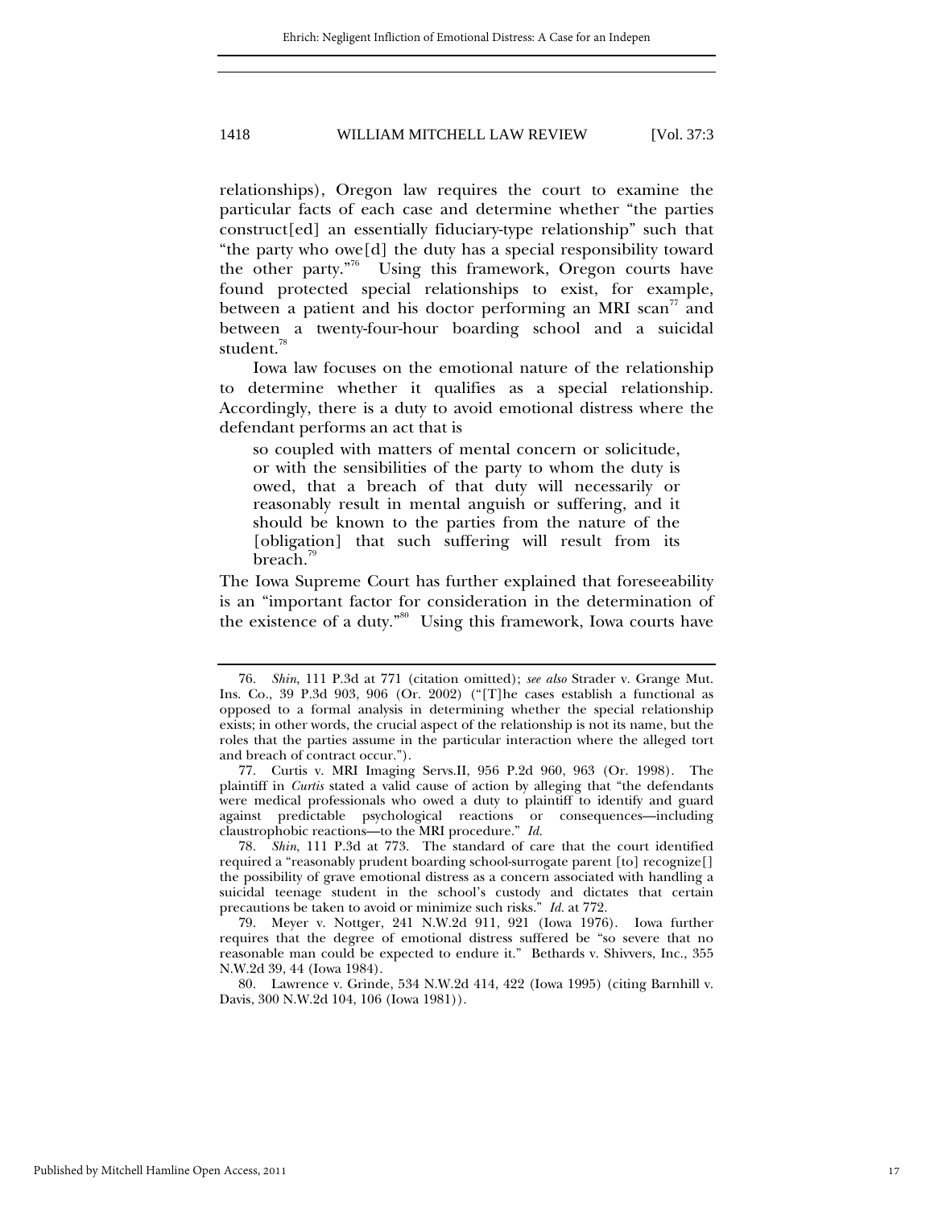relationships), Oregon law requires the court to examine the particular facts of each case and determine whether "the parties construct[ed] an essentially fiduciary-type relationship" such that "the party who owe[d] the duty has a special responsibility toward the other party."[76] Using this framework, Oregon courts have found protected special relationships to exist, for example, between a patient and his doctor performing an MRI scan[77] and between a twenty-four-hour boarding school and a suicidal student.[78]

Iowa law focuses on the emotional nature of the relationship to determine whether it qualifies as a special relationship. Accordingly, there is a duty to avoid emotional distress where the defendant performs an act that is

> so coupled with matters of mental concern or solicitude, or with the sensibilities of the party to whom the duty is owed, that a breach of that duty will necessarily or reasonably result in mental anguish or suffering, and it should be known to the parties from the nature of the [obligation] that such suffering will result from its breach.[79]

The Iowa Supreme Court has further explained that foreseeability is an "important factor for consideration in the determination of the existence of a duty."[80] Using this framework, Iowa courts have

---

76. *Shin*, 111 P.3d at 771 (citation omitted); *see also* Strader v. Grange Mut. Ins. Co., 39 P.3d 903, 906 (Or. 2002) ("[T]he cases establish a functional as opposed to a formal analysis in determining whether the special relationship exists; in other words, the crucial aspect of the relationship is not its name, but the roles that the parties assume in the particular interaction where the alleged tort and breach of contract occur.").

77. Curtis v. MRI Imaging Servs.II, 956 P.2d 960, 963 (Or. 1998). The plaintiff in *Curtis* stated a valid cause of action by alleging that "the defendants were medical professionals who owed a duty to plaintiff to identify and guard against predictable psychological reactions or consequences—including claustrophobic reactions—to the MRI procedure." *Id.*

78. *Shin*, 111 P.3d at 773. The standard of care that the court identified required a "reasonably prudent boarding school-surrogate parent [to] recognize[] the possibility of grave emotional distress as a concern associated with handling a suicidal teenage student in the school's custody and dictates that certain precautions be taken to avoid or minimize such risks." *Id.* at 772.

79. Meyer v. Nottger, 241 N.W.2d 911, 921 (Iowa 1976). Iowa further requires that the degree of emotional distress suffered be "so severe that no reasonable man could be expected to endure it." Bethards v. Shivvers, Inc., 355 N.W.2d 39, 44 (Iowa 1984).

80. Lawrence v. Grinde, 534 N.W.2d 414, 422 (Iowa 1995) (citing Barnhill v. Davis, 300 N.W.2d 104, 106 (Iowa 1981)).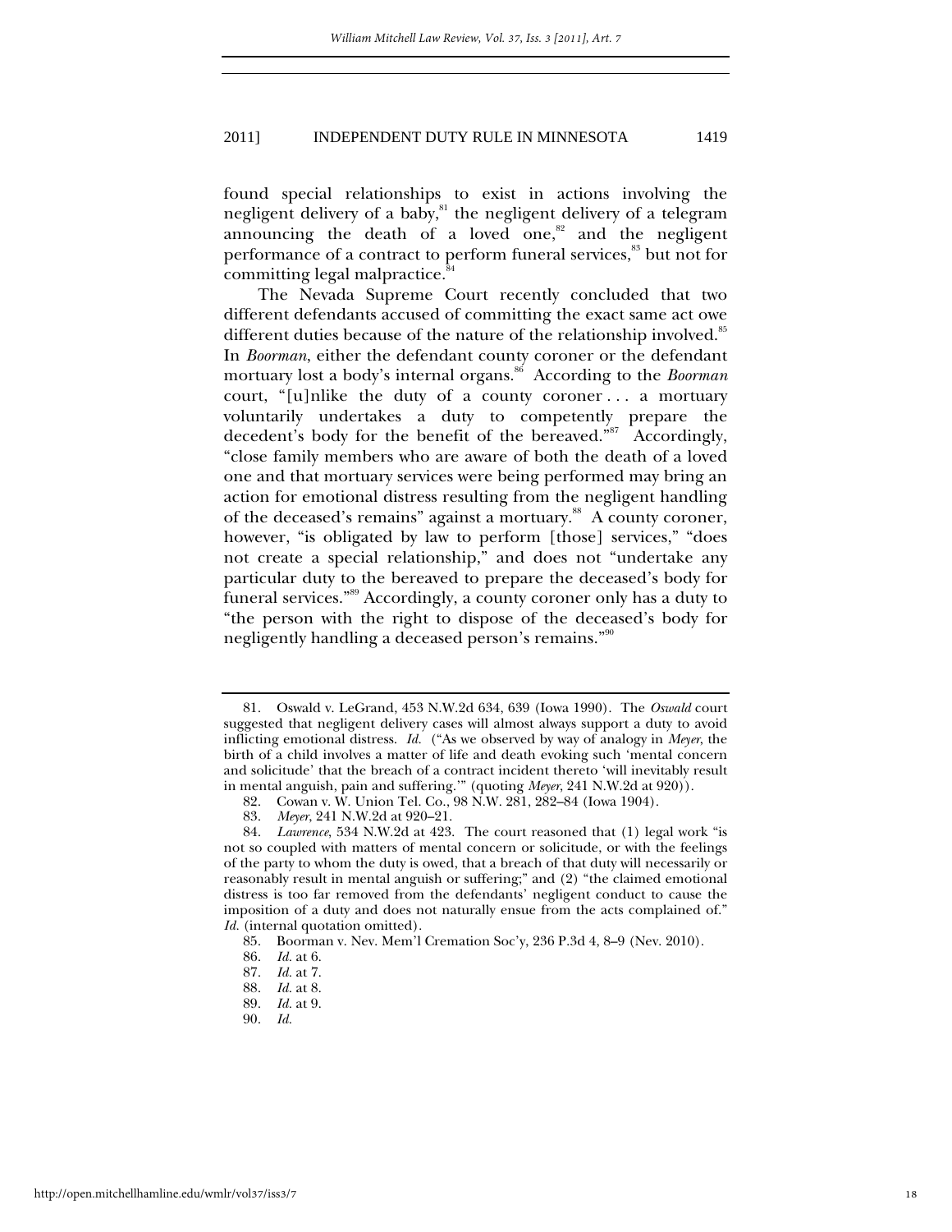found special relationships to exist in actions involving the negligent delivery of a baby,[81] the negligent delivery of a telegram announcing the death of a loved one,[82] and the negligent performance of a contract to perform funeral services,[83] but not for committing legal malpractice.[84]

The Nevada Supreme Court recently concluded that two different defendants accused of committing the exact same act owe different duties because of the nature of the relationship involved.[85] In *Boorman*, either the defendant county coroner or the defendant mortuary lost a body's internal organs.[86] According to the *Boorman* court, "[u]nlike the duty of a county coroner . . . a mortuary voluntarily undertakes a duty to competently prepare the decedent's body for the benefit of the bereaved."[87] Accordingly, "close family members who are aware of both the death of a loved one and that mortuary services were being performed may bring an action for emotional distress resulting from the negligent handling of the deceased's remains" against a mortuary.[88] A county coroner, however, "is obligated by law to perform [those] services," "does not create a special relationship," and does not "undertake any particular duty to the bereaved to prepare the deceased's body for funeral services."[89] Accordingly, a county coroner only has a duty to "the person with the right to dispose of the deceased's body for negligently handling a deceased person's remains."[90]

---

81. Oswald v. LeGrand, 453 N.W.2d 634, 639 (Iowa 1990). The *Oswald* court suggested that negligent delivery cases will almost always support a duty to avoid inflicting emotional distress. *Id.* ("As we observed by way of analogy in *Meyer*, the birth of a child involves a matter of life and death evoking such 'mental concern and solicitude' that the breach of a contract incident thereto 'will inevitably result in mental anguish, pain and suffering.'" (quoting *Meyer*, 241 N.W.2d at 920)).

82. Cowan v. W. Union Tel. Co., 98 N.W. 281, 282–84 (Iowa 1904).

83. *Meyer*, 241 N.W.2d at 920–21.

84. *Lawrence*, 534 N.W.2d at 423. The court reasoned that (1) legal work "is not so coupled with matters of mental concern or solicitude, or with the feelings of the party to whom the duty is owed, that a breach of that duty will necessarily or reasonably result in mental anguish or suffering;" and (2) "the claimed emotional distress is too far removed from the defendants' negligent conduct to cause the imposition of a duty and does not naturally ensue from the acts complained of." *Id.* (internal quotation omitted).

85. Boorman v. Nev. Mem'l Cremation Soc'y, 236 P.3d 4, 8–9 (Nev. 2010).

86. *Id.* at 6.

87. *Id.* at 7.

88. *Id.* at 8.

89. *Id.* at 9.

90. *Id.*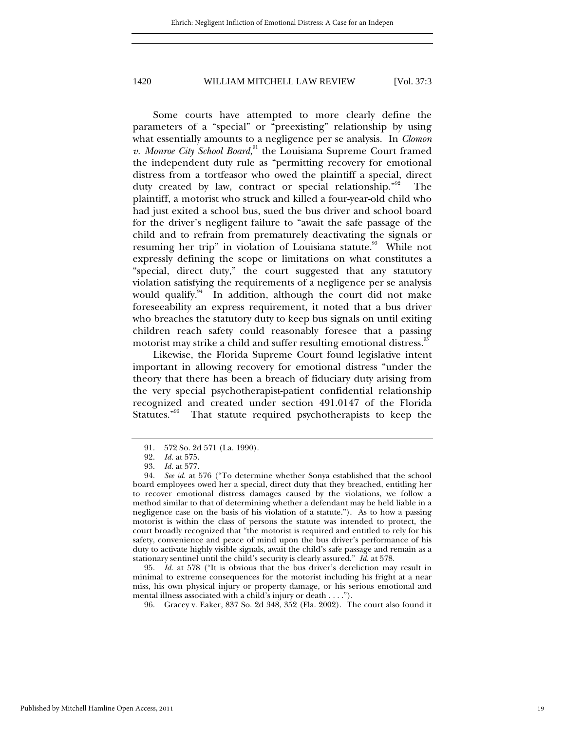Some courts have attempted to more clearly define the parameters of a "special" or "preexisting" relationship by using what essentially amounts to a negligence per se analysis. In *Clomon v. Monroe City School Board*,[91] the Louisiana Supreme Court framed the independent duty rule as "permitting recovery for emotional distress from a tortfeasor who owed the plaintiff a special, direct duty created by law, contract or special relationship."[92] The plaintiff, a motorist who struck and killed a four-year-old child who had just exited a school bus, sued the bus driver and school board for the driver's negligent failure to "await the safe passage of the child and to refrain from prematurely deactivating the signals or resuming her trip" in violation of Louisiana statute.[93] While not expressly defining the scope or limitations on what constitutes a "special, direct duty," the court suggested that any statutory violation satisfying the requirements of a negligence per se analysis would qualify.[94] In addition, although the court did not make foreseeability an express requirement, it noted that a bus driver who breaches the statutory duty to keep bus signals on until exiting children reach safety could reasonably foresee that a passing motorist may strike a child and suffer resulting emotional distress.[95]

Likewise, the Florida Supreme Court found legislative intent important in allowing recovery for emotional distress "under the theory that there has been a breach of fiduciary duty arising from the very special psychotherapist-patient confidential relationship recognized and created under section 491.0147 of the Florida Statutes."[96] That statute required psychotherapists to keep the

---

91. 572 So. 2d 571 (La. 1990).

92. *Id.* at 575.

93. *Id.* at 577.

94. *See id.* at 576 ("To determine whether Sonya established that the school board employees owed her a special, direct duty that they breached, entitling her to recover emotional distress damages caused by the violations, we follow a method similar to that of determining whether a defendant may be held liable in a negligence case on the basis of his violation of a statute."). As to how a passing motorist is within the class of persons the statute was intended to protect, the court broadly recognized that "the motorist is required and entitled to rely for his safety, convenience and peace of mind upon the bus driver's performance of his duty to activate highly visible signals, await the child's safe passage and remain as a stationary sentinel until the child's security is clearly assured." *Id.* at 578.

95. *Id.* at 578 ("It is obvious that the bus driver's dereliction may result in minimal to extreme consequences for the motorist including his fright at a near miss, his own physical injury or property damage, or his serious emotional and mental illness associated with a child's injury or death . . . .").

96. Gracey v. Eaker, 837 So. 2d 348, 352 (Fla. 2002). The court also found it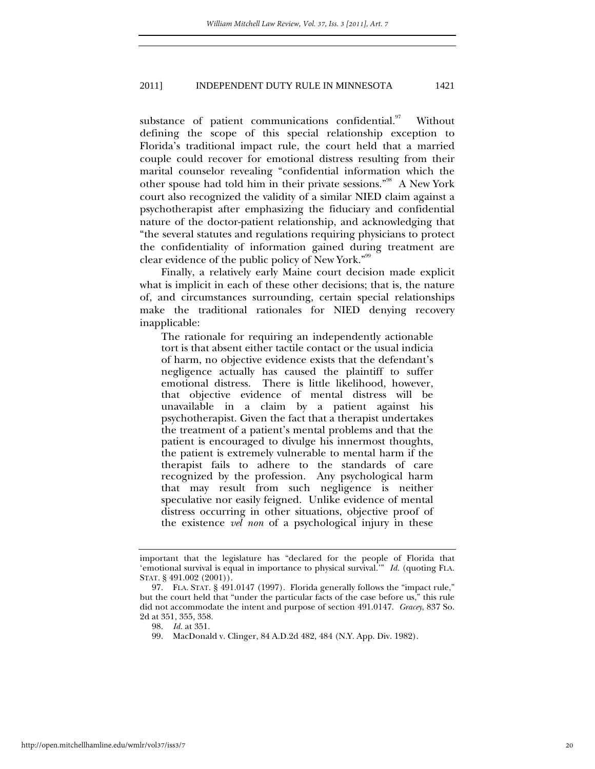substance of patient communications confidential.[97] Without defining the scope of this special relationship exception to Florida's traditional impact rule, the court held that a married couple could recover for emotional distress resulting from their marital counselor revealing "confidential information which the other spouse had told him in their private sessions."[98] A New York court also recognized the validity of a similar NIED claim against a psychotherapist after emphasizing the fiduciary and confidential nature of the doctor-patient relationship, and acknowledging that "the several statutes and regulations requiring physicians to protect the confidentiality of information gained during treatment are clear evidence of the public policy of New York."[99]

Finally, a relatively early Maine court decision made explicit what is implicit in each of these other decisions; that is, the nature of, and circumstances surrounding, certain special relationships make the traditional rationales for NIED denying recovery inapplicable:

> The rationale for requiring an independently actionable tort is that absent either tactile contact or the usual indicia of harm, no objective evidence exists that the defendant's negligence actually has caused the plaintiff to suffer emotional distress. There is little likelihood, however, that objective evidence of mental distress will be unavailable in a claim by a patient against his psychotherapist. Given the fact that a therapist undertakes the treatment of a patient's mental problems and that the patient is encouraged to divulge his innermost thoughts, the patient is extremely vulnerable to mental harm if the therapist fails to adhere to the standards of care recognized by the profession. Any psychological harm that may result from such negligence is neither speculative nor easily feigned. Unlike evidence of mental distress occurring in other situations, objective proof of the existence *vel non* of a psychological injury in these

---

important that the legislature has "declared for the people of Florida that 'emotional survival is equal in importance to physical survival.'" *Id.* (quoting FLA. STAT. § 491.002 (2001)).

97. FLA. STAT. § 491.0147 (1997). Florida generally follows the "impact rule," but the court held that "under the particular facts of the case before us," this rule did not accommodate the intent and purpose of section 491.0147. *Gracey*, 837 So. 2d at 351, 355, 358.

98. *Id.* at 351.

99. MacDonald v. Clinger, 84 A.D.2d 482, 484 (N.Y. App. Div. 1982).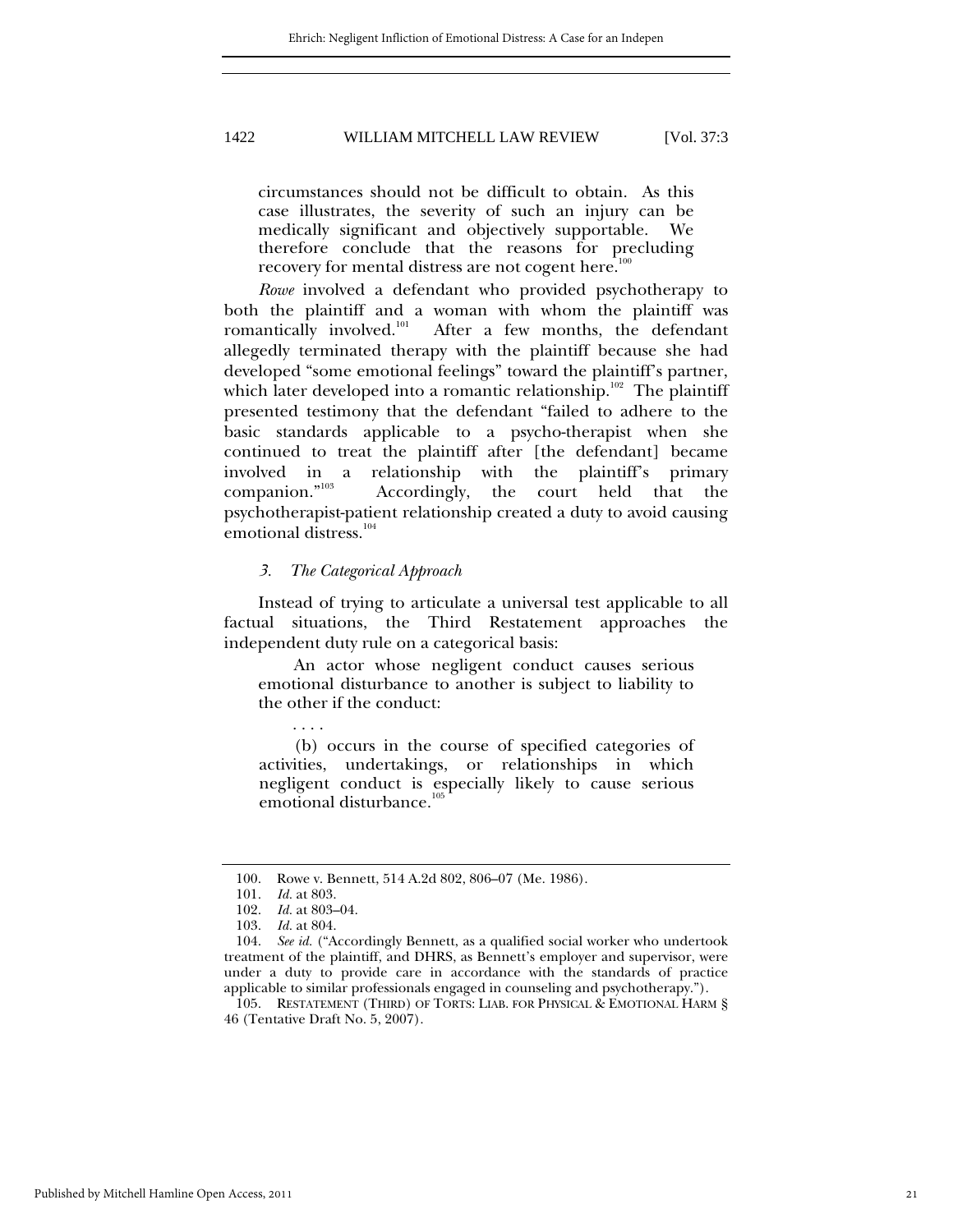> circumstances should not be difficult to obtain. As this case illustrates, the severity of such an injury can be medically significant and objectively supportable. We therefore conclude that the reasons for precluding recovery for mental distress are not cogent here.[100]

*Rowe* involved a defendant who provided psychotherapy to both the plaintiff and a woman with whom the plaintiff was romantically involved.[101] After a few months, the defendant allegedly terminated therapy with the plaintiff because she had developed "some emotional feelings" toward the plaintiff's partner, which later developed into a romantic relationship.[102] The plaintiff presented testimony that the defendant "failed to adhere to the basic standards applicable to a psycho-therapist when she continued to treat the plaintiff after [the defendant] became involved in a relationship with the plaintiff's primary companion."[103] Accordingly, the court held that the psychotherapist-patient relationship created a duty to avoid causing emotional distress.[104]

### *3. The Categorical Approach*

Instead of trying to articulate a universal test applicable to all factual situations, the Third Restatement approaches the independent duty rule on a categorical basis:

> An actor whose negligent conduct causes serious emotional disturbance to another is subject to liability to the other if the conduct:
>
> . . . .
>
> (b) occurs in the course of specified categories of activities, undertakings, or relationships in which negligent conduct is especially likely to cause serious emotional disturbance.[105]

---

100. Rowe v. Bennett, 514 A.2d 802, 806–07 (Me. 1986).

101. *Id.* at 803.

102. *Id.* at 803–04.

103. *Id.* at 804.

104. *See id.* ("Accordingly Bennett, as a qualified social worker who undertook treatment of the plaintiff, and DHRS, as Bennett's employer and supervisor, were under a duty to provide care in accordance with the standards of practice applicable to similar professionals engaged in counseling and psychotherapy.").

105. RESTATEMENT (THIRD) OF TORTS: LIAB. FOR PHYSICAL & EMOTIONAL HARM § 46 (Tentative Draft No. 5, 2007).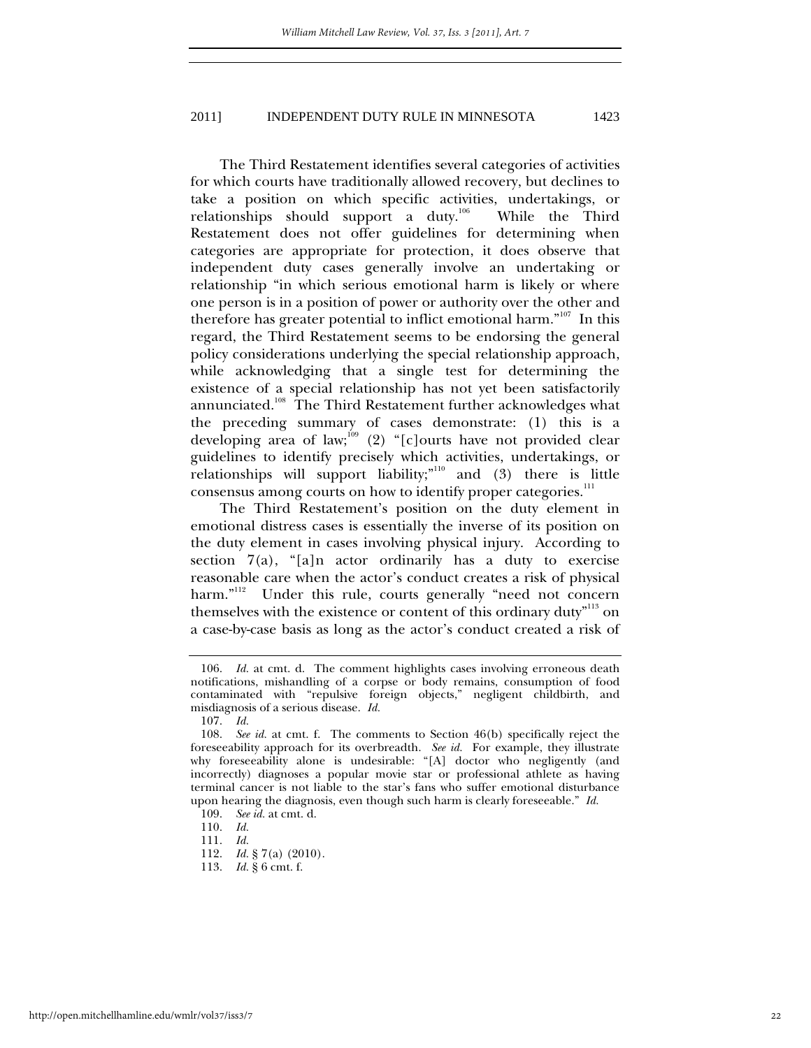The Third Restatement identifies several categories of activities for which courts have traditionally allowed recovery, but declines to take a position on which specific activities, undertakings, or relationships should support a duty.[106] While the Third Restatement does not offer guidelines for determining when categories are appropriate for protection, it does observe that independent duty cases generally involve an undertaking or relationship "in which serious emotional harm is likely or where one person is in a position of power or authority over the other and therefore has greater potential to inflict emotional harm."[107] In this regard, the Third Restatement seems to be endorsing the general policy considerations underlying the special relationship approach, while acknowledging that a single test for determining the existence of a special relationship has not yet been satisfactorily annunciated.[108] The Third Restatement further acknowledges what the preceding summary of cases demonstrate: (1) this is a developing area of law;[109] (2) "[c]ourts have not provided clear guidelines to identify precisely which activities, undertakings, or relationships will support liability;"[110] and (3) there is little consensus among courts on how to identify proper categories.[111]

The Third Restatement's position on the duty element in emotional distress cases is essentially the inverse of its position on the duty element in cases involving physical injury. According to section 7(a), "[a]n actor ordinarily has a duty to exercise reasonable care when the actor's conduct creates a risk of physical harm."[112] Under this rule, courts generally "need not concern themselves with the existence or content of this ordinary duty"[113] on a case-by-case basis as long as the actor's conduct created a risk of

106. *Id.* at cmt. d. The comment highlights cases involving erroneous death notifications, mishandling of a corpse or body remains, consumption of food contaminated with "repulsive foreign objects," negligent childbirth, and misdiagnosis of a serious disease. *Id.*

107. *Id.*

108. *See id.* at cmt. f. The comments to Section 46(b) specifically reject the foreseeability approach for its overbreadth. *See id.* For example, they illustrate why foreseeability alone is undesirable: "[A] doctor who negligently (and incorrectly) diagnoses a popular movie star or professional athlete as having terminal cancer is not liable to the star's fans who suffer emotional disturbance upon hearing the diagnosis, even though such harm is clearly foreseeable." *Id.*

109. *See id.* at cmt. d.

110. *Id.*

111. *Id.*

112. *Id.* § 7(a) (2010).

113. *Id.* § 6 cmt. f.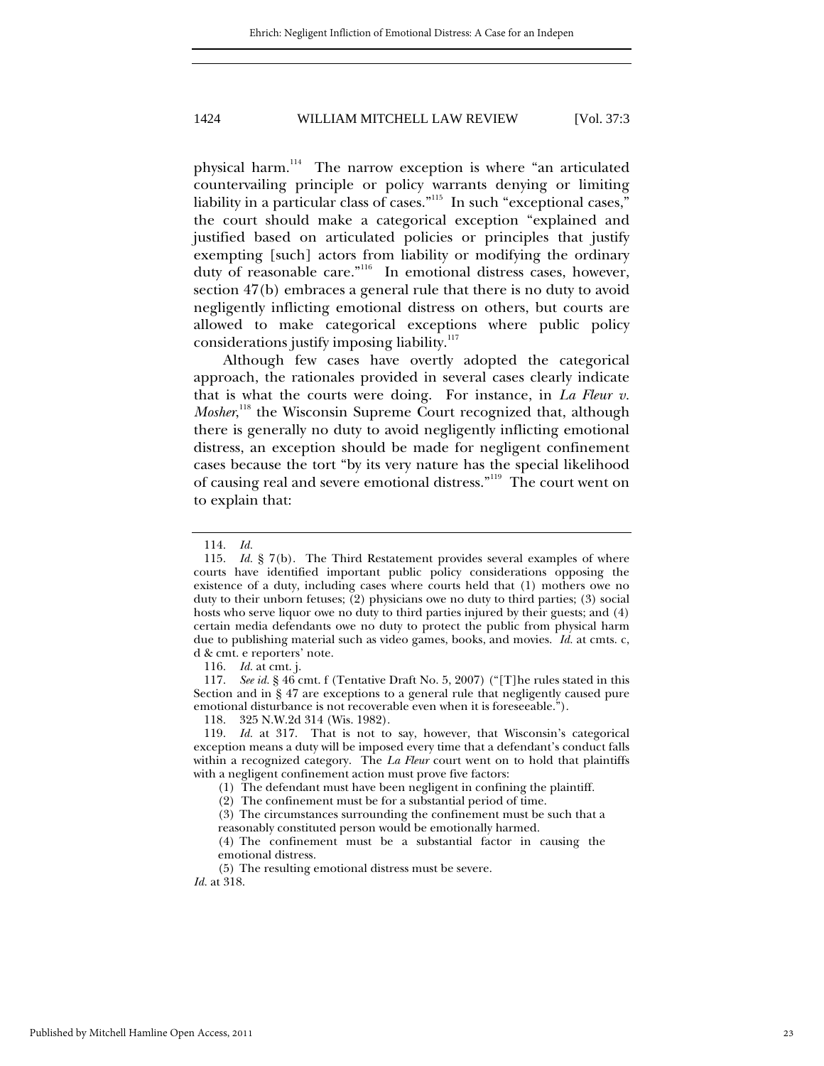physical harm.[114] The narrow exception is where "an articulated countervailing principle or policy warrants denying or limiting liability in a particular class of cases."[115] In such "exceptional cases," the court should make a categorical exception "explained and justified based on articulated policies or principles that justify exempting [such] actors from liability or modifying the ordinary duty of reasonable care."[116] In emotional distress cases, however, section 47(b) embraces a general rule that there is no duty to avoid negligently inflicting emotional distress on others, but courts are allowed to make categorical exceptions where public policy considerations justify imposing liability.[117]

Although few cases have overtly adopted the categorical approach, the rationales provided in several cases clearly indicate that is what the courts were doing. For instance, in *La Fleur v. Mosher*,[118] the Wisconsin Supreme Court recognized that, although there is generally no duty to avoid negligently inflicting emotional distress, an exception should be made for negligent confinement cases because the tort "by its very nature has the special likelihood of causing real and severe emotional distress."[119] The court went on to explain that:

---

114. *Id.*

115. *Id.* § 7(b). The Third Restatement provides several examples of where courts have identified important public policy considerations opposing the existence of a duty, including cases where courts held that (1) mothers owe no duty to their unborn fetuses; (2) physicians owe no duty to third parties; (3) social hosts who serve liquor owe no duty to third parties injured by their guests; and (4) certain media defendants owe no duty to protect the public from physical harm due to publishing material such as video games, books, and movies. *Id.* at cmts. c, d & cmt. e reporters' note.

116. *Id.* at cmt. j.

117. *See id.* § 46 cmt. f (Tentative Draft No. 5, 2007) ("[T]he rules stated in this Section and in § 47 are exceptions to a general rule that negligently caused pure emotional disturbance is not recoverable even when it is foreseeable.").

118. 325 N.W.2d 314 (Wis. 1982).

119. *Id.* at 317. That is not to say, however, that Wisconsin's categorical exception means a duty will be imposed every time that a defendant's conduct falls within a recognized category. The *La Fleur* court went on to hold that plaintiffs with a negligent confinement action must prove five factors:

> (1) The defendant must have been negligent in confining the plaintiff.
> (2) The confinement must be for a substantial period of time.
> (3) The circumstances surrounding the confinement must be such that a reasonably constituted person would be emotionally harmed.
> (4) The confinement must be a substantial factor in causing the emotional distress.
> (5) The resulting emotional distress must be severe.

*Id.* at 318.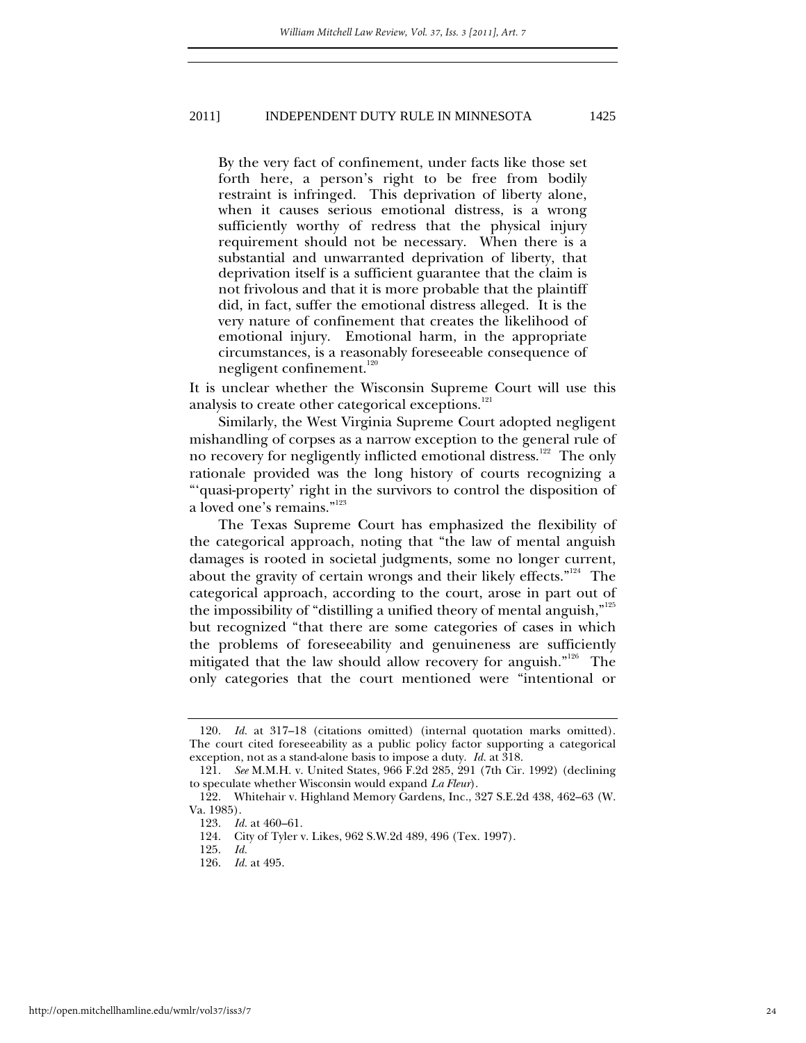> By the very fact of confinement, under facts like those set forth here, a person's right to be free from bodily restraint is infringed. This deprivation of liberty alone, when it causes serious emotional distress, is a wrong sufficiently worthy of redress that the physical injury requirement should not be necessary. When there is a substantial and unwarranted deprivation of liberty, that deprivation itself is a sufficient guarantee that the claim is not frivolous and that it is more probable that the plaintiff did, in fact, suffer the emotional distress alleged. It is the very nature of confinement that creates the likelihood of emotional injury. Emotional harm, in the appropriate circumstances, is a reasonably foreseeable consequence of negligent confinement.[120]

It is unclear whether the Wisconsin Supreme Court will use this analysis to create other categorical exceptions.[121]

Similarly, the West Virginia Supreme Court adopted negligent mishandling of corpses as a narrow exception to the general rule of no recovery for negligently inflicted emotional distress.[122] The only rationale provided was the long history of courts recognizing a "'quasi-property' right in the survivors to control the disposition of a loved one's remains."[123]

The Texas Supreme Court has emphasized the flexibility of the categorical approach, noting that "the law of mental anguish damages is rooted in societal judgments, some no longer current, about the gravity of certain wrongs and their likely effects."[124] The categorical approach, according to the court, arose in part out of the impossibility of "distilling a unified theory of mental anguish,"[125] but recognized "that there are some categories of cases in which the problems of foreseeability and genuineness are sufficiently mitigated that the law should allow recovery for anguish."[126] The only categories that the court mentioned were "intentional or

---

120. *Id.* at 317–18 (citations omitted) (internal quotation marks omitted). The court cited foreseeability as a public policy factor supporting a categorical exception, not as a stand-alone basis to impose a duty. *Id.* at 318.

121. *See* M.M.H. v. United States, 966 F.2d 285, 291 (7th Cir. 1992) (declining to speculate whether Wisconsin would expand *La Fleur*).

122. Whitehair v. Highland Memory Gardens, Inc., 327 S.E.2d 438, 462–63 (W. Va. 1985).

123. *Id.* at 460–61.

124. City of Tyler v. Likes, 962 S.W.2d 489, 496 (Tex. 1997).

125. *Id.*

126. *Id.* at 495.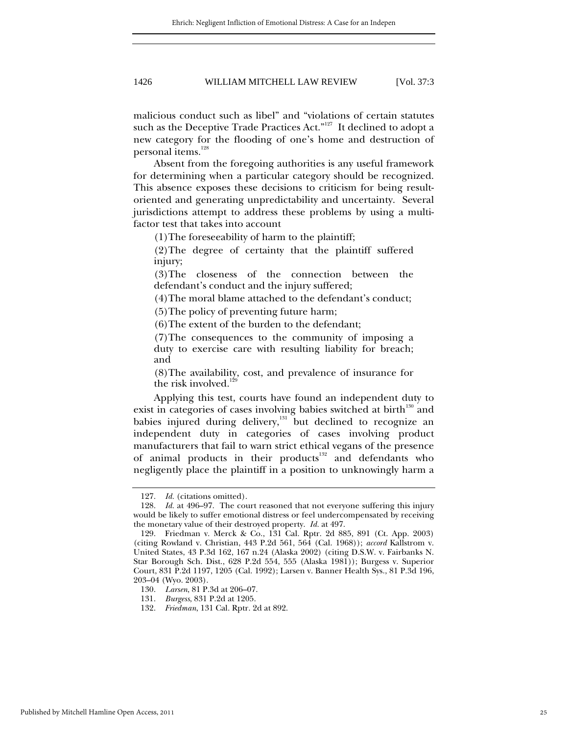malicious conduct such as libel" and "violations of certain statutes such as the Deceptive Trade Practices Act."[127] It declined to adopt a new category for the flooding of one's home and destruction of personal items.[128]

Absent from the foregoing authorities is any useful framework for determining when a particular category should be recognized. This absence exposes these decisions to criticism for being result-oriented and generating unpredictability and uncertainty. Several jurisdictions attempt to address these problems by using a multi-factor test that takes into account

(1) The foreseeability of harm to the plaintiff;

(2) The degree of certainty that the plaintiff suffered injury;

(3) The closeness of the connection between the defendant's conduct and the injury suffered;

(4) The moral blame attached to the defendant's conduct;

(5) The policy of preventing future harm;

(6) The extent of the burden to the defendant;

(7) The consequences to the community of imposing a duty to exercise care with resulting liability for breach; and

(8) The availability, cost, and prevalence of insurance for the risk involved.[129]

Applying this test, courts have found an independent duty to exist in categories of cases involving babies switched at birth[130] and babies injured during delivery,[131] but declined to recognize an independent duty in categories of cases involving product manufacturers that fail to warn strict ethical vegans of the presence of animal products in their products[132] and defendants who negligently place the plaintiff in a position to unknowingly harm a

---

127. *Id.* (citations omitted).

128. *Id.* at 496–97. The court reasoned that not everyone suffering this injury would be likely to suffer emotional distress or feel undercompensated by receiving the monetary value of their destroyed property. *Id.* at 497.

129. Friedman v. Merck & Co., 131 Cal. Rptr. 2d 885, 891 (Ct. App. 2003) (citing Rowland v. Christian, 443 P.2d 561, 564 (Cal. 1968)); *accord* Kallstrom v. United States, 43 P.3d 162, 167 n.24 (Alaska 2002) (citing D.S.W. v. Fairbanks N. Star Borough Sch. Dist., 628 P.2d 554, 555 (Alaska 1981)); Burgess v. Superior Court, 831 P.2d 1197, 1205 (Cal. 1992); Larsen v. Banner Health Sys., 81 P.3d 196, 203–04 (Wyo. 2003).

130. *Larsen*, 81 P.3d at 206–07.

131. *Burgess*, 831 P.2d at 1205.

132. *Friedman*, 131 Cal. Rptr. 2d at 892.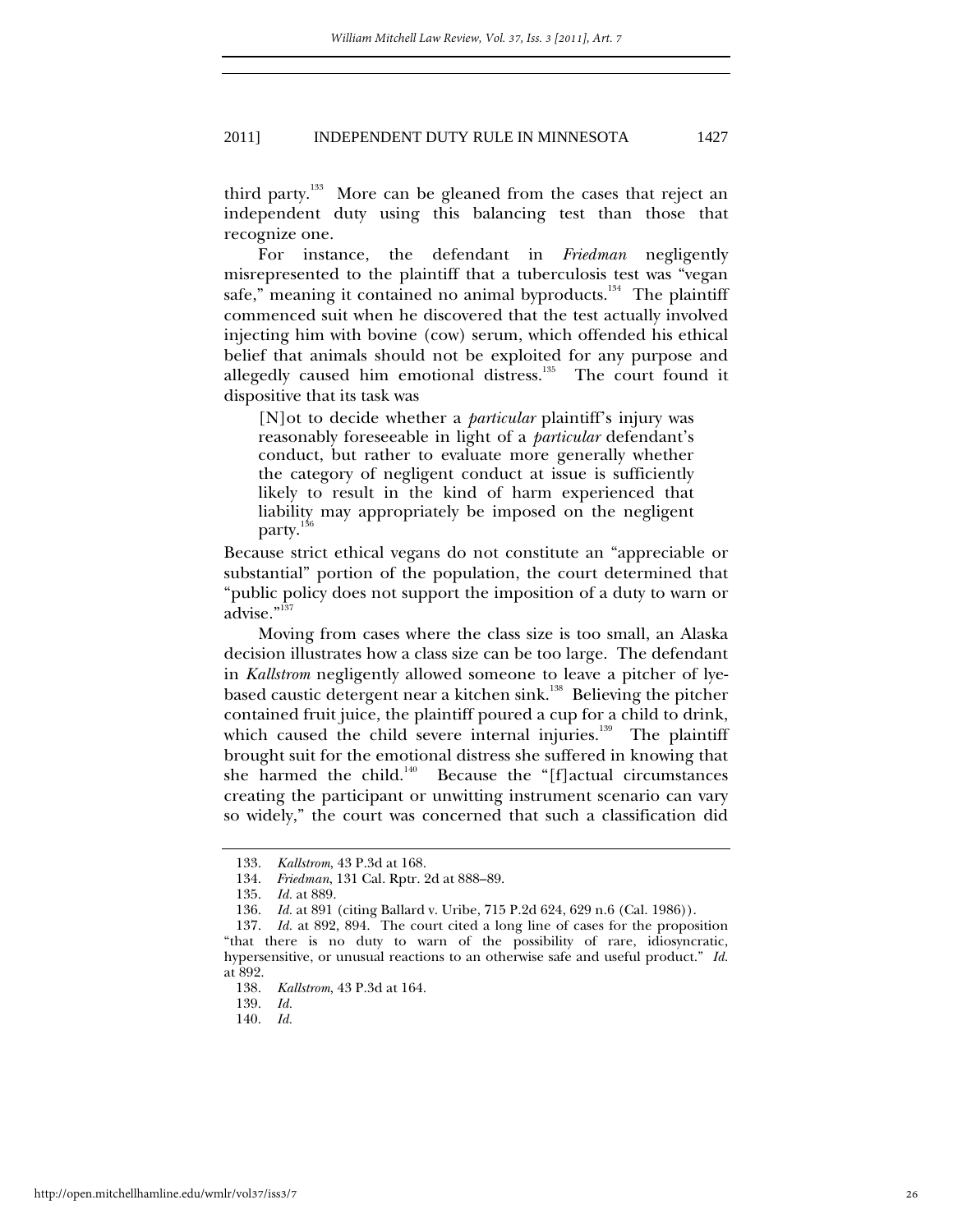third party.[133] More can be gleaned from the cases that reject an independent duty using this balancing test than those that recognize one.

For instance, the defendant in *Friedman* negligently misrepresented to the plaintiff that a tuberculosis test was "vegan safe," meaning it contained no animal byproducts.[134] The plaintiff commenced suit when he discovered that the test actually involved injecting him with bovine (cow) serum, which offended his ethical belief that animals should not be exploited for any purpose and allegedly caused him emotional distress.[135] The court found it dispositive that its task was

> [N]ot to decide whether a *particular* plaintiff's injury was reasonably foreseeable in light of a *particular* defendant's conduct, but rather to evaluate more generally whether the category of negligent conduct at issue is sufficiently likely to result in the kind of harm experienced that liability may appropriately be imposed on the negligent party.[136]

Because strict ethical vegans do not constitute an "appreciable or substantial" portion of the population, the court determined that "public policy does not support the imposition of a duty to warn or advise."[137]

Moving from cases where the class size is too small, an Alaska decision illustrates how a class size can be too large. The defendant in *Kallstrom* negligently allowed someone to leave a pitcher of lye-based caustic detergent near a kitchen sink.[138] Believing the pitcher contained fruit juice, the plaintiff poured a cup for a child to drink, which caused the child severe internal injuries.[139] The plaintiff brought suit for the emotional distress she suffered in knowing that she harmed the child.[140] Because the "[f]actual circumstances creating the participant or unwitting instrument scenario can vary so widely," the court was concerned that such a classification did

---

133. *Kallstrom*, 43 P.3d at 168.

134. *Friedman*, 131 Cal. Rptr. 2d at 888–89.

135. *Id.* at 889.

136. *Id.* at 891 (citing Ballard v. Uribe, 715 P.2d 624, 629 n.6 (Cal. 1986)).

137. *Id.* at 892, 894. The court cited a long line of cases for the proposition "that there is no duty to warn of the possibility of rare, idiosyncratic, hypersensitive, or unusual reactions to an otherwise safe and useful product." *Id.* at 892.

138. *Kallstrom*, 43 P.3d at 164.

139. *Id.*

140. *Id.*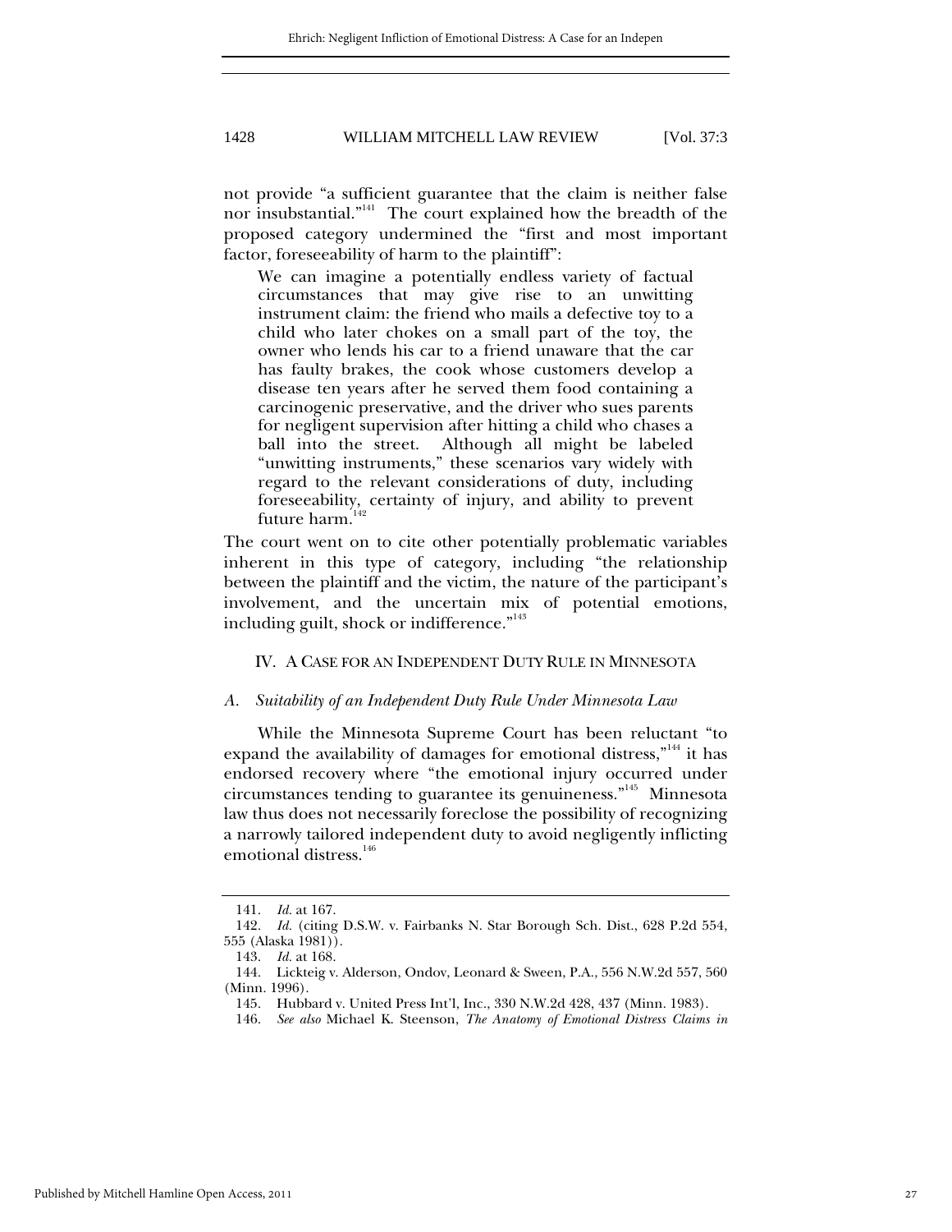not provide "a sufficient guarantee that the claim is neither false nor insubstantial."[141] The court explained how the breadth of the proposed category undermined the "first and most important factor, foreseeability of harm to the plaintiff":

> We can imagine a potentially endless variety of factual circumstances that may give rise to an unwitting instrument claim: the friend who mails a defective toy to a child who later chokes on a small part of the toy, the owner who lends his car to a friend unaware that the car has faulty brakes, the cook whose customers develop a disease ten years after he served them food containing a carcinogenic preservative, and the driver who sues parents for negligent supervision after hitting a child who chases a ball into the street. Although all might be labeled "unwitting instruments," these scenarios vary widely with regard to the relevant considerations of duty, including foreseeability, certainty of injury, and ability to prevent future harm.[142]

The court went on to cite other potentially problematic variables inherent in this type of category, including "the relationship between the plaintiff and the victim, the nature of the participant's involvement, and the uncertain mix of potential emotions, including guilt, shock or indifference."[143]

## IV. A CASE FOR AN INDEPENDENT DUTY RULE IN MINNESOTA

### *A. Suitability of an Independent Duty Rule Under Minnesota Law*

While the Minnesota Supreme Court has been reluctant "to expand the availability of damages for emotional distress,"[144] it has endorsed recovery where "the emotional injury occurred under circumstances tending to guarantee its genuineness."[145] Minnesota law thus does not necessarily foreclose the possibility of recognizing a narrowly tailored independent duty to avoid negligently inflicting emotional distress.[146]

---

141. *Id.* at 167.

142. *Id.* (citing D.S.W. v. Fairbanks N. Star Borough Sch. Dist., 628 P.2d 554, 555 (Alaska 1981)).

143. *Id.* at 168.

144. Lickteig v. Alderson, Ondov, Leonard & Sween, P.A., 556 N.W.2d 557, 560 (Minn. 1996).

145. Hubbard v. United Press Int'l, Inc., 330 N.W.2d 428, 437 (Minn. 1983).

146. *See also* Michael K. Steenson, *The Anatomy of Emotional Distress Claims in*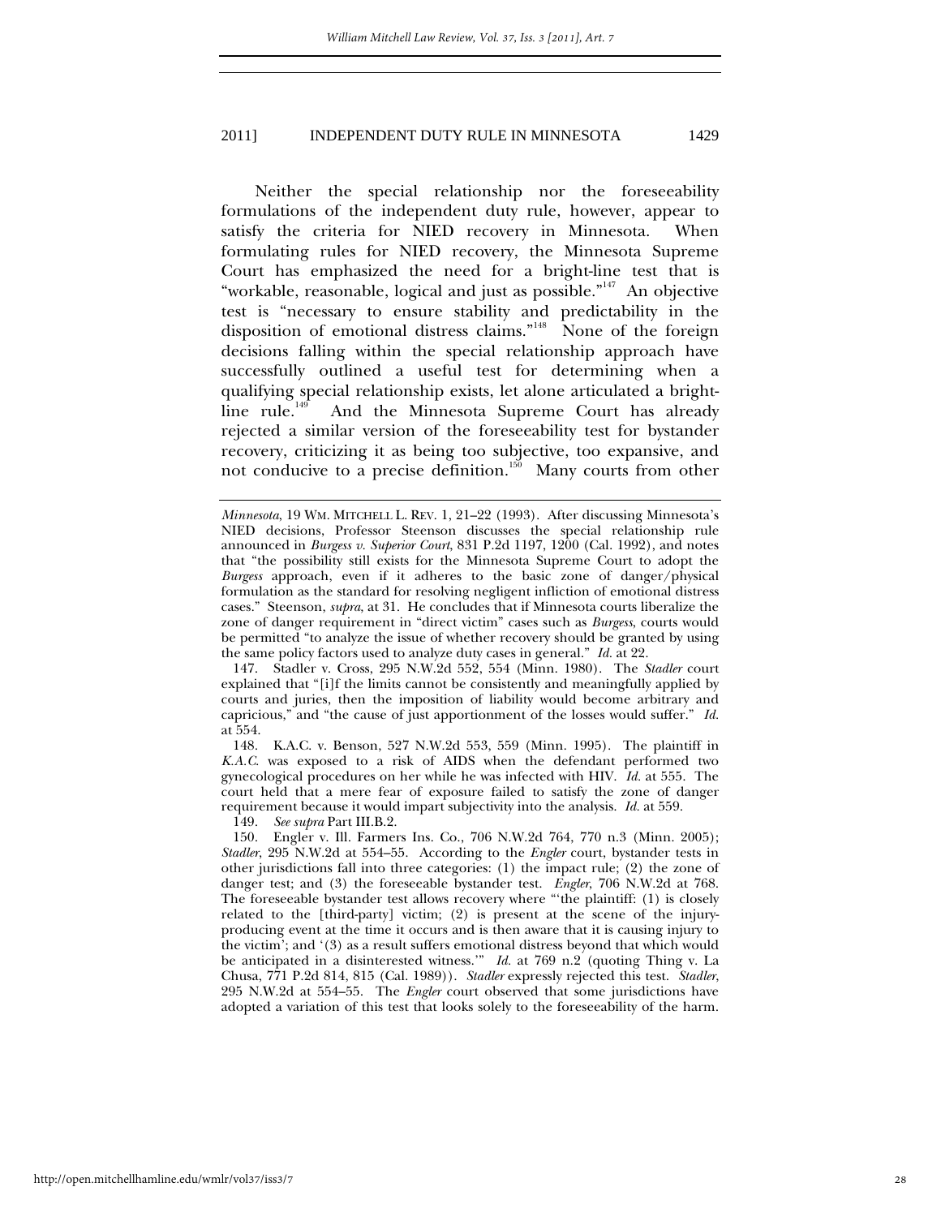Neither the special relationship nor the foreseeability formulations of the independent duty rule, however, appear to satisfy the criteria for NIED recovery in Minnesota. When formulating rules for NIED recovery, the Minnesota Supreme Court has emphasized the need for a bright-line test that is "workable, reasonable, logical and just as possible."[147] An objective test is "necessary to ensure stability and predictability in the disposition of emotional distress claims."[148] None of the foreign decisions falling within the special relationship approach have successfully outlined a useful test for determining when a qualifying special relationship exists, let alone articulated a bright-line rule.[149] And the Minnesota Supreme Court has already rejected a similar version of the foreseeability test for bystander recovery, criticizing it as being too subjective, too expansive, and not conducive to a precise definition.[150] Many courts from other

---

*Minnesota*, 19 WM. MITCHELL L. REV. 1, 21–22 (1993). After discussing Minnesota's NIED decisions, Professor Steenson discusses the special relationship rule announced in *Burgess v. Superior Court*, 831 P.2d 1197, 1200 (Cal. 1992), and notes that "the possibility still exists for the Minnesota Supreme Court to adopt the *Burgess* approach, even if it adheres to the basic zone of danger/physical formulation as the standard for resolving negligent infliction of emotional distress cases." Steenson, *supra*, at 31. He concludes that if Minnesota courts liberalize the zone of danger requirement in "direct victim" cases such as *Burgess*, courts would be permitted "to analyze the issue of whether recovery should be granted by using the same policy factors used to analyze duty cases in general." *Id.* at 22.

147. Stadler v. Cross, 295 N.W.2d 552, 554 (Minn. 1980). The *Stadler* court explained that "[i]f the limits cannot be consistently and meaningfully applied by courts and juries, then the imposition of liability would become arbitrary and capricious," and "the cause of just apportionment of the losses would suffer." *Id.* at 554.

148. K.A.C. v. Benson, 527 N.W.2d 553, 559 (Minn. 1995). The plaintiff in *K.A.C.* was exposed to a risk of AIDS when the defendant performed two gynecological procedures on her while he was infected with HIV. *Id.* at 555. The court held that a mere fear of exposure failed to satisfy the zone of danger requirement because it would impart subjectivity into the analysis. *Id.* at 559.

149. *See supra* Part III.B.2.

150. Engler v. Ill. Farmers Ins. Co., 706 N.W.2d 764, 770 n.3 (Minn. 2005); *Stadler*, 295 N.W.2d at 554–55. According to the *Engler* court, bystander tests in other jurisdictions fall into three categories: (1) the impact rule; (2) the zone of danger test; and (3) the foreseeable bystander test. *Engler*, 706 N.W.2d at 768. The foreseeable bystander test allows recovery where "'the plaintiff: (1) is closely related to the [third-party] victim; (2) is present at the scene of the injury-producing event at the time it occurs and is then aware that it is causing injury to the victim'; and '(3) as a result suffers emotional distress beyond that which would be anticipated in a disinterested witness.'" *Id.* at 769 n.2 (quoting Thing v. La Chusa, 771 P.2d 814, 815 (Cal. 1989)). *Stadler* expressly rejected this test. *Stadler*, 295 N.W.2d at 554–55. The *Engler* court observed that some jurisdictions have adopted a variation of this test that looks solely to the foreseeability of the harm.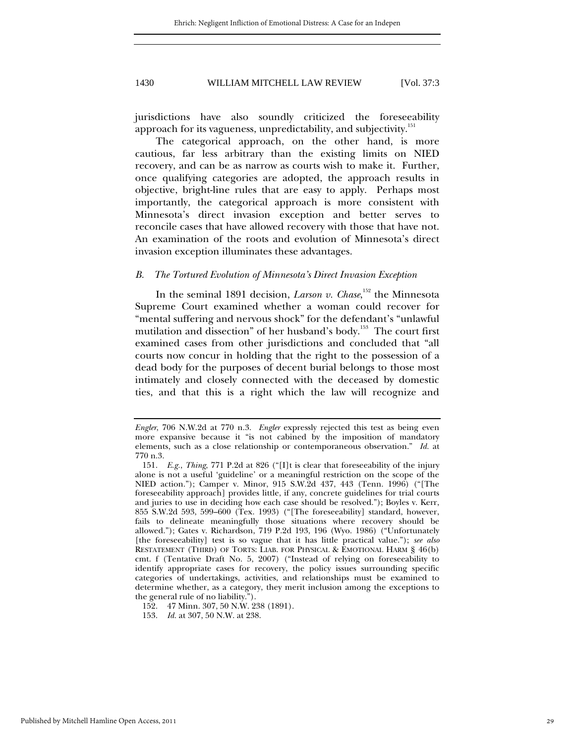jurisdictions have also soundly criticized the foreseeability approach for its vagueness, unpredictability, and subjectivity.[151]

The categorical approach, on the other hand, is more cautious, far less arbitrary than the existing limits on NIED recovery, and can be as narrow as courts wish to make it. Further, once qualifying categories are adopted, the approach results in objective, bright-line rules that are easy to apply. Perhaps most importantly, the categorical approach is more consistent with Minnesota's direct invasion exception and better serves to reconcile cases that have allowed recovery with those that have not. An examination of the roots and evolution of Minnesota's direct invasion exception illuminates these advantages.

### *B. The Tortured Evolution of Minnesota's Direct Invasion Exception*

In the seminal 1891 decision, *Larson v. Chase*,[152] the Minnesota Supreme Court examined whether a woman could recover for "mental suffering and nervous shock" for the defendant's "unlawful mutilation and dissection" of her husband's body.[153] The court first examined cases from other jurisdictions and concluded that "all courts now concur in holding that the right to the possession of a dead body for the purposes of decent burial belongs to those most intimately and closely connected with the deceased by domestic ties, and that this is a right which the law will recognize and

---

*Engler*, 706 N.W.2d at 770 n.3. *Engler* expressly rejected this test as being even more expansive because it "is not cabined by the imposition of mandatory elements, such as a close relationship or contemporaneous observation." *Id.* at 770 n.3.

151. *E.g.*, *Thing*, 771 P.2d at 826 ("[I]t is clear that foreseeability of the injury alone is not a useful 'guideline' or a meaningful restriction on the scope of the NIED action."); Camper v. Minor, 915 S.W.2d 437, 443 (Tenn. 1996) ("[The foreseeability approach] provides little, if any, concrete guidelines for trial courts and juries to use in deciding how each case should be resolved."); Boyles v. Kerr, 855 S.W.2d 593, 599–600 (Tex. 1993) ("[The foreseeability] standard, however, fails to delineate meaningfully those situations where recovery should be allowed."); Gates v. Richardson, 719 P.2d 193, 196 (Wyo. 1986) ("Unfortunately [the foreseeability] test is so vague that it has little practical value."); *see also* RESTATEMENT (THIRD) OF TORTS: LIAB. FOR PHYSICAL & EMOTIONAL HARM § 46(b) cmt. f (Tentative Draft No. 5, 2007) ("Instead of relying on foreseeability to identify appropriate cases for recovery, the policy issues surrounding specific categories of undertakings, activities, and relationships must be examined to determine whether, as a category, they merit inclusion among the exceptions to the general rule of no liability.").

152. 47 Minn. 307, 50 N.W. 238 (1891).

153. *Id.* at 307, 50 N.W. at 238.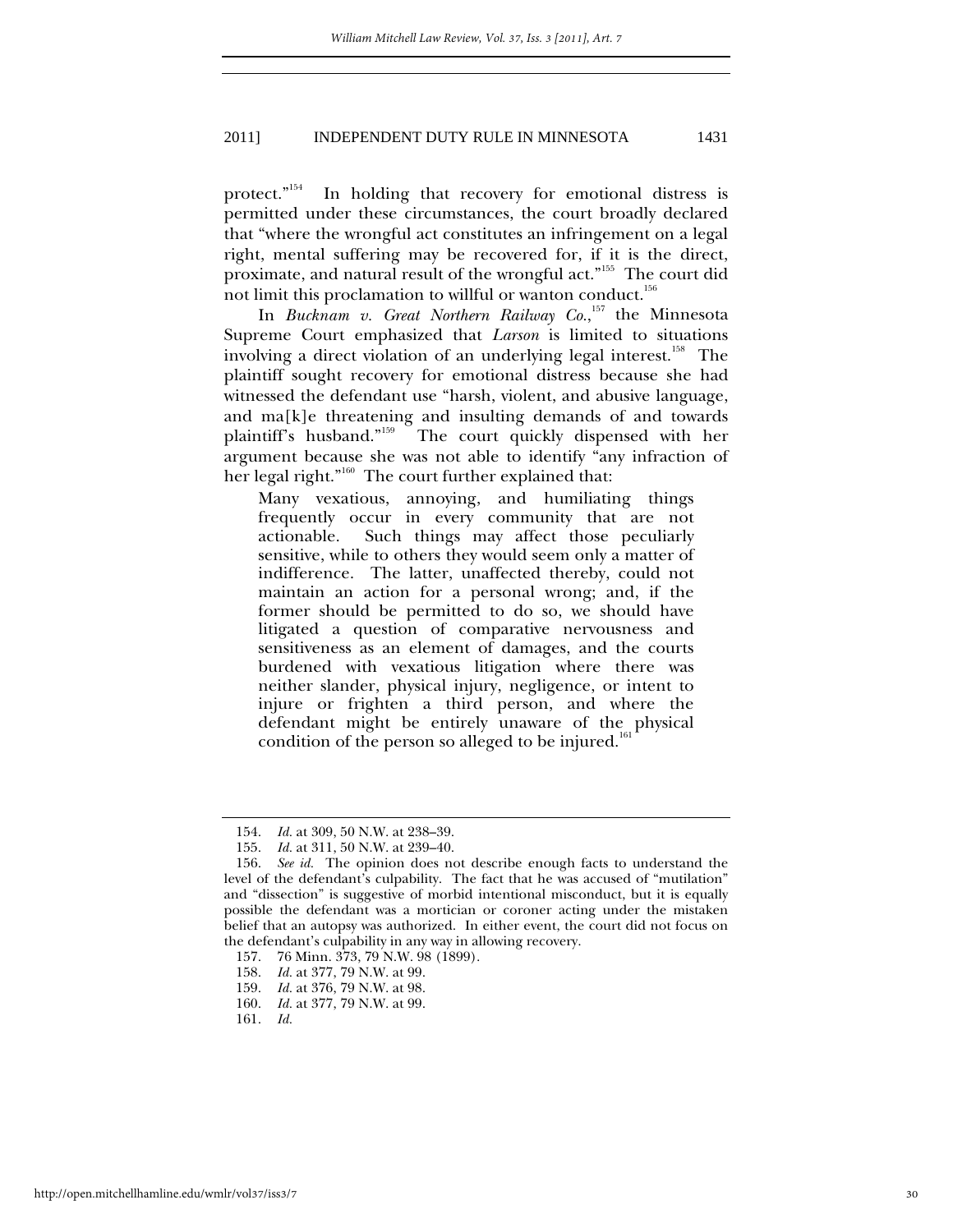protect."[154] In holding that recovery for emotional distress is permitted under these circumstances, the court broadly declared that "where the wrongful act constitutes an infringement on a legal right, mental suffering may be recovered for, if it is the direct, proximate, and natural result of the wrongful act."[155] The court did not limit this proclamation to willful or wanton conduct.[156]

In *Bucknam v. Great Northern Railway Co.*,[157] the Minnesota Supreme Court emphasized that *Larson* is limited to situations involving a direct violation of an underlying legal interest.[158] The plaintiff sought recovery for emotional distress because she had witnessed the defendant use "harsh, violent, and abusive language, and ma[k]e threatening and insulting demands of and towards plaintiff's husband."[159] The court quickly dispensed with her argument because she was not able to identify "any infraction of her legal right."[160] The court further explained that:

> Many vexatious, annoying, and humiliating things frequently occur in every community that are not actionable. Such things may affect those peculiarly sensitive, while to others they would seem only a matter of indifference. The latter, unaffected thereby, could not maintain an action for a personal wrong; and, if the former should be permitted to do so, we should have litigated a question of comparative nervousness and sensitiveness as an element of damages, and the courts burdened with vexatious litigation where there was neither slander, physical injury, negligence, or intent to injure or frighten a third person, and where the defendant might be entirely unaware of the physical condition of the person so alleged to be injured.[161]

---

154. *Id.* at 309, 50 N.W. at 238–39.
155. *Id.* at 311, 50 N.W. at 239–40.
156. *See id.* The opinion does not describe enough facts to understand the level of the defendant's culpability. The fact that he was accused of "mutilation" and "dissection" is suggestive of morbid intentional misconduct, but it is equally possible the defendant was a mortician or coroner acting under the mistaken belief that an autopsy was authorized. In either event, the court did not focus on the defendant's culpability in any way in allowing recovery.
157. 76 Minn. 373, 79 N.W. 98 (1899).
158. *Id.* at 377, 79 N.W. at 99.
159. *Id.* at 376, 79 N.W. at 98.
160. *Id.* at 377, 79 N.W. at 99.
161. *Id.*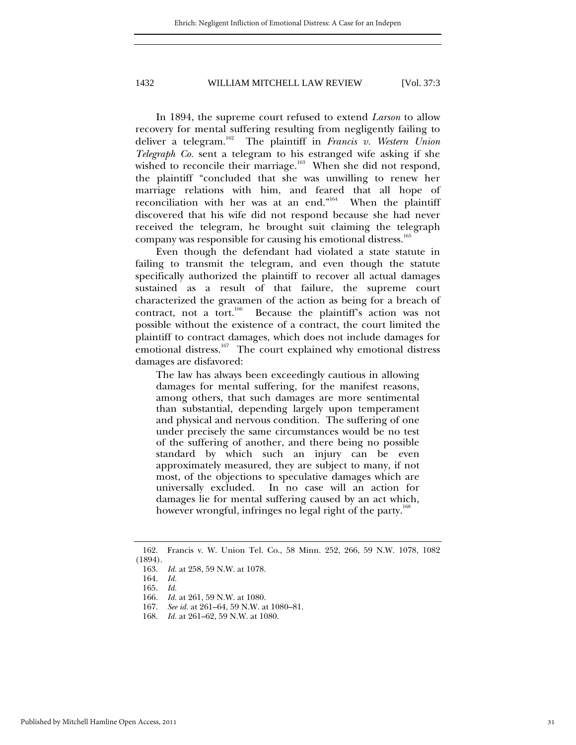In 1894, the supreme court refused to extend *Larson* to allow recovery for mental suffering resulting from negligently failing to deliver a telegram.[162] The plaintiff in *Francis v. Western Union Telegraph Co.* sent a telegram to his estranged wife asking if she wished to reconcile their marriage.[163] When she did not respond, the plaintiff "concluded that she was unwilling to renew her marriage relations with him, and feared that all hope of reconciliation with her was at an end."[164] When the plaintiff discovered that his wife did not respond because she had never received the telegram, he brought suit claiming the telegraph company was responsible for causing his emotional distress.[165]

Even though the defendant had violated a state statute in failing to transmit the telegram, and even though the statute specifically authorized the plaintiff to recover all actual damages sustained as a result of that failure, the supreme court characterized the gravamen of the action as being for a breach of contract, not a tort.[166] Because the plaintiff's action was not possible without the existence of a contract, the court limited the plaintiff to contract damages, which does not include damages for emotional distress.[167] The court explained why emotional distress damages are disfavored:

> The law has always been exceedingly cautious in allowing damages for mental suffering, for the manifest reasons, among others, that such damages are more sentimental than substantial, depending largely upon temperament and physical and nervous condition. The suffering of one under precisely the same circumstances would be no test of the suffering of another, and there being no possible standard by which such an injury can be even approximately measured, they are subject to many, if not most, of the objections to speculative damages which are universally excluded. In no case will an action for damages lie for mental suffering caused by an act which, however wrongful, infringes no legal right of the party.[168]

---

162. Francis v. W. Union Tel. Co., 58 Minn. 252, 266, 59 N.W. 1078, 1082 (1894).

163. *Id.* at 258, 59 N.W. at 1078.

164. *Id.*

165. *Id.*

166. *Id.* at 261, 59 N.W. at 1080.

167. *See id.* at 261–64, 59 N.W. at 1080–81.

168. *Id.* at 261–62, 59 N.W. at 1080.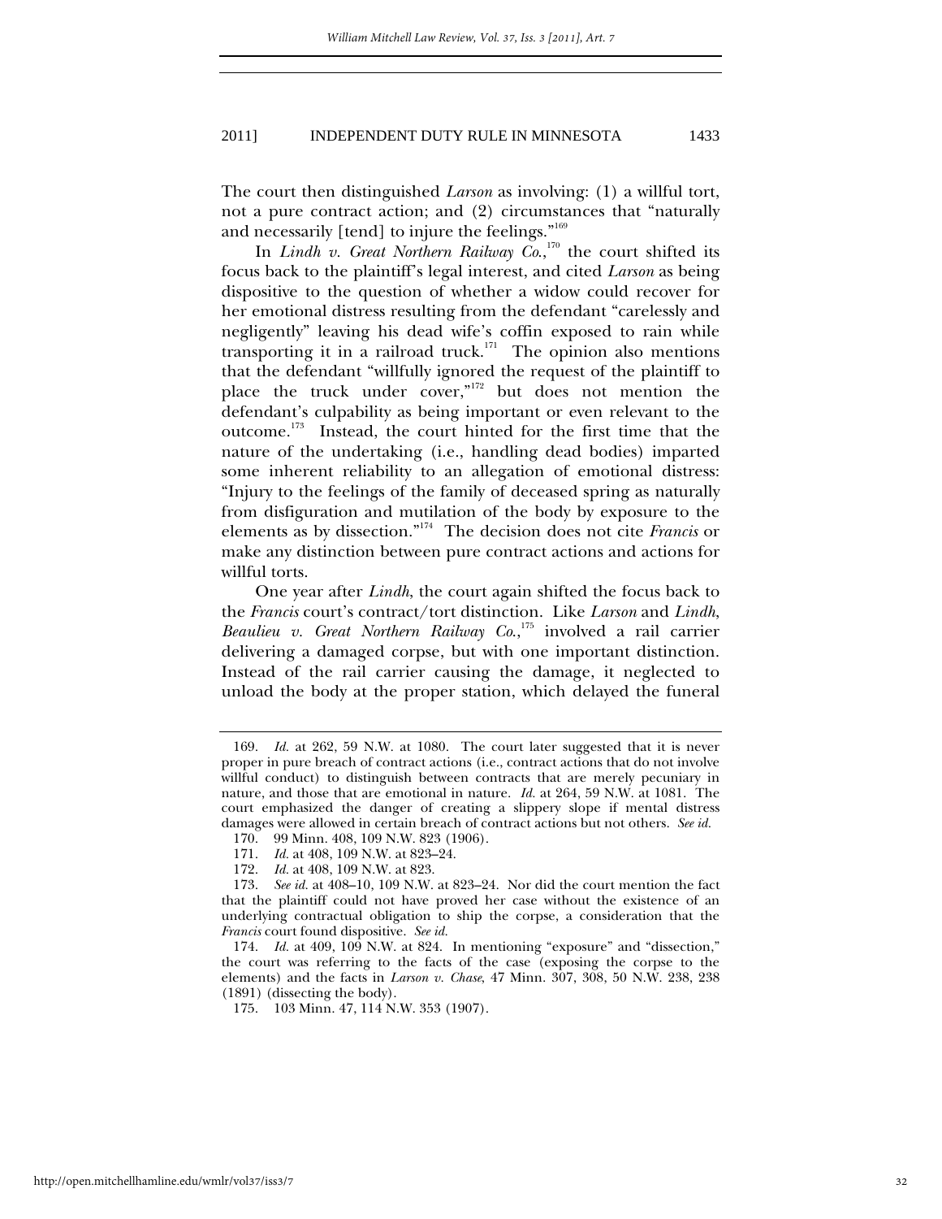The court then distinguished *Larson* as involving: (1) a willful tort, not a pure contract action; and (2) circumstances that "naturally and necessarily [tend] to injure the feelings."[169]

In *Lindh v. Great Northern Railway Co.*,[170] the court shifted its focus back to the plaintiff's legal interest, and cited *Larson* as being dispositive to the question of whether a widow could recover for her emotional distress resulting from the defendant "carelessly and negligently" leaving his dead wife's coffin exposed to rain while transporting it in a railroad truck.[171] The opinion also mentions that the defendant "willfully ignored the request of the plaintiff to place the truck under cover,"[172] but does not mention the defendant's culpability as being important or even relevant to the outcome.[173] Instead, the court hinted for the first time that the nature of the undertaking (i.e., handling dead bodies) imparted some inherent reliability to an allegation of emotional distress: "Injury to the feelings of the family of deceased spring as naturally from disfiguration and mutilation of the body by exposure to the elements as by dissection."[174] The decision does not cite *Francis* or make any distinction between pure contract actions and actions for willful torts.

One year after *Lindh*, the court again shifted the focus back to the *Francis* court's contract/tort distinction. Like *Larson* and *Lindh*, *Beaulieu v. Great Northern Railway Co.*,[175] involved a rail carrier delivering a damaged corpse, but with one important distinction. Instead of the rail carrier causing the damage, it neglected to unload the body at the proper station, which delayed the funeral

---

169. *Id.* at 262, 59 N.W. at 1080. The court later suggested that it is never proper in pure breach of contract actions (i.e., contract actions that do not involve willful conduct) to distinguish between contracts that are merely pecuniary in nature, and those that are emotional in nature. *Id.* at 264, 59 N.W. at 1081. The court emphasized the danger of creating a slippery slope if mental distress damages were allowed in certain breach of contract actions but not others. *See id.*

170. 99 Minn. 408, 109 N.W. 823 (1906).

171. *Id.* at 408, 109 N.W. at 823–24.

172. *Id.* at 408, 109 N.W. at 823.

173. *See id.* at 408–10, 109 N.W. at 823–24. Nor did the court mention the fact that the plaintiff could not have proved her case without the existence of an underlying contractual obligation to ship the corpse, a consideration that the *Francis* court found dispositive. *See id.*

174. *Id.* at 409, 109 N.W. at 824. In mentioning "exposure" and "dissection," the court was referring to the facts of the case (exposing the corpse to the elements) and the facts in *Larson v. Chase*, 47 Minn. 307, 308, 50 N.W. 238, 238 (1891) (dissecting the body).

175. 103 Minn. 47, 114 N.W. 353 (1907).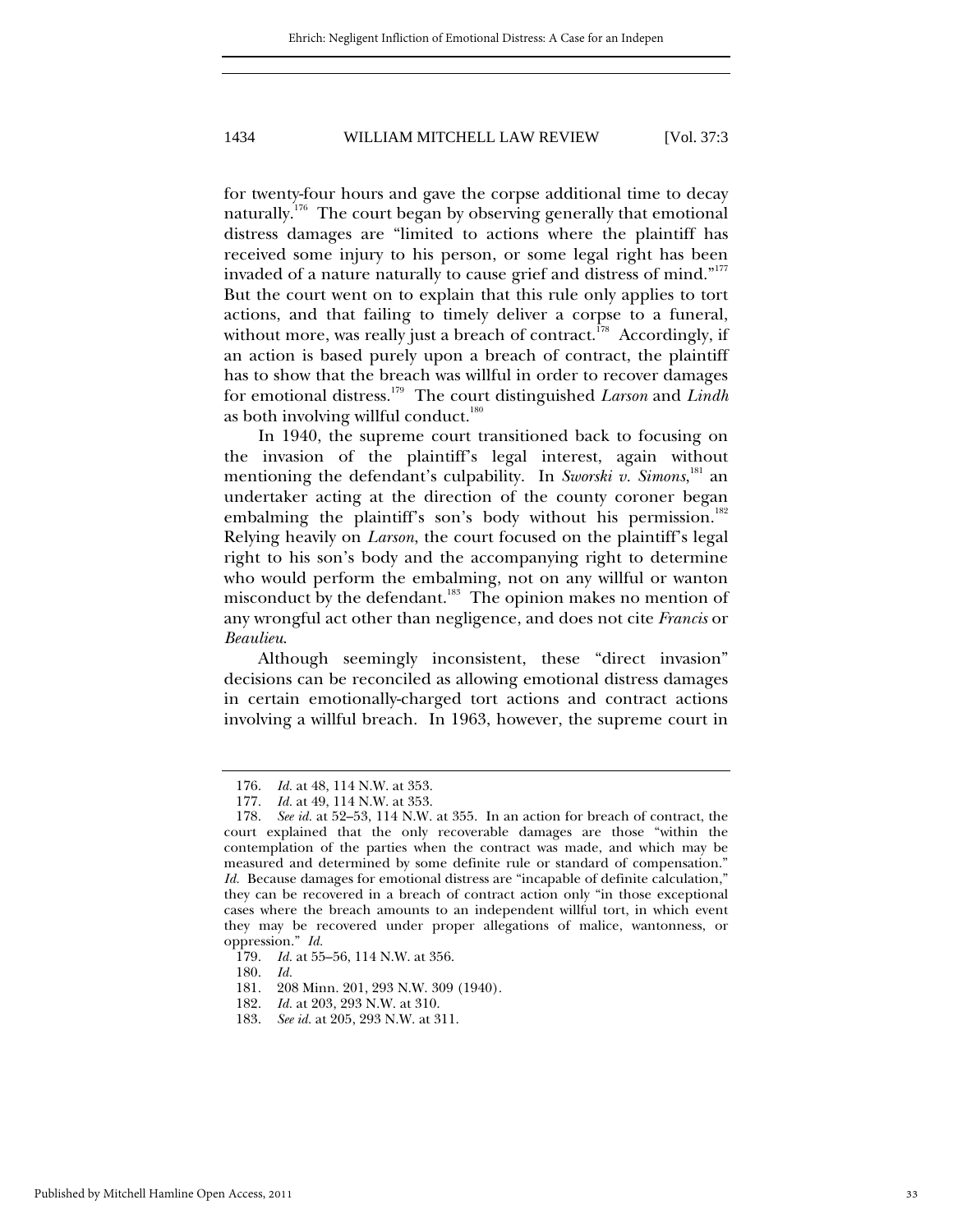for twenty-four hours and gave the corpse additional time to decay naturally.[176] The court began by observing generally that emotional distress damages are "limited to actions where the plaintiff has received some injury to his person, or some legal right has been invaded of a nature naturally to cause grief and distress of mind."[177] But the court went on to explain that this rule only applies to tort actions, and that failing to timely deliver a corpse to a funeral, without more, was really just a breach of contract.[178] Accordingly, if an action is based purely upon a breach of contract, the plaintiff has to show that the breach was willful in order to recover damages for emotional distress.[179] The court distinguished *Larson* and *Lindh* as both involving willful conduct.[180]

In 1940, the supreme court transitioned back to focusing on the invasion of the plaintiff's legal interest, again without mentioning the defendant's culpability. In *Sworski v. Simons*,[181] an undertaker acting at the direction of the county coroner began embalming the plaintiff's son's body without his permission.[182] Relying heavily on *Larson*, the court focused on the plaintiff's legal right to his son's body and the accompanying right to determine who would perform the embalming, not on any willful or wanton misconduct by the defendant.[183] The opinion makes no mention of any wrongful act other than negligence, and does not cite *Francis* or *Beaulieu*.

Although seemingly inconsistent, these "direct invasion" decisions can be reconciled as allowing emotional distress damages in certain emotionally-charged tort actions and contract actions involving a willful breach. In 1963, however, the supreme court in

---

176. *Id.* at 48, 114 N.W. at 353.

177. *Id.* at 49, 114 N.W. at 353.

178. *See id.* at 52–53, 114 N.W. at 355. In an action for breach of contract, the court explained that the only recoverable damages are those "within the contemplation of the parties when the contract was made, and which may be measured and determined by some definite rule or standard of compensation." *Id.* Because damages for emotional distress are "incapable of definite calculation," they can be recovered in a breach of contract action only "in those exceptional cases where the breach amounts to an independent willful tort, in which event they may be recovered under proper allegations of malice, wantonness, or oppression." *Id.*

179. *Id.* at 55–56, 114 N.W. at 356.

180. *Id.*

181. 208 Minn. 201, 293 N.W. 309 (1940).

182. *Id.* at 203, 293 N.W. at 310.

183. *See id.* at 205, 293 N.W. at 311.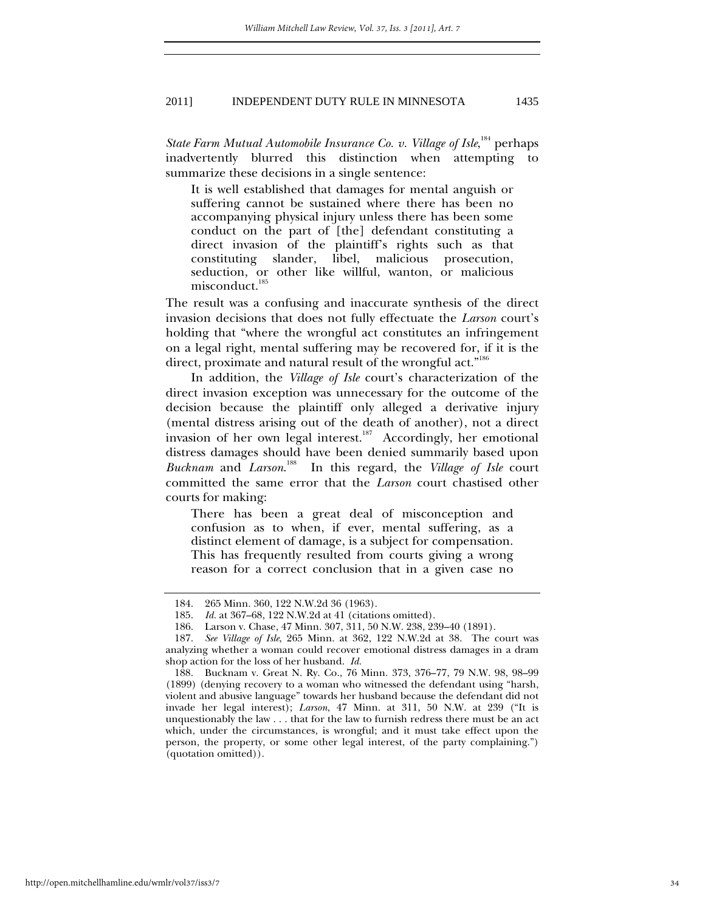*State Farm Mutual Automobile Insurance Co. v. Village of Isle*,[184] perhaps inadvertently blurred this distinction when attempting to summarize these decisions in a single sentence:

> It is well established that damages for mental anguish or suffering cannot be sustained where there has been no accompanying physical injury unless there has been some conduct on the part of [the] defendant constituting a direct invasion of the plaintiff's rights such as that constituting slander, libel, malicious prosecution, seduction, or other like willful, wanton, or malicious misconduct.[185]

The result was a confusing and inaccurate synthesis of the direct invasion decisions that does not fully effectuate the *Larson* court's holding that "where the wrongful act constitutes an infringement on a legal right, mental suffering may be recovered for, if it is the direct, proximate and natural result of the wrongful act."[186]

In addition, the *Village of Isle* court's characterization of the direct invasion exception was unnecessary for the outcome of the decision because the plaintiff only alleged a derivative injury (mental distress arising out of the death of another), not a direct invasion of her own legal interest.[187] Accordingly, her emotional distress damages should have been denied summarily based upon *Bucknam* and *Larson*.[188] In this regard, the *Village of Isle* court committed the same error that the *Larson* court chastised other courts for making:

> There has been a great deal of misconception and confusion as to when, if ever, mental suffering, as a distinct element of damage, is a subject for compensation. This has frequently resulted from courts giving a wrong reason for a correct conclusion that in a given case no

---

184. 265 Minn. 360, 122 N.W.2d 36 (1963).

185. *Id.* at 367–68, 122 N.W.2d at 41 (citations omitted).

186. Larson v. Chase, 47 Minn. 307, 311, 50 N.W. 238, 239–40 (1891).

187. *See Village of Isle*, 265 Minn. at 362, 122 N.W.2d at 38. The court was analyzing whether a woman could recover emotional distress damages in a dram shop action for the loss of her husband. *Id.*

188. Bucknam v. Great N. Ry. Co., 76 Minn. 373, 376–77, 79 N.W. 98, 98–99 (1899) (denying recovery to a woman who witnessed the defendant using "harsh, violent and abusive language" towards her husband because the defendant did not invade her legal interest); *Larson*, 47 Minn. at 311, 50 N.W. at 239 ("It is unquestionably the law . . . that for the law to furnish redress there must be an act which, under the circumstances, is wrongful; and it must take effect upon the person, the property, or some other legal interest, of the party complaining.") (quotation omitted)).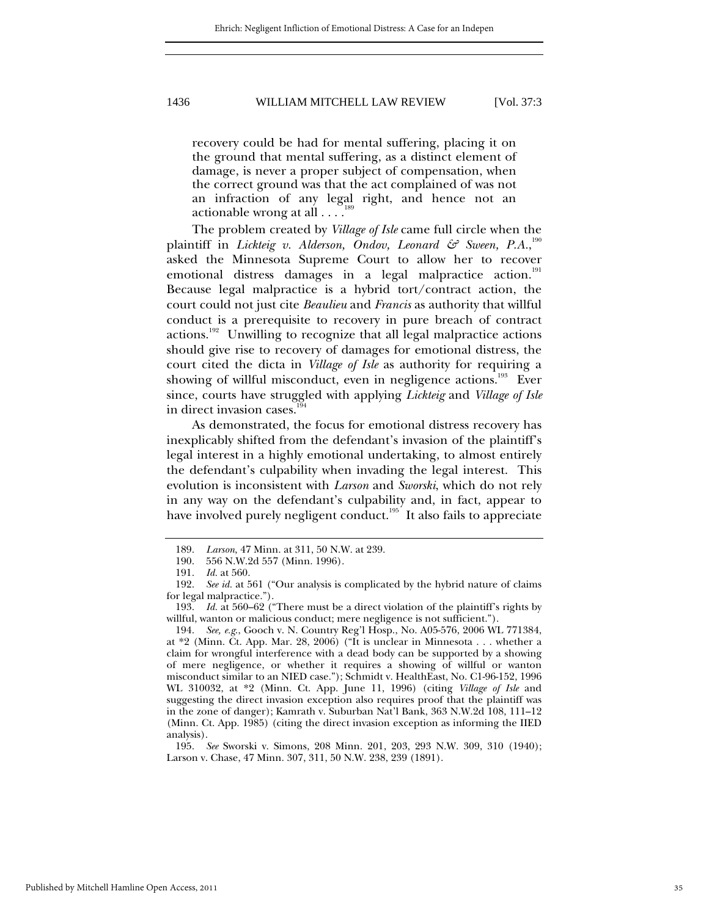> recovery could be had for mental suffering, placing it on the ground that mental suffering, as a distinct element of damage, is never a proper subject of compensation, when the correct ground was that the act complained of was not an infraction of any legal right, and hence not an actionable wrong at all . . . .[189]

The problem created by *Village of Isle* came full circle when the plaintiff in *Lickteig v. Alderson, Ondov, Leonard & Sween, P.A.*,[190] asked the Minnesota Supreme Court to allow her to recover emotional distress damages in a legal malpractice action.[191] Because legal malpractice is a hybrid tort/contract action, the court could not just cite *Beaulieu* and *Francis* as authority that willful conduct is a prerequisite to recovery in pure breach of contract actions.[192] Unwilling to recognize that all legal malpractice actions should give rise to recovery of damages for emotional distress, the court cited the dicta in *Village of Isle* as authority for requiring a showing of willful misconduct, even in negligence actions.[193] Ever since, courts have struggled with applying *Lickteig* and *Village of Isle* in direct invasion cases.[194]

As demonstrated, the focus for emotional distress recovery has inexplicably shifted from the defendant's invasion of the plaintiff's legal interest in a highly emotional undertaking, to almost entirely the defendant's culpability when invading the legal interest. This evolution is inconsistent with *Larson* and *Sworski*, which do not rely in any way on the defendant's culpability and, in fact, appear to have involved purely negligent conduct.[195] It also fails to appreciate

---

189. *Larson*, 47 Minn. at 311, 50 N.W. at 239.

190. 556 N.W.2d 557 (Minn. 1996).

191. *Id.* at 560.

192. *See id.* at 561 ("Our analysis is complicated by the hybrid nature of claims for legal malpractice.").

193. *Id.* at 560–62 ("There must be a direct violation of the plaintiff's rights by willful, wanton or malicious conduct; mere negligence is not sufficient.").

194. *See, e.g.*, Gooch v. N. Country Reg'l Hosp., No. A05-576, 2006 WL 771384, at *2 (Minn. Ct. App. Mar. 28, 2006) ("It is unclear in Minnesota . . . whether a claim for wrongful interference with a dead body can be supported by a showing of mere negligence, or whether it requires a showing of willful or wanton misconduct similar to an NIED case."); Schmidt v. HealthEast, No. C1-96-152, 1996 WL 310032, at *2 (Minn. Ct. App. June 11, 1996) (citing *Village of Isle* and suggesting the direct invasion exception also requires proof that the plaintiff was in the zone of danger); Kamrath v. Suburban Nat'l Bank, 363 N.W.2d 108, 111–12 (Minn. Ct. App. 1985) (citing the direct invasion exception as informing the IIED analysis).

195. *See* Sworski v. Simons, 208 Minn. 201, 203, 293 N.W. 309, 310 (1940); Larson v. Chase, 47 Minn. 307, 311, 50 N.W. 238, 239 (1891).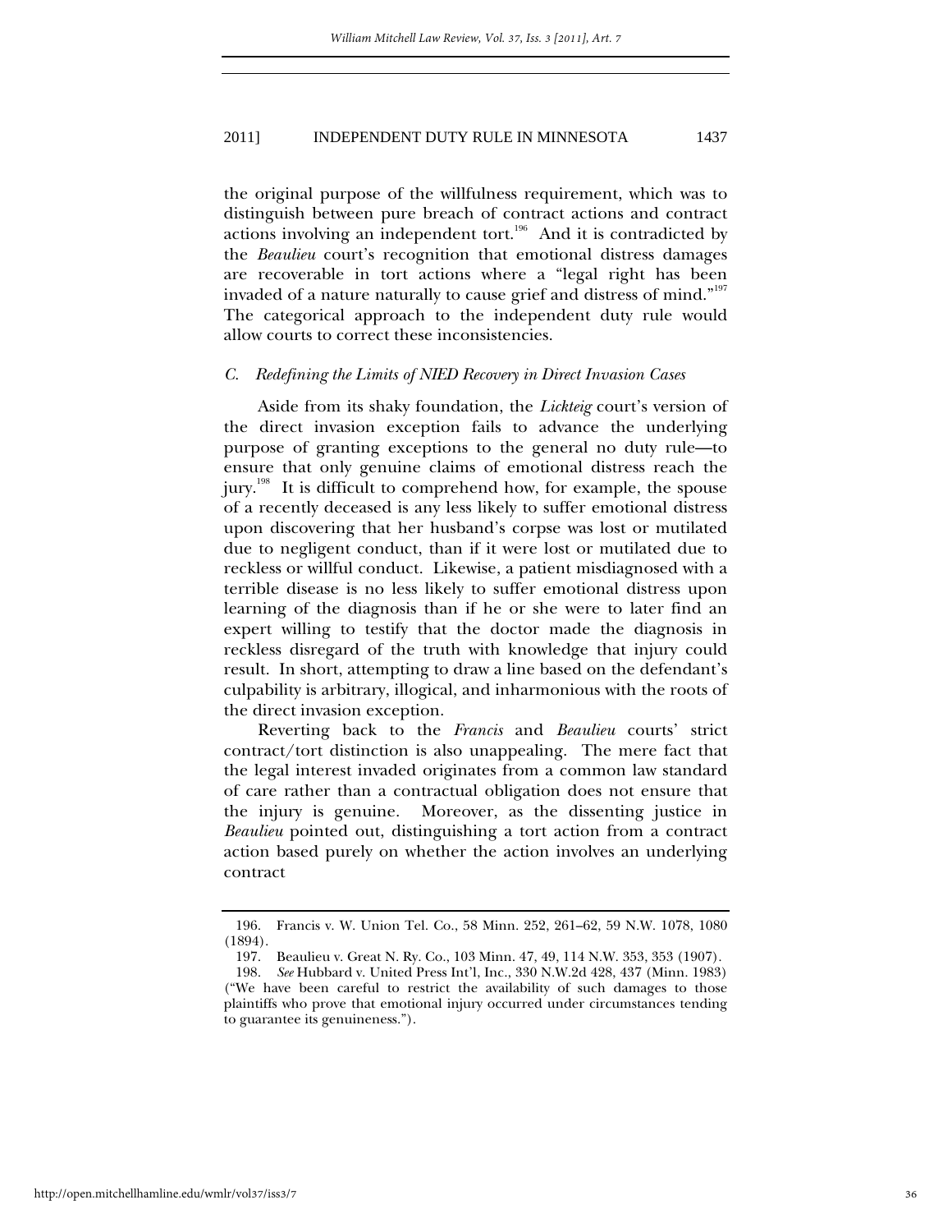the original purpose of the willfulness requirement, which was to distinguish between pure breach of contract actions and contract actions involving an independent tort.[196] And it is contradicted by the *Beaulieu* court's recognition that emotional distress damages are recoverable in tort actions where a "legal right has been invaded of a nature naturally to cause grief and distress of mind."[197] The categorical approach to the independent duty rule would allow courts to correct these inconsistencies.

### *C. Redefining the Limits of NIED Recovery in Direct Invasion Cases*

Aside from its shaky foundation, the *Lickteig* court's version of the direct invasion exception fails to advance the underlying purpose of granting exceptions to the general no duty rule—to ensure that only genuine claims of emotional distress reach the jury.[198] It is difficult to comprehend how, for example, the spouse of a recently deceased is any less likely to suffer emotional distress upon discovering that her husband's corpse was lost or mutilated due to negligent conduct, than if it were lost or mutilated due to reckless or willful conduct. Likewise, a patient misdiagnosed with a terrible disease is no less likely to suffer emotional distress upon learning of the diagnosis than if he or she were to later find an expert willing to testify that the doctor made the diagnosis in reckless disregard of the truth with knowledge that injury could result. In short, attempting to draw a line based on the defendant's culpability is arbitrary, illogical, and inharmonious with the roots of the direct invasion exception.

Reverting back to the *Francis* and *Beaulieu* courts' strict contract/tort distinction is also unappealing. The mere fact that the legal interest invaded originates from a common law standard of care rather than a contractual obligation does not ensure that the injury is genuine. Moreover, as the dissenting justice in *Beaulieu* pointed out, distinguishing a tort action from a contract action based purely on whether the action involves an underlying contract

---

196. Francis v. W. Union Tel. Co., 58 Minn. 252, 261–62, 59 N.W. 1078, 1080 (1894).

197. Beaulieu v. Great N. Ry. Co., 103 Minn. 47, 49, 114 N.W. 353, 353 (1907).

198. *See* Hubbard v. United Press Int'l, Inc., 330 N.W.2d 428, 437 (Minn. 1983) ("We have been careful to restrict the availability of such damages to those plaintiffs who prove that emotional injury occurred under circumstances tending to guarantee its genuineness.").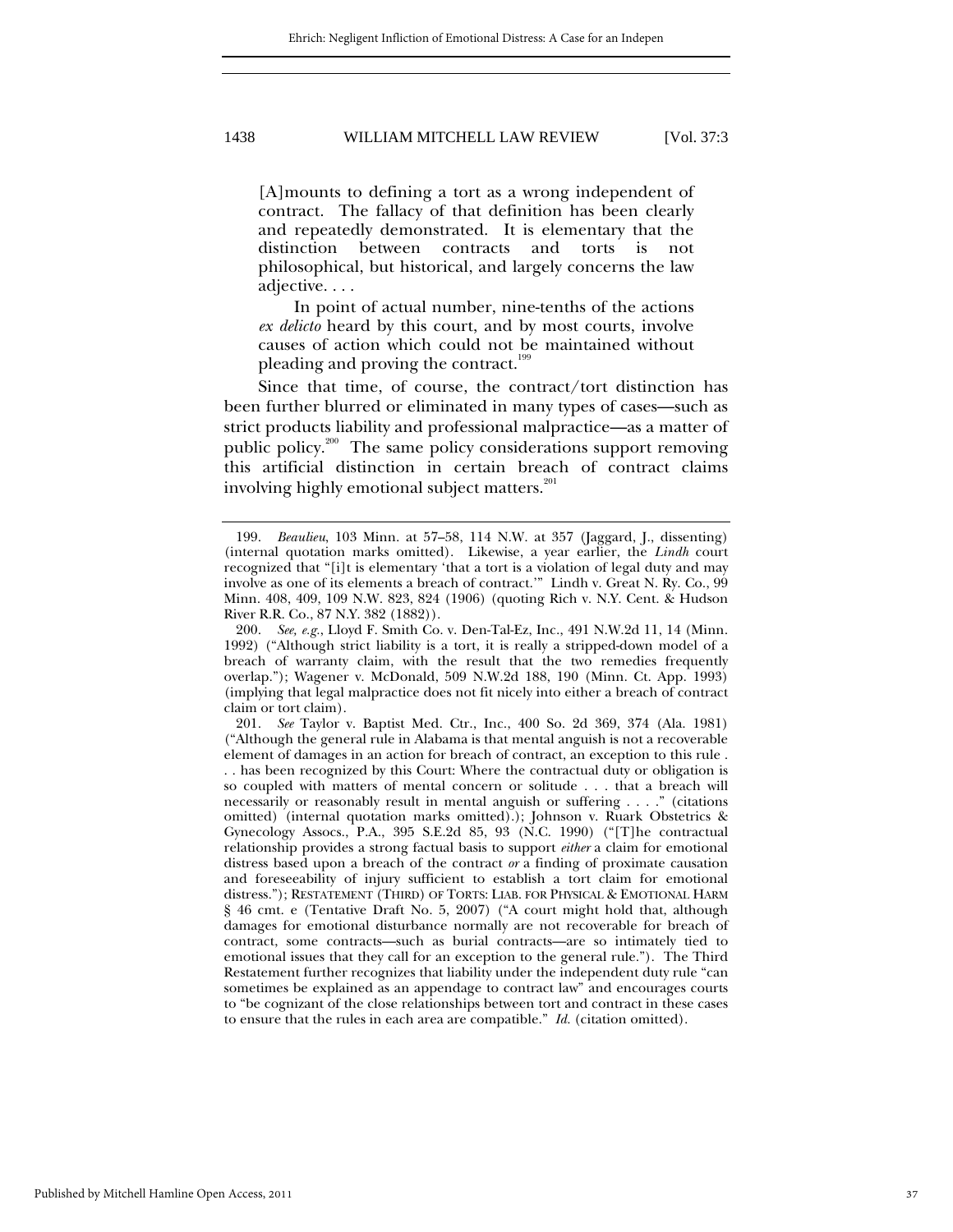> [A]mounts to defining a tort as a wrong independent of contract. The fallacy of that definition has been clearly and repeatedly demonstrated. It is elementary that the distinction between contracts and torts is not philosophical, but historical, and largely concerns the law adjective. . . .
>
> In point of actual number, nine-tenths of the actions *ex delicto* heard by this court, and by most courts, involve causes of action which could not be maintained without pleading and proving the contract.[199]

Since that time, of course, the contract/tort distinction has been further blurred or eliminated in many types of cases—such as strict products liability and professional malpractice—as a matter of public policy.[200] The same policy considerations support removing this artificial distinction in certain breach of contract claims involving highly emotional subject matters.[201]

---

199. *Beaulieu*, 103 Minn. at 57–58, 114 N.W. at 357 (Jaggard, J., dissenting) (internal quotation marks omitted). Likewise, a year earlier, the *Lindh* court recognized that "[i]t is elementary 'that a tort is a violation of legal duty and may involve as one of its elements a breach of contract.'" Lindh v. Great N. Ry. Co., 99 Minn. 408, 409, 109 N.W. 823, 824 (1906) (quoting Rich v. N.Y. Cent. & Hudson River R.R. Co., 87 N.Y. 382 (1882)).

200. *See, e.g.*, Lloyd F. Smith Co. v. Den-Tal-Ez, Inc., 491 N.W.2d 11, 14 (Minn. 1992) ("Although strict liability is a tort, it is really a stripped-down model of a breach of warranty claim, with the result that the two remedies frequently overlap."); Wagener v. McDonald, 509 N.W.2d 188, 190 (Minn. Ct. App. 1993) (implying that legal malpractice does not fit nicely into either a breach of contract claim or tort claim).

201. *See* Taylor v. Baptist Med. Ctr., Inc., 400 So. 2d 369, 374 (Ala. 1981) ("Although the general rule in Alabama is that mental anguish is not a recoverable element of damages in an action for breach of contract, an exception to this rule . . . has been recognized by this Court: Where the contractual duty or obligation is so coupled with matters of mental concern or solitude . . . that a breach will necessarily or reasonably result in mental anguish or suffering . . . ." (citations omitted) (internal quotation marks omitted).); Johnson v. Ruark Obstetrics & Gynecology Assocs., P.A., 395 S.E.2d 85, 93 (N.C. 1990) ("[T]he contractual relationship provides a strong factual basis to support *either* a claim for emotional distress based upon a breach of the contract *or* a finding of proximate causation and foreseeability of injury sufficient to establish a tort claim for emotional distress."); RESTATEMENT (THIRD) OF TORTS: LIAB. FOR PHYSICAL & EMOTIONAL HARM § 46 cmt. e (Tentative Draft No. 5, 2007) ("A court might hold that, although damages for emotional disturbance normally are not recoverable for breach of contract, some contracts—such as burial contracts—are so intimately tied to emotional issues that they call for an exception to the general rule."). The Third Restatement further recognizes that liability under the independent duty rule "can sometimes be explained as an appendage to contract law" and encourages courts to "be cognizant of the close relationships between tort and contract in these cases to ensure that the rules in each area are compatible." *Id.* (citation omitted).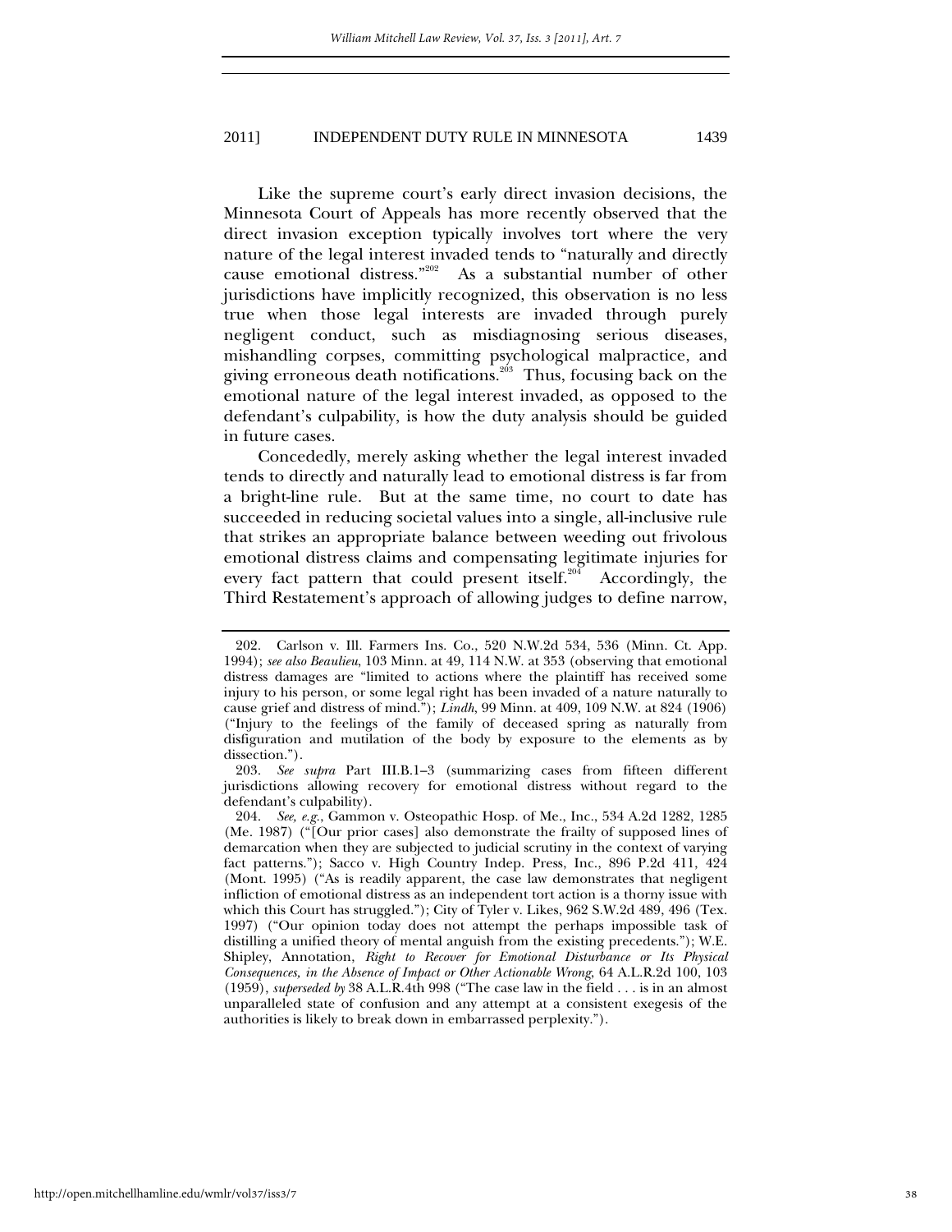Like the supreme court's early direct invasion decisions, the Minnesota Court of Appeals has more recently observed that the direct invasion exception typically involves tort where the very nature of the legal interest invaded tends to "naturally and directly cause emotional distress."[202] As a substantial number of other jurisdictions have implicitly recognized, this observation is no less true when those legal interests are invaded through purely negligent conduct, such as misdiagnosing serious diseases, mishandling corpses, committing psychological malpractice, and giving erroneous death notifications.[203] Thus, focusing back on the emotional nature of the legal interest invaded, as opposed to the defendant's culpability, is how the duty analysis should be guided in future cases.

Concededly, merely asking whether the legal interest invaded tends to directly and naturally lead to emotional distress is far from a bright-line rule. But at the same time, no court to date has succeeded in reducing societal values into a single, all-inclusive rule that strikes an appropriate balance between weeding out frivolous emotional distress claims and compensating legitimate injuries for every fact pattern that could present itself.[204] Accordingly, the Third Restatement's approach of allowing judges to define narrow,

---

202. Carlson v. Ill. Farmers Ins. Co., 520 N.W.2d 534, 536 (Minn. Ct. App. 1994); *see also Beaulieu*, 103 Minn. at 49, 114 N.W. at 353 (observing that emotional distress damages are "limited to actions where the plaintiff has received some injury to his person, or some legal right has been invaded of a nature naturally to cause grief and distress of mind."); *Lindh*, 99 Minn. at 409, 109 N.W. at 824 (1906) ("Injury to the feelings of the family of deceased spring as naturally from disfiguration and mutilation of the body by exposure to the elements as by dissection.").

203. *See supra* Part III.B.1–3 (summarizing cases from fifteen different jurisdictions allowing recovery for emotional distress without regard to the defendant's culpability).

204. *See, e.g.*, Gammon v. Osteopathic Hosp. of Me., Inc., 534 A.2d 1282, 1285 (Me. 1987) ("[Our prior cases] also demonstrate the frailty of supposed lines of demarcation when they are subjected to judicial scrutiny in the context of varying fact patterns."); Sacco v. High Country Indep. Press, Inc., 896 P.2d 411, 424 (Mont. 1995) ("As is readily apparent, the case law demonstrates that negligent infliction of emotional distress as an independent tort action is a thorny issue with which this Court has struggled."); City of Tyler v. Likes, 962 S.W.2d 489, 496 (Tex. 1997) ("Our opinion today does not attempt the perhaps impossible task of distilling a unified theory of mental anguish from the existing precedents."); W.E. Shipley, Annotation, *Right to Recover for Emotional Disturbance or Its Physical Consequences, in the Absence of Impact or Other Actionable Wrong*, 64 A.L.R.2d 100, 103 (1959), *superseded by* 38 A.L.R.4th 998 ("The case law in the field . . . is in an almost unparalleled state of confusion and any attempt at a consistent exegesis of the authorities is likely to break down in embarrassed perplexity.").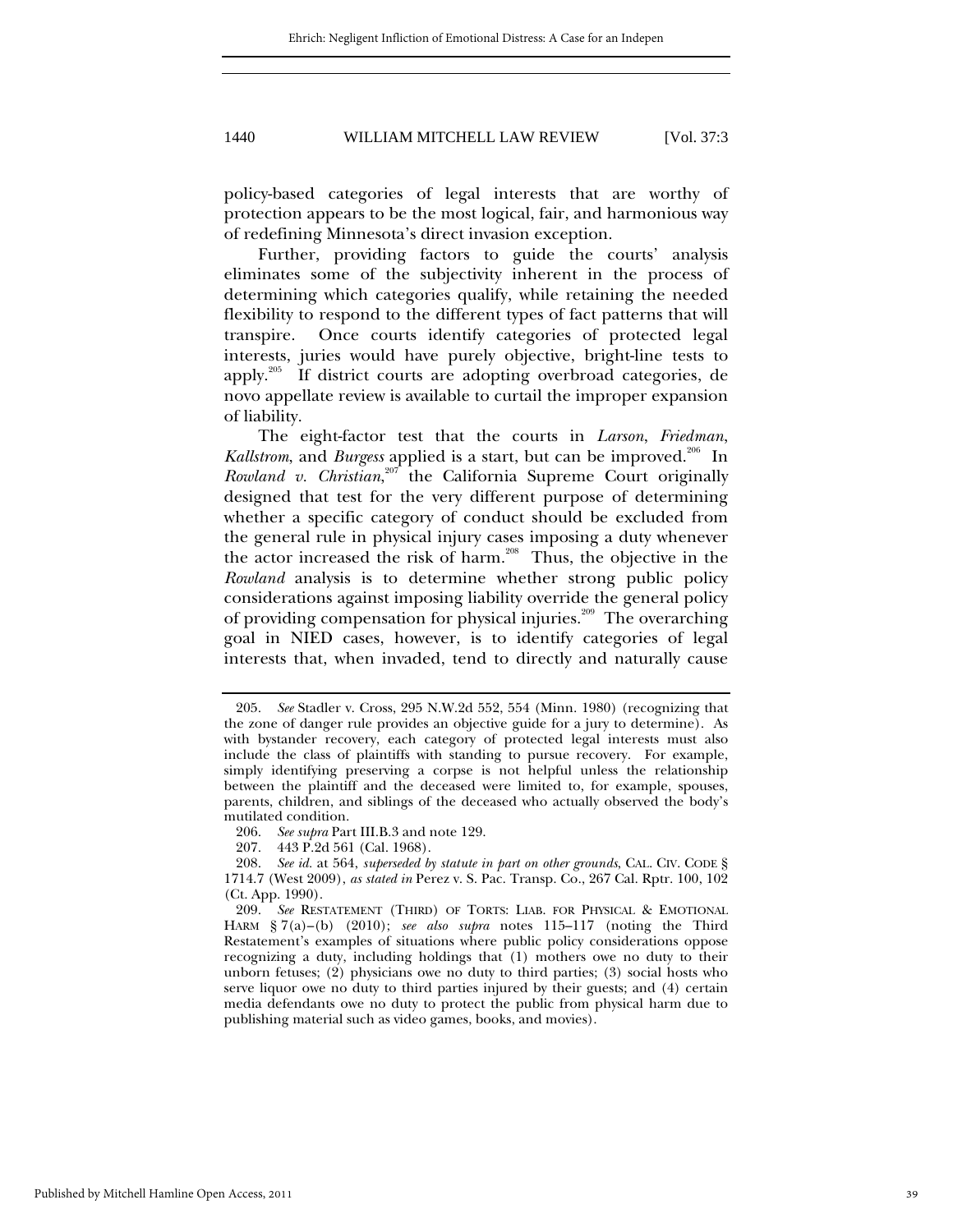policy-based categories of legal interests that are worthy of protection appears to be the most logical, fair, and harmonious way of redefining Minnesota's direct invasion exception.

Further, providing factors to guide the courts' analysis eliminates some of the subjectivity inherent in the process of determining which categories qualify, while retaining the needed flexibility to respond to the different types of fact patterns that will transpire. Once courts identify categories of protected legal interests, juries would have purely objective, bright-line tests to apply.[205] If district courts are adopting overbroad categories, de novo appellate review is available to curtail the improper expansion of liability.

The eight-factor test that the courts in *Larson*, *Friedman*, *Kallstrom*, and *Burgess* applied is a start, but can be improved.[206] In *Rowland v. Christian*,[207] the California Supreme Court originally designed that test for the very different purpose of determining whether a specific category of conduct should be excluded from the general rule in physical injury cases imposing a duty whenever the actor increased the risk of harm.[208] Thus, the objective in the *Rowland* analysis is to determine whether strong public policy considerations against imposing liability override the general policy of providing compensation for physical injuries.[209] The overarching goal in NIED cases, however, is to identify categories of legal interests that, when invaded, tend to directly and naturally cause

---

205. *See* Stadler v. Cross, 295 N.W.2d 552, 554 (Minn. 1980) (recognizing that the zone of danger rule provides an objective guide for a jury to determine). As with bystander recovery, each category of protected legal interests must also include the class of plaintiffs with standing to pursue recovery. For example, simply identifying preserving a corpse is not helpful unless the relationship between the plaintiff and the deceased were limited to, for example, spouses, parents, children, and siblings of the deceased who actually observed the body's mutilated condition.

206. *See supra* Part III.B.3 and note 129.

207. 443 P.2d 561 (Cal. 1968).

208. *See id.* at 564, *superseded by statute in part on other grounds*, CAL. CIV. CODE § 1714.7 (West 2009), *as stated in* Perez v. S. Pac. Transp. Co., 267 Cal. Rptr. 100, 102 (Ct. App. 1990).

209. *See* RESTATEMENT (THIRD) OF TORTS: LIAB. FOR PHYSICAL & EMOTIONAL HARM § 7(a)–(b) (2010); *see also supra* notes 115–117 (noting the Third Restatement's examples of situations where public policy considerations oppose recognizing a duty, including holdings that (1) mothers owe no duty to their unborn fetuses; (2) physicians owe no duty to third parties; (3) social hosts who serve liquor owe no duty to third parties injured by their guests; and (4) certain media defendants owe no duty to protect the public from physical harm due to publishing material such as video games, books, and movies).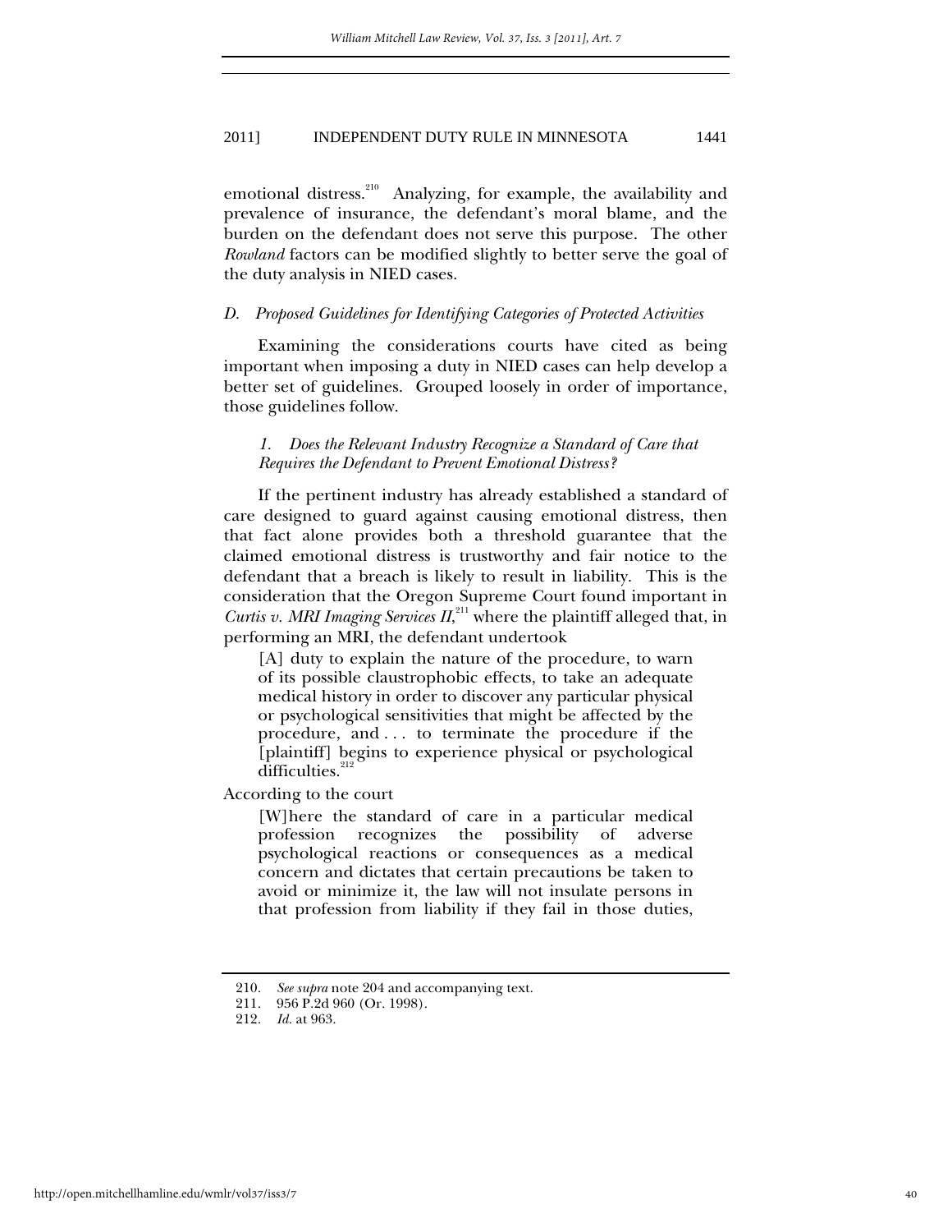emotional distress.[210] Analyzing, for example, the availability and prevalence of insurance, the defendant's moral blame, and the burden on the defendant does not serve this purpose. The other *Rowland* factors can be modified slightly to better serve the goal of the duty analysis in NIED cases.

### *D. Proposed Guidelines for Identifying Categories of Protected Activities*

Examining the considerations courts have cited as being important when imposing a duty in NIED cases can help develop a better set of guidelines. Grouped loosely in order of importance, those guidelines follow.

#### *1. Does the Relevant Industry Recognize a Standard of Care that Requires the Defendant to Prevent Emotional Distress?*

If the pertinent industry has already established a standard of care designed to guard against causing emotional distress, then that fact alone provides both a threshold guarantee that the claimed emotional distress is trustworthy and fair notice to the defendant that a breach is likely to result in liability. This is the consideration that the Oregon Supreme Court found important in *Curtis v. MRI Imaging Services II*,[211] where the plaintiff alleged that, in performing an MRI, the defendant undertook

> [A] duty to explain the nature of the procedure, to warn of its possible claustrophobic effects, to take an adequate medical history in order to discover any particular physical or psychological sensitivities that might be affected by the procedure, and . . . to terminate the procedure if the [plaintiff] begins to experience physical or psychological difficulties.[212]

According to the court

> [W]here the standard of care in a particular medical profession recognizes the possibility of adverse psychological reactions or consequences as a medical concern and dictates that certain precautions be taken to avoid or minimize it, the law will not insulate persons in that profession from liability if they fail in those duties,

---

210. *See supra* note 204 and accompanying text.

211. 956 P.2d 960 (Or. 1998).

212. *Id.* at 963.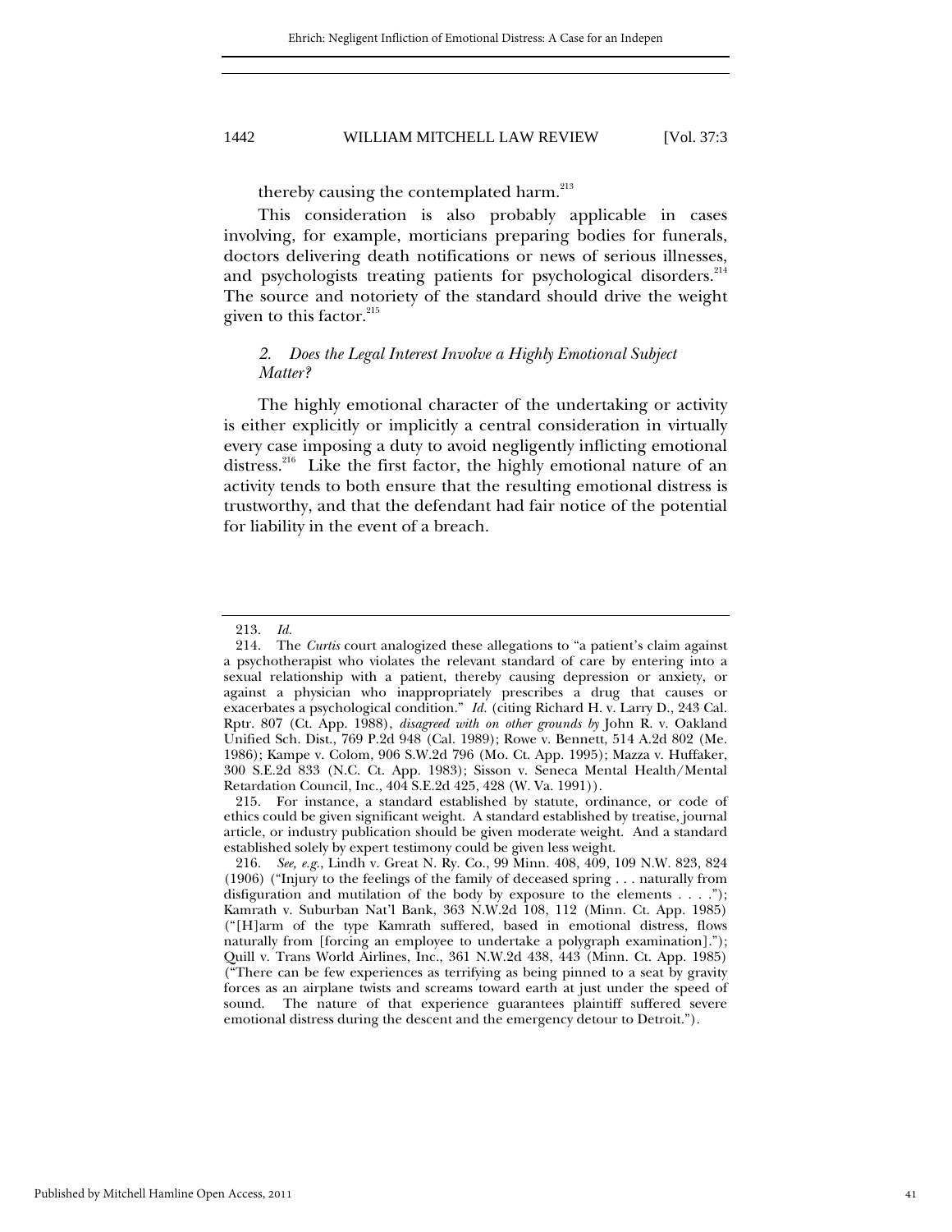thereby causing the contemplated harm.[213]

This consideration is also probably applicable in cases involving, for example, morticians preparing bodies for funerals, doctors delivering death notifications or news of serious illnesses, and psychologists treating patients for psychological disorders.[214] The source and notoriety of the standard should drive the weight given to this factor.[215]

### *2. Does the Legal Interest Involve a Highly Emotional Subject Matter?*

The highly emotional character of the undertaking or activity is either explicitly or implicitly a central consideration in virtually every case imposing a duty to avoid negligently inflicting emotional distress.[216] Like the first factor, the highly emotional nature of an activity tends to both ensure that the resulting emotional distress is trustworthy, and that the defendant had fair notice of the potential for liability in the event of a breach.

---

213. *Id.*

214. The *Curtis* court analogized these allegations to "a patient's claim against a psychotherapist who violates the relevant standard of care by entering into a sexual relationship with a patient, thereby causing depression or anxiety, or against a physician who inappropriately prescribes a drug that causes or exacerbates a psychological condition." *Id.* (citing Richard H. v. Larry D., 243 Cal. Rptr. 807 (Ct. App. 1988), *disagreed with on other grounds by* John R. v. Oakland Unified Sch. Dist., 769 P.2d 948 (Cal. 1989); Rowe v. Bennett, 514 A.2d 802 (Me. 1986); Kampe v. Colom, 906 S.W.2d 796 (Mo. Ct. App. 1995); Mazza v. Huffaker, 300 S.E.2d 833 (N.C. Ct. App. 1983); Sisson v. Seneca Mental Health/Mental Retardation Council, Inc., 404 S.E.2d 425, 428 (W. Va. 1991)).

215. For instance, a standard established by statute, ordinance, or code of ethics could be given significant weight. A standard established by treatise, journal article, or industry publication should be given moderate weight. And a standard established solely by expert testimony could be given less weight.

216. *See, e.g.*, Lindh v. Great N. Ry. Co., 99 Minn. 408, 409, 109 N.W. 823, 824 (1906) ("Injury to the feelings of the family of deceased spring . . . naturally from disfiguration and mutilation of the body by exposure to the elements . . . ."); Kamrath v. Suburban Nat'l Bank, 363 N.W.2d 108, 112 (Minn. Ct. App. 1985) ("[H]arm of the type Kamrath suffered, based in emotional distress, flows naturally from [forcing an employee to undertake a polygraph examination]."); Quill v. Trans World Airlines, Inc., 361 N.W.2d 438, 443 (Minn. Ct. App. 1985) ("There can be few experiences as terrifying as being pinned to a seat by gravity forces as an airplane twists and screams toward earth at just under the speed of sound. The nature of that experience guarantees plaintiff suffered severe emotional distress during the descent and the emergency detour to Detroit.").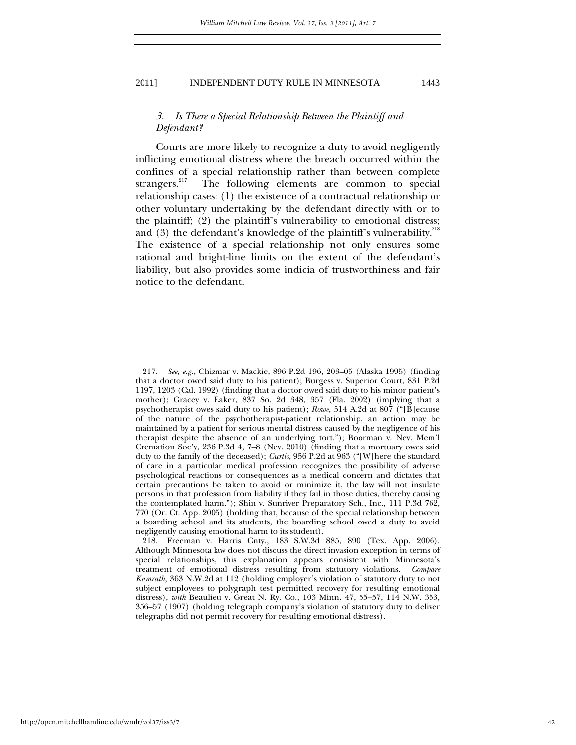### *3. Is There a Special Relationship Between the Plaintiff and Defendant?*

Courts are more likely to recognize a duty to avoid negligently inflicting emotional distress where the breach occurred within the confines of a special relationship rather than between complete strangers.[217] The following elements are common to special relationship cases: (1) the existence of a contractual relationship or other voluntary undertaking by the defendant directly with or to the plaintiff; (2) the plaintiff's vulnerability to emotional distress; and (3) the defendant's knowledge of the plaintiff's vulnerability.[218] The existence of a special relationship not only ensures some rational and bright-line limits on the extent of the defendant's liability, but also provides some indicia of trustworthiness and fair notice to the defendant.

---

217. *See, e.g.*, Chizmar v. Mackie, 896 P.2d 196, 203–05 (Alaska 1995) (finding that a doctor owed said duty to his patient); Burgess v. Superior Court, 831 P.2d 1197, 1203 (Cal. 1992) (finding that a doctor owed said duty to his minor patient's mother); Gracey v. Eaker, 837 So. 2d 348, 357 (Fla. 2002) (implying that a psychotherapist owes said duty to his patient); *Rowe*, 514 A.2d at 807 ("[B]ecause of the nature of the psychotherapist-patient relationship, an action may be maintained by a patient for serious mental distress caused by the negligence of his therapist despite the absence of an underlying tort."); Boorman v. Nev. Mem'l Cremation Soc'y, 236 P.3d 4, 7–8 (Nev. 2010) (finding that a mortuary owes said duty to the family of the deceased); *Curtis*, 956 P.2d at 963 ("[W]here the standard of care in a particular medical profession recognizes the possibility of adverse psychological reactions or consequences as a medical concern and dictates that certain precautions be taken to avoid or minimize it, the law will not insulate persons in that profession from liability if they fail in those duties, thereby causing the contemplated harm."); Shin v. Sunriver Preparatory Sch., Inc., 111 P.3d 762, 770 (Or. Ct. App. 2005) (holding that, because of the special relationship between a boarding school and its students, the boarding school owed a duty to avoid negligently causing emotional harm to its student).

218. Freeman v. Harris Cnty., 183 S.W.3d 885, 890 (Tex. App. 2006). Although Minnesota law does not discuss the direct invasion exception in terms of special relationships, this explanation appears consistent with Minnesota's treatment of emotional distress resulting from statutory violations. *Compare Kamrath*, 363 N.W.2d at 112 (holding employer's violation of statutory duty to not subject employees to polygraph test permitted recovery for resulting emotional distress), *with* Beaulieu v. Great N. Ry. Co., 103 Minn. 47, 55–57, 114 N.W. 353, 356–57 (1907) (holding telegraph company's violation of statutory duty to deliver telegraphs did not permit recovery for resulting emotional distress).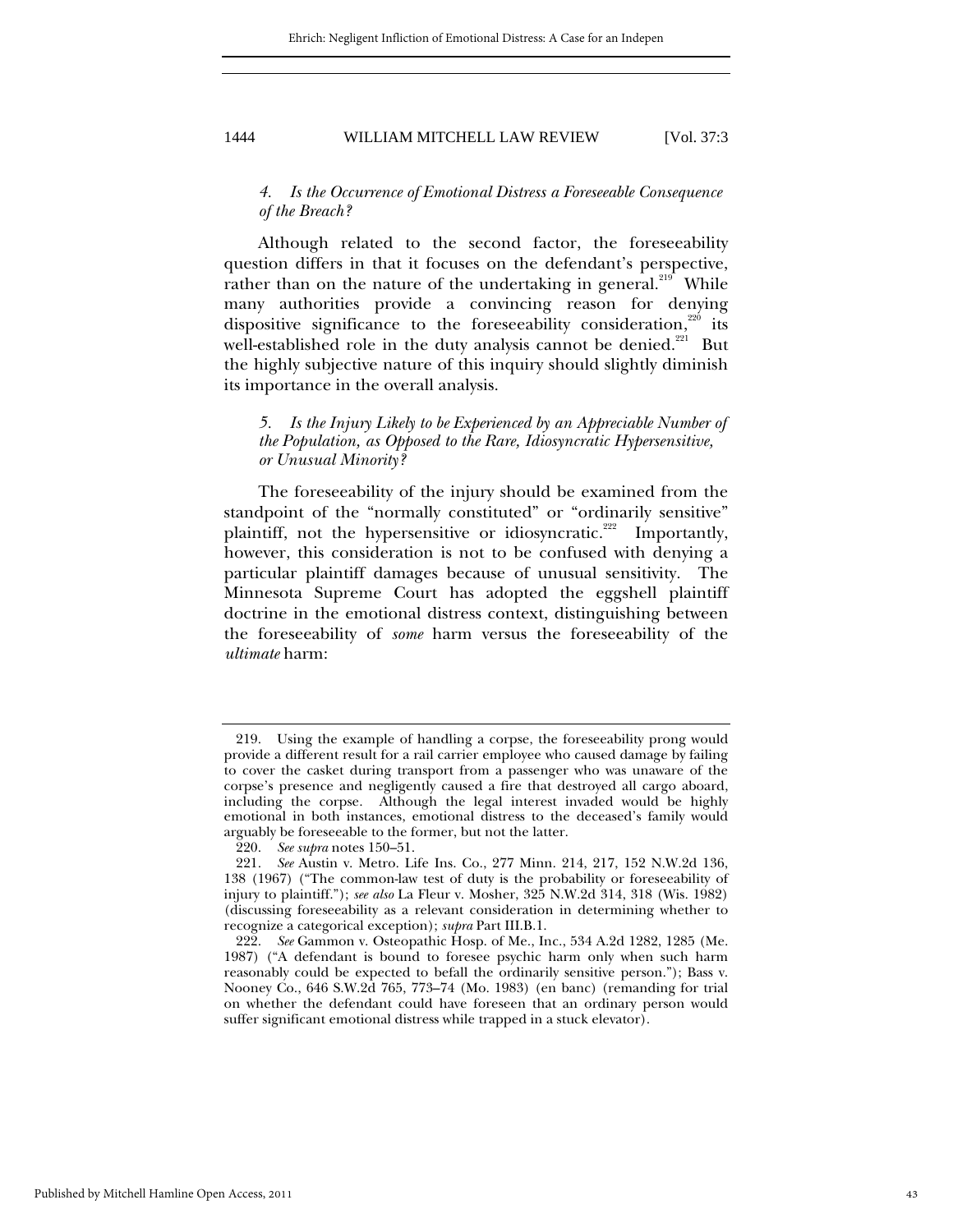*4. Is the Occurrence of Emotional Distress a Foreseeable Consequence of the Breach?*

Although related to the second factor, the foreseeability question differs in that it focuses on the defendant's perspective, rather than on the nature of the undertaking in general.[219] While many authorities provide a convincing reason for denying dispositive significance to the foreseeability consideration,[220] its well-established role in the duty analysis cannot be denied.[221] But the highly subjective nature of this inquiry should slightly diminish its importance in the overall analysis.

*5. Is the Injury Likely to be Experienced by an Appreciable Number of the Population, as Opposed to the Rare, Idiosyncratic Hypersensitive, or Unusual Minority?*

The foreseeability of the injury should be examined from the standpoint of the "normally constituted" or "ordinarily sensitive" plaintiff, not the hypersensitive or idiosyncratic.[222] Importantly, however, this consideration is not to be confused with denying a particular plaintiff damages because of unusual sensitivity. The Minnesota Supreme Court has adopted the eggshell plaintiff doctrine in the emotional distress context, distinguishing between the foreseeability of *some* harm versus the foreseeability of the *ultimate* harm:

---

219. Using the example of handling a corpse, the foreseeability prong would provide a different result for a rail carrier employee who caused damage by failing to cover the casket during transport from a passenger who was unaware of the corpse's presence and negligently caused a fire that destroyed all cargo aboard, including the corpse. Although the legal interest invaded would be highly emotional in both instances, emotional distress to the deceased's family would arguably be foreseeable to the former, but not the latter.

220. *See supra* notes 150–51.

221. *See* Austin v. Metro. Life Ins. Co., 277 Minn. 214, 217, 152 N.W.2d 136, 138 (1967) ("The common-law test of duty is the probability or foreseeability of injury to plaintiff."); *see also* La Fleur v. Mosher, 325 N.W.2d 314, 318 (Wis. 1982) (discussing foreseeability as a relevant consideration in determining whether to recognize a categorical exception); *supra* Part III.B.1.

222. *See* Gammon v. Osteopathic Hosp. of Me., Inc., 534 A.2d 1282, 1285 (Me. 1987) ("A defendant is bound to foresee psychic harm only when such harm reasonably could be expected to befall the ordinarily sensitive person."); Bass v. Nooney Co., 646 S.W.2d 765, 773–74 (Mo. 1983) (en banc) (remanding for trial on whether the defendant could have foreseen that an ordinary person would suffer significant emotional distress while trapped in a stuck elevator).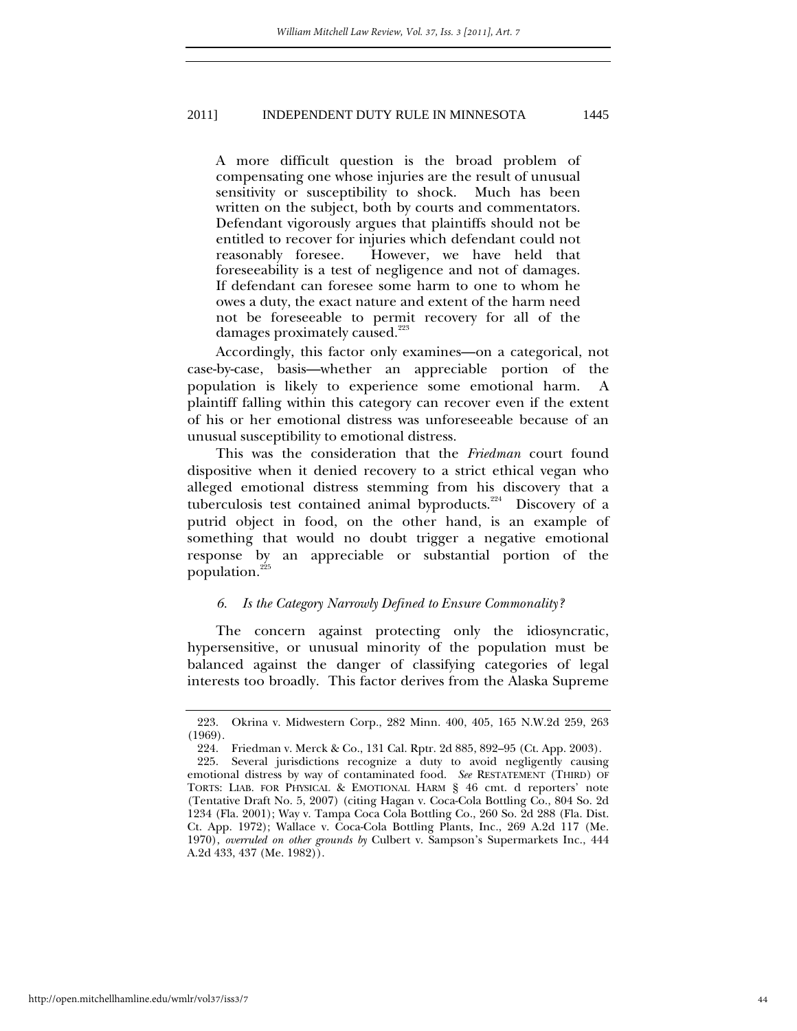> A more difficult question is the broad problem of compensating one whose injuries are the result of unusual sensitivity or susceptibility to shock. Much has been written on the subject, both by courts and commentators. Defendant vigorously argues that plaintiffs should not be entitled to recover for injuries which defendant could not reasonably foresee. However, we have held that foreseeability is a test of negligence and not of damages. If defendant can foresee some harm to one to whom he owes a duty, the exact nature and extent of the harm need not be foreseeable to permit recovery for all of the damages proximately caused.[223]

Accordingly, this factor only examines—on a categorical, not case-by-case, basis—whether an appreciable portion of the population is likely to experience some emotional harm. A plaintiff falling within this category can recover even if the extent of his or her emotional distress was unforeseeable because of an unusual susceptibility to emotional distress.

This was the consideration that the *Friedman* court found dispositive when it denied recovery to a strict ethical vegan who alleged emotional distress stemming from his discovery that a tuberculosis test contained animal byproducts.[224] Discovery of a putrid object in food, on the other hand, is an example of something that would no doubt trigger a negative emotional response by an appreciable or substantial portion of the population.[225]

#### 6. *Is the Category Narrowly Defined to Ensure Commonality?*

The concern against protecting only the idiosyncratic, hypersensitive, or unusual minority of the population must be balanced against the danger of classifying categories of legal interests too broadly. This factor derives from the Alaska Supreme

---

223. Okrina v. Midwestern Corp., 282 Minn. 400, 405, 165 N.W.2d 259, 263 (1969).

224. Friedman v. Merck & Co., 131 Cal. Rptr. 2d 885, 892–95 (Ct. App. 2003).

225. Several jurisdictions recognize a duty to avoid negligently causing emotional distress by way of contaminated food. *See* RESTATEMENT (THIRD) OF TORTS: LIAB. FOR PHYSICAL & EMOTIONAL HARM § 46 cmt. d reporters' note (Tentative Draft No. 5, 2007) (citing Hagan v. Coca-Cola Bottling Co., 804 So. 2d 1234 (Fla. 2001); Way v. Tampa Coca Cola Bottling Co., 260 So. 2d 288 (Fla. Dist. Ct. App. 1972); Wallace v. Coca-Cola Bottling Plants, Inc., 269 A.2d 117 (Me. 1970), *overruled on other grounds by* Culbert v. Sampson's Supermarkets Inc., 444 A.2d 433, 437 (Me. 1982)).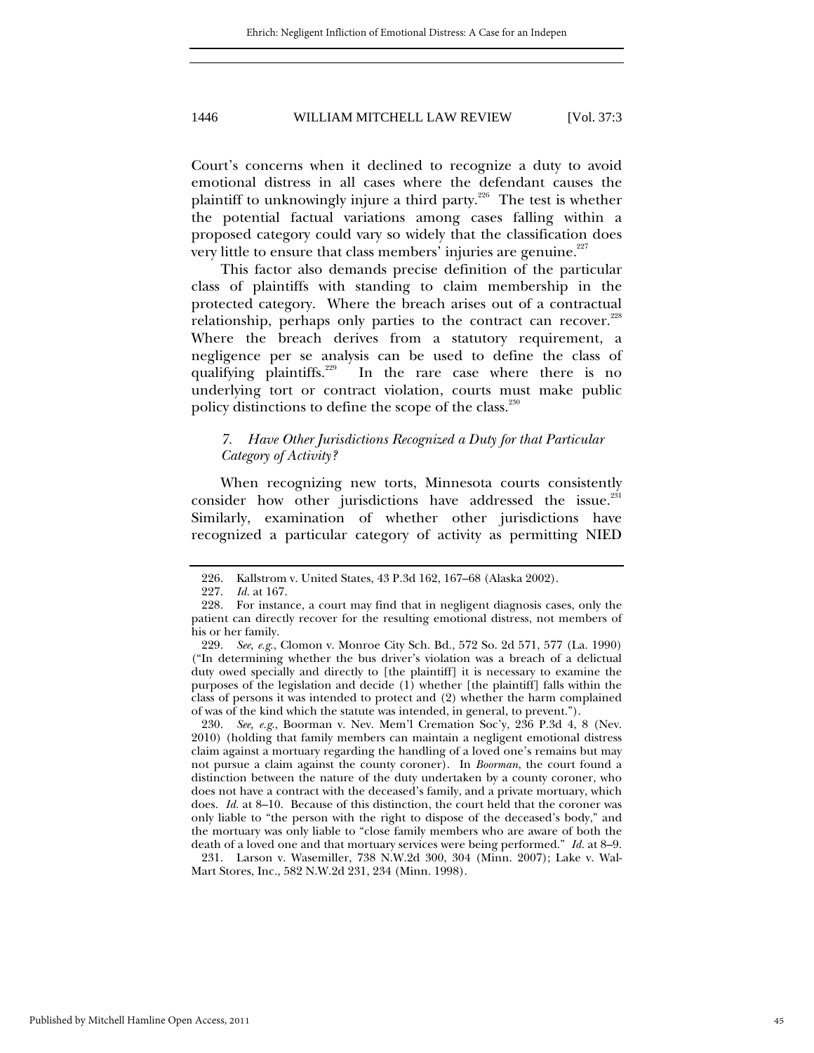Court's concerns when it declined to recognize a duty to avoid emotional distress in all cases where the defendant causes the plaintiff to unknowingly injure a third party.[226] The test is whether the potential factual variations among cases falling within a proposed category could vary so widely that the classification does very little to ensure that class members' injuries are genuine.[227]

This factor also demands precise definition of the particular class of plaintiffs with standing to claim membership in the protected category. Where the breach arises out of a contractual relationship, perhaps only parties to the contract can recover.[228] Where the breach derives from a statutory requirement, a negligence per se analysis can be used to define the class of qualifying plaintiffs.[229] In the rare case where there is no underlying tort or contract violation, courts must make public policy distinctions to define the scope of the class.[230]

#### *7. Have Other Jurisdictions Recognized a Duty for that Particular Category of Activity?*

When recognizing new torts, Minnesota courts consistently consider how other jurisdictions have addressed the issue.[231] Similarly, examination of whether other jurisdictions have recognized a particular category of activity as permitting NIED

---

226. Kallstrom v. United States, 43 P.3d 162, 167–68 (Alaska 2002).

227. *Id.* at 167.

228. For instance, a court may find that in negligent diagnosis cases, only the patient can directly recover for the resulting emotional distress, not members of his or her family.

229. *See, e.g.*, Clomon v. Monroe City Sch. Bd., 572 So. 2d 571, 577 (La. 1990) ("In determining whether the bus driver's violation was a breach of a delictual duty owed specially and directly to [the plaintiff] it is necessary to examine the purposes of the legislation and decide (1) whether [the plaintiff] falls within the class of persons it was intended to protect and (2) whether the harm complained of was of the kind which the statute was intended, in general, to prevent.").

230. *See, e.g.*, Boorman v. Nev. Mem'l Cremation Soc'y, 236 P.3d 4, 8 (Nev. 2010) (holding that family members can maintain a negligent emotional distress claim against a mortuary regarding the handling of a loved one's remains but may not pursue a claim against the county coroner). In *Boorman*, the court found a distinction between the nature of the duty undertaken by a county coroner, who does not have a contract with the deceased's family, and a private mortuary, which does. *Id.* at 8–10. Because of this distinction, the court held that the coroner was only liable to "the person with the right to dispose of the deceased's body," and the mortuary was only liable to "close family members who are aware of both the death of a loved one and that mortuary services were being performed." *Id.* at 8–9.

231. Larson v. Wasemiller, 738 N.W.2d 300, 304 (Minn. 2007); Lake v. Wal-Mart Stores, Inc., 582 N.W.2d 231, 234 (Minn. 1998).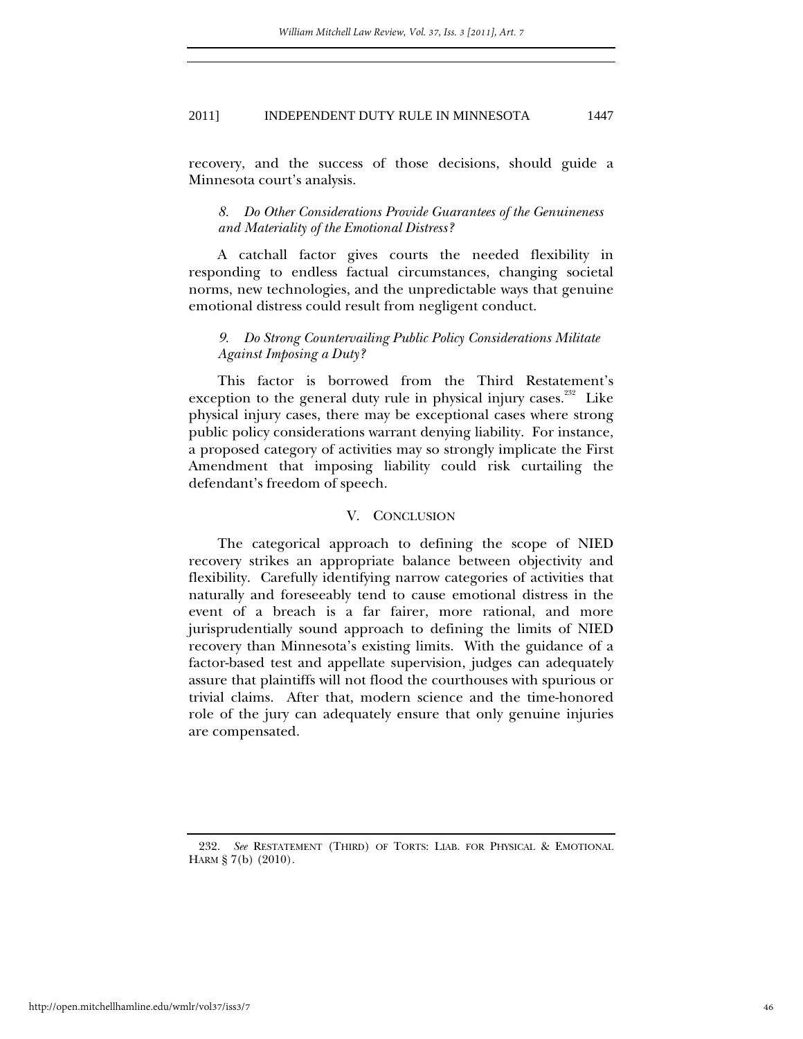recovery, and the success of those decisions, should guide a Minnesota court's analysis.

### *8. Do Other Considerations Provide Guarantees of the Genuineness and Materiality of the Emotional Distress?*

A catchall factor gives courts the needed flexibility in responding to endless factual circumstances, changing societal norms, new technologies, and the unpredictable ways that genuine emotional distress could result from negligent conduct.

### *9. Do Strong Countervailing Public Policy Considerations Militate Against Imposing a Duty?*

This factor is borrowed from the Third Restatement's exception to the general duty rule in physical injury cases.[232] Like physical injury cases, there may be exceptional cases where strong public policy considerations warrant denying liability. For instance, a proposed category of activities may so strongly implicate the First Amendment that imposing liability could risk curtailing the defendant's freedom of speech.

## V. CONCLUSION

The categorical approach to defining the scope of NIED recovery strikes an appropriate balance between objectivity and flexibility. Carefully identifying narrow categories of activities that naturally and foreseeably tend to cause emotional distress in the event of a breach is a far fairer, more rational, and more jurisprudentially sound approach to defining the limits of NIED recovery than Minnesota's existing limits. With the guidance of a factor-based test and appellate supervision, judges can adequately assure that plaintiffs will not flood the courthouses with spurious or trivial claims. After that, modern science and the time-honored role of the jury can adequately ensure that only genuine injuries are compensated.

---

232. *See* RESTATEMENT (THIRD) OF TORTS: LIAB. FOR PHYSICAL & EMOTIONAL HARM § 7(b) (2010).